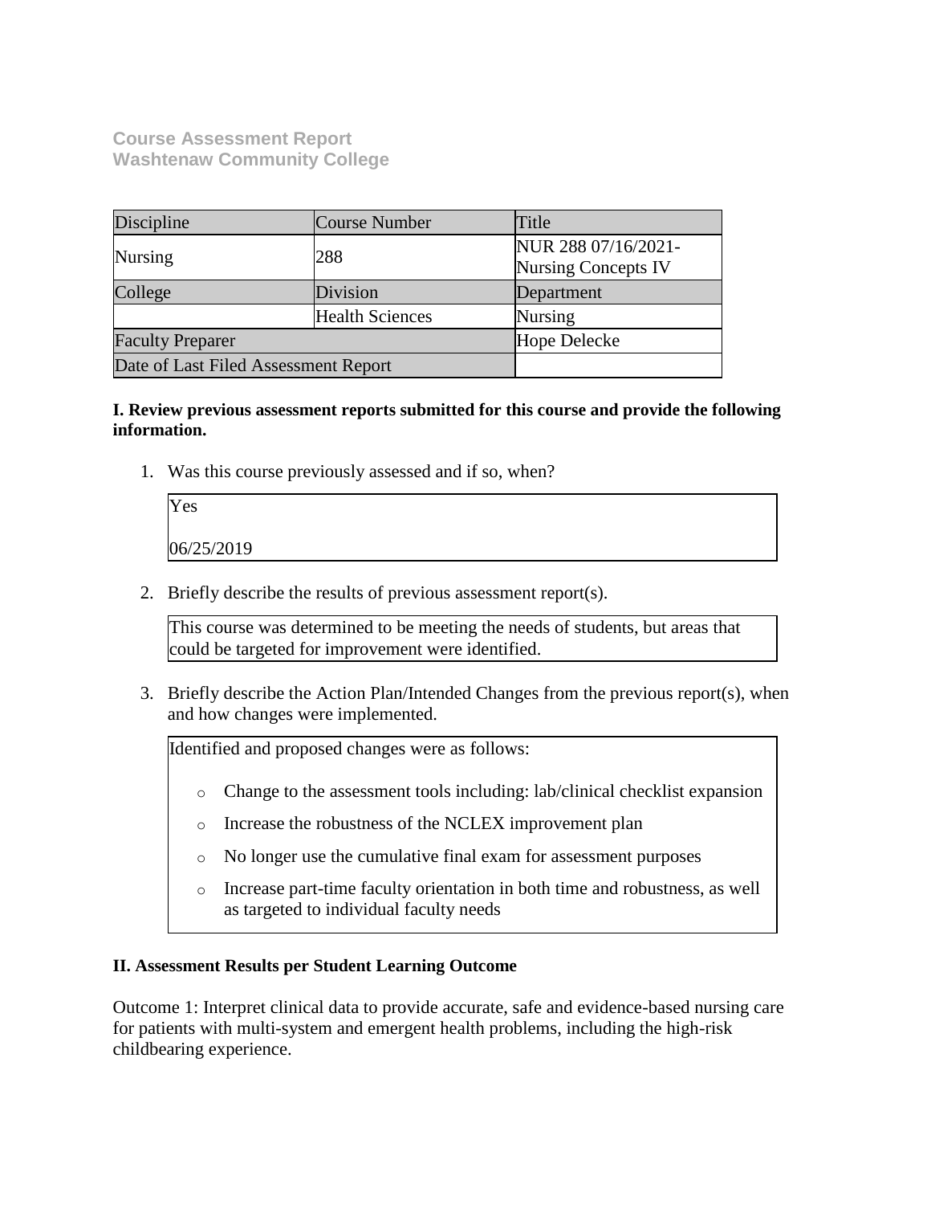**Course Assessment Report**
**Washtenaw Community College**

| Discipline | Course Number | Title |
|---|---|---|
| Nursing | 288 | NUR 288 07/16/2021- Nursing Concepts IV |
| College | Division | Department |
| | Health Sciences | Nursing |
| Faculty Preparer | | Hope Delecke |
| Date of Last Filed Assessment Report | | |

**I. Review previous assessment reports submitted for this course and provide the following information.**

1. Was this course previously assessed and if so, when?

   Yes

   06/25/2019

2. Briefly describe the results of previous assessment report(s).

   This course was determined to be meeting the needs of students, but areas that could be targeted for improvement were identified.

3. Briefly describe the Action Plan/Intended Changes from the previous report(s), when and how changes were implemented.

   Identified and proposed changes were as follows:

   - Change to the assessment tools including: lab/clinical checklist expansion
   - Increase the robustness of the NCLEX improvement plan
   - No longer use the cumulative final exam for assessment purposes
   - Increase part-time faculty orientation in both time and robustness, as well as targeted to individual faculty needs

**II. Assessment Results per Student Learning Outcome**

Outcome 1: Interpret clinical data to provide accurate, safe and evidence-based nursing care for patients with multi-system and emergent health problems, including the high-risk childbearing experience.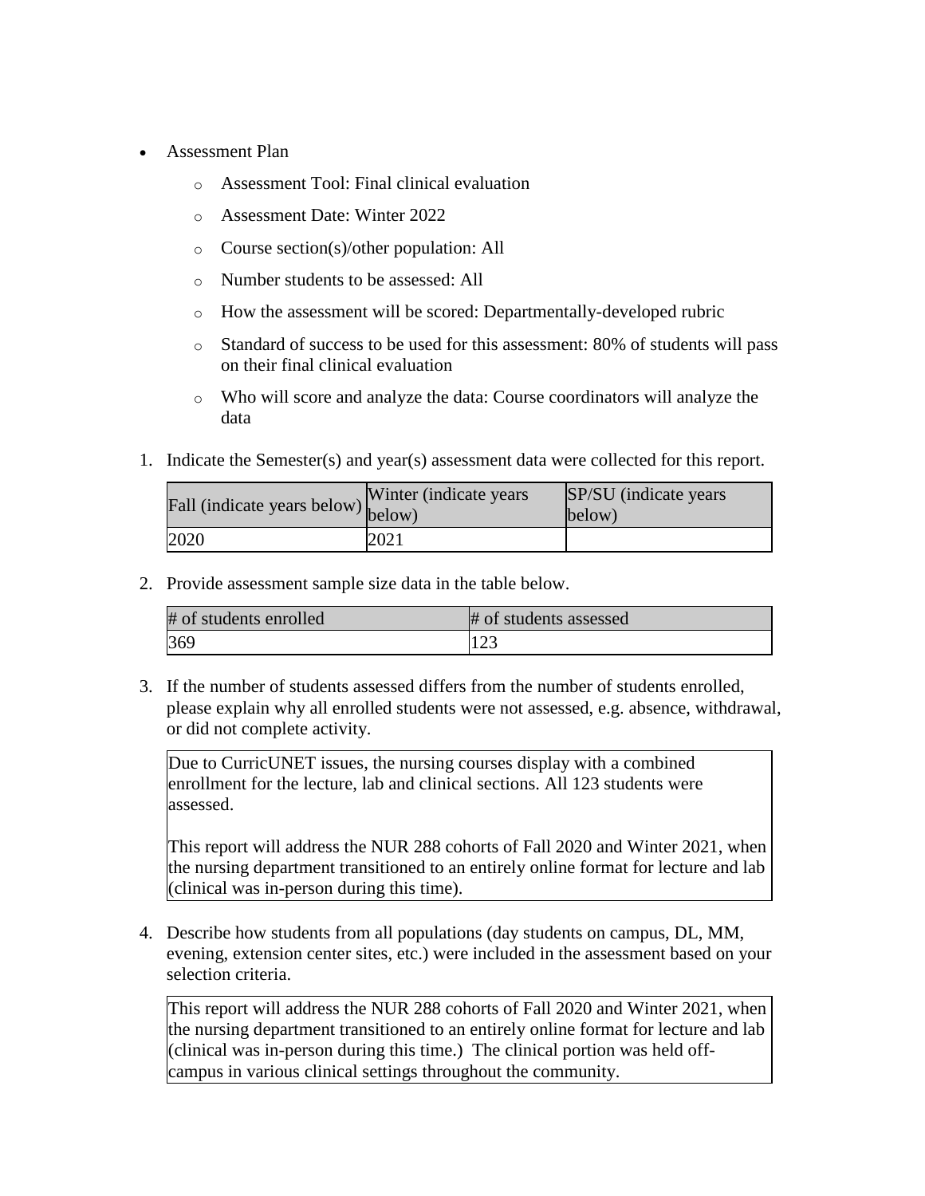- Assessment Plan
  - Assessment Tool: Final clinical evaluation
  - Assessment Date: Winter 2022
  - Course section(s)/other population: All
  - Number students to be assessed: All
  - How the assessment will be scored: Departmentally-developed rubric
  - Standard of success to be used for this assessment: 80% of students will pass on their final clinical evaluation
  - Who will score and analyze the data: Course coordinators will analyze the data

1. Indicate the Semester(s) and year(s) assessment data were collected for this report.

| Fall (indicate years below) | Winter (indicate years below) | SP/SU (indicate years below) |
|---|---|---|
| 2020 | 2021 | |

2. Provide assessment sample size data in the table below.

| # of students enrolled | # of students assessed |
|---|---|
| 369 | 123 |

3. If the number of students assessed differs from the number of students enrolled, please explain why all enrolled students were not assessed, e.g. absence, withdrawal, or did not complete activity.

   Due to CurricUNET issues, the nursing courses display with a combined enrollment for the lecture, lab and clinical sections. All 123 students were assessed.

   This report will address the NUR 288 cohorts of Fall 2020 and Winter 2021, when the nursing department transitioned to an entirely online format for lecture and lab (clinical was in-person during this time).

4. Describe how students from all populations (day students on campus, DL, MM, evening, extension center sites, etc.) were included in the assessment based on your selection criteria.

   This report will address the NUR 288 cohorts of Fall 2020 and Winter 2021, when the nursing department transitioned to an entirely online format for lecture and lab (clinical was in-person during this time.) The clinical portion was held off-campus in various clinical settings throughout the community.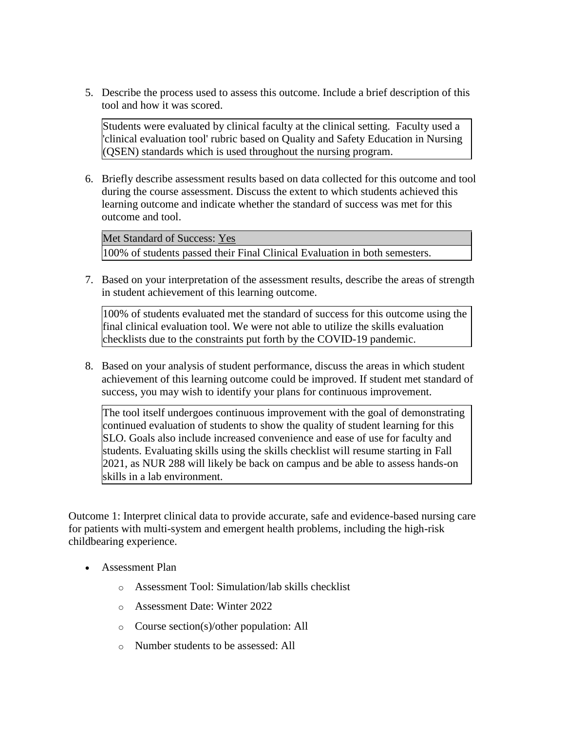5. Describe the process used to assess this outcome. Include a brief description of this tool and how it was scored.

   Students were evaluated by clinical faculty at the clinical setting. Faculty used a 'clinical evaluation tool' rubric based on Quality and Safety Education in Nursing (QSEN) standards which is used throughout the nursing program.

6. Briefly describe assessment results based on data collected for this outcome and tool during the course assessment. Discuss the extent to which students achieved this learning outcome and indicate whether the standard of success was met for this outcome and tool.

   Met Standard of Success: Yes

   100% of students passed their Final Clinical Evaluation in both semesters.

7. Based on your interpretation of the assessment results, describe the areas of strength in student achievement of this learning outcome.

   100% of students evaluated met the standard of success for this outcome using the final clinical evaluation tool. We were not able to utilize the skills evaluation checklists due to the constraints put forth by the COVID-19 pandemic.

8. Based on your analysis of student performance, discuss the areas in which student achievement of this learning outcome could be improved. If student met standard of success, you may wish to identify your plans for continuous improvement.

   The tool itself undergoes continuous improvement with the goal of demonstrating continued evaluation of students to show the quality of student learning for this SLO. Goals also include increased convenience and ease of use for faculty and students. Evaluating skills using the skills checklist will resume starting in Fall 2021, as NUR 288 will likely be back on campus and be able to assess hands-on skills in a lab environment.

Outcome 1: Interpret clinical data to provide accurate, safe and evidence-based nursing care for patients with multi-system and emergent health problems, including the high-risk childbearing experience.

- Assessment Plan
  - Assessment Tool: Simulation/lab skills checklist
  - Assessment Date: Winter 2022
  - Course section(s)/other population: All
  - Number students to be assessed: All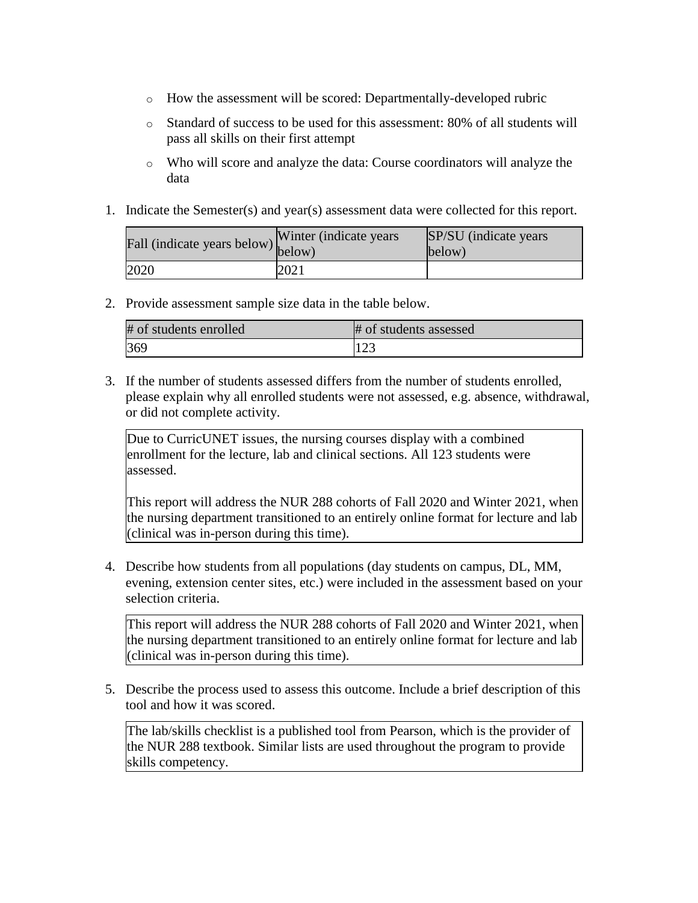- How the assessment will be scored: Departmentally-developed rubric
- Standard of success to be used for this assessment: 80% of all students will pass all skills on their first attempt
- Who will score and analyze the data: Course coordinators will analyze the data

1. Indicate the Semester(s) and year(s) assessment data were collected for this report.

| Fall (indicate years below) | Winter (indicate years below) | SP/SU (indicate years below) |
|---|---|---|
| 2020 | 2021 | |

2. Provide assessment sample size data in the table below.

| # of students enrolled | # of students assessed |
|---|---|
| 369 | 123 |

3. If the number of students assessed differs from the number of students enrolled, please explain why all enrolled students were not assessed, e.g. absence, withdrawal, or did not complete activity.

Due to CurricUNET issues, the nursing courses display with a combined enrollment for the lecture, lab and clinical sections. All 123 students were assessed.

This report will address the NUR 288 cohorts of Fall 2020 and Winter 2021, when the nursing department transitioned to an entirely online format for lecture and lab (clinical was in-person during this time).

4. Describe how students from all populations (day students on campus, DL, MM, evening, extension center sites, etc.) were included in the assessment based on your selection criteria.

This report will address the NUR 288 cohorts of Fall 2020 and Winter 2021, when the nursing department transitioned to an entirely online format for lecture and lab (clinical was in-person during this time).

5. Describe the process used to assess this outcome. Include a brief description of this tool and how it was scored.

The lab/skills checklist is a published tool from Pearson, which is the provider of the NUR 288 textbook. Similar lists are used throughout the program to provide skills competency.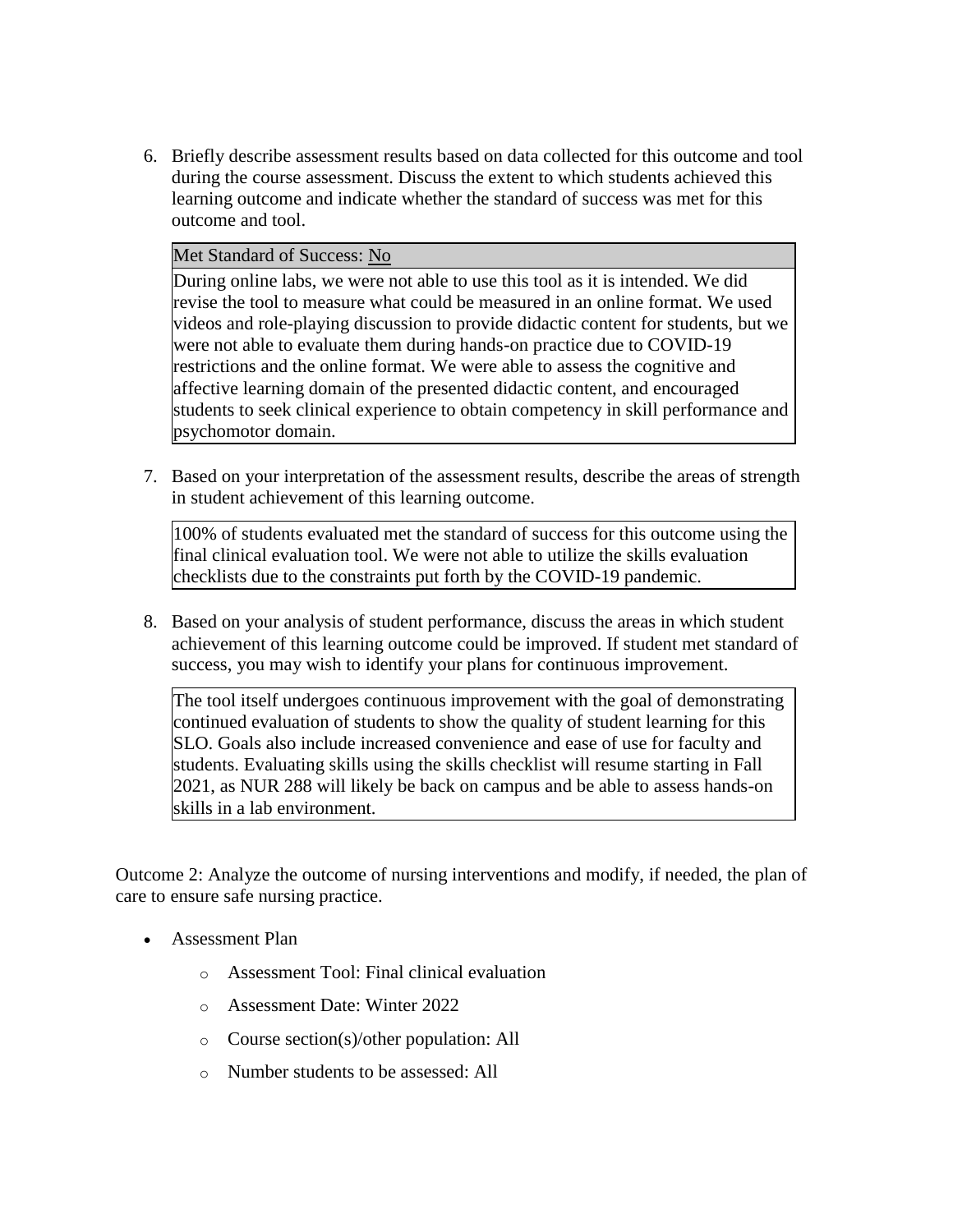6. Briefly describe assessment results based on data collected for this outcome and tool during the course assessment. Discuss the extent to which students achieved this learning outcome and indicate whether the standard of success was met for this outcome and tool.

| Met Standard of Success: No |
|---|
| During online labs, we were not able to use this tool as it is intended. We did revise the tool to measure what could be measured in an online format. We used videos and role-playing discussion to provide didactic content for students, but we were not able to evaluate them during hands-on practice due to COVID-19 restrictions and the online format. We were able to assess the cognitive and affective learning domain of the presented didactic content, and encouraged students to seek clinical experience to obtain competency in skill performance and psychomotor domain. |

7. Based on your interpretation of the assessment results, describe the areas of strength in student achievement of this learning outcome.

   100% of students evaluated met the standard of success for this outcome using the final clinical evaluation tool. We were not able to utilize the skills evaluation checklists due to the constraints put forth by the COVID-19 pandemic.

8. Based on your analysis of student performance, discuss the areas in which student achievement of this learning outcome could be improved. If student met standard of success, you may wish to identify your plans for continuous improvement.

   The tool itself undergoes continuous improvement with the goal of demonstrating continued evaluation of students to show the quality of student learning for this SLO. Goals also include increased convenience and ease of use for faculty and students. Evaluating skills using the skills checklist will resume starting in Fall 2021, as NUR 288 will likely be back on campus and be able to assess hands-on skills in a lab environment.

Outcome 2: Analyze the outcome of nursing interventions and modify, if needed, the plan of care to ensure safe nursing practice.

- Assessment Plan
  - Assessment Tool: Final clinical evaluation
  - Assessment Date: Winter 2022
  - Course section(s)/other population: All
  - Number students to be assessed: All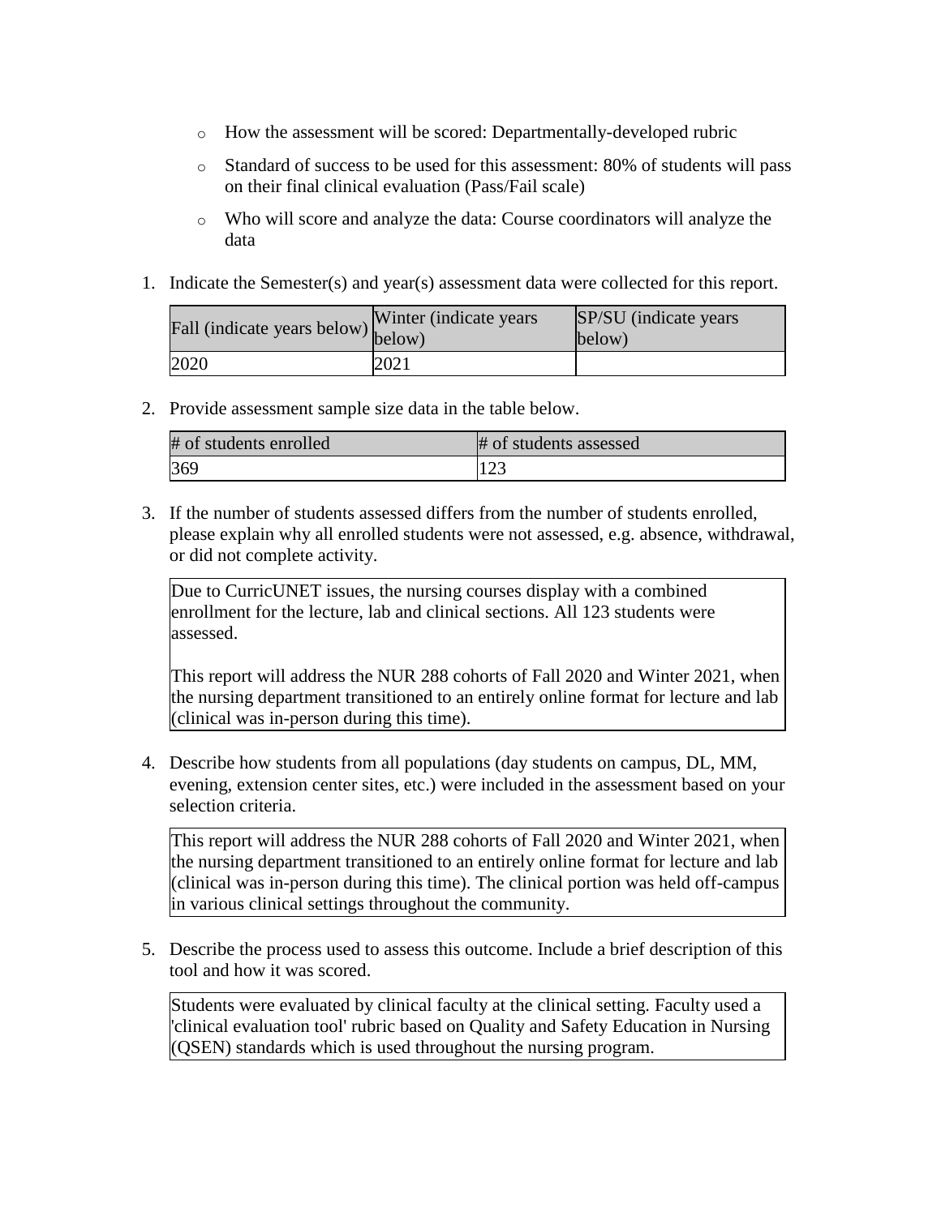- How the assessment will be scored: Departmentally-developed rubric
- Standard of success to be used for this assessment: 80% of students will pass on their final clinical evaluation (Pass/Fail scale)
- Who will score and analyze the data: Course coordinators will analyze the data

1. Indicate the Semester(s) and year(s) assessment data were collected for this report.

| Fall (indicate years below) | Winter (indicate years below) | SP/SU (indicate years below) |
|---|---|---|
| 2020 | 2021 | |

2. Provide assessment sample size data in the table below.

| # of students enrolled | # of students assessed |
|---|---|
| 369 | 123 |

3. If the number of students assessed differs from the number of students enrolled, please explain why all enrolled students were not assessed, e.g. absence, withdrawal, or did not complete activity.

   Due to CurricUNET issues, the nursing courses display with a combined enrollment for the lecture, lab and clinical sections. All 123 students were assessed.

   This report will address the NUR 288 cohorts of Fall 2020 and Winter 2021, when the nursing department transitioned to an entirely online format for lecture and lab (clinical was in-person during this time).

4. Describe how students from all populations (day students on campus, DL, MM, evening, extension center sites, etc.) were included in the assessment based on your selection criteria.

   This report will address the NUR 288 cohorts of Fall 2020 and Winter 2021, when the nursing department transitioned to an entirely online format for lecture and lab (clinical was in-person during this time). The clinical portion was held off-campus in various clinical settings throughout the community.

5. Describe the process used to assess this outcome. Include a brief description of this tool and how it was scored.

   Students were evaluated by clinical faculty at the clinical setting. Faculty used a 'clinical evaluation tool' rubric based on Quality and Safety Education in Nursing (QSEN) standards which is used throughout the nursing program.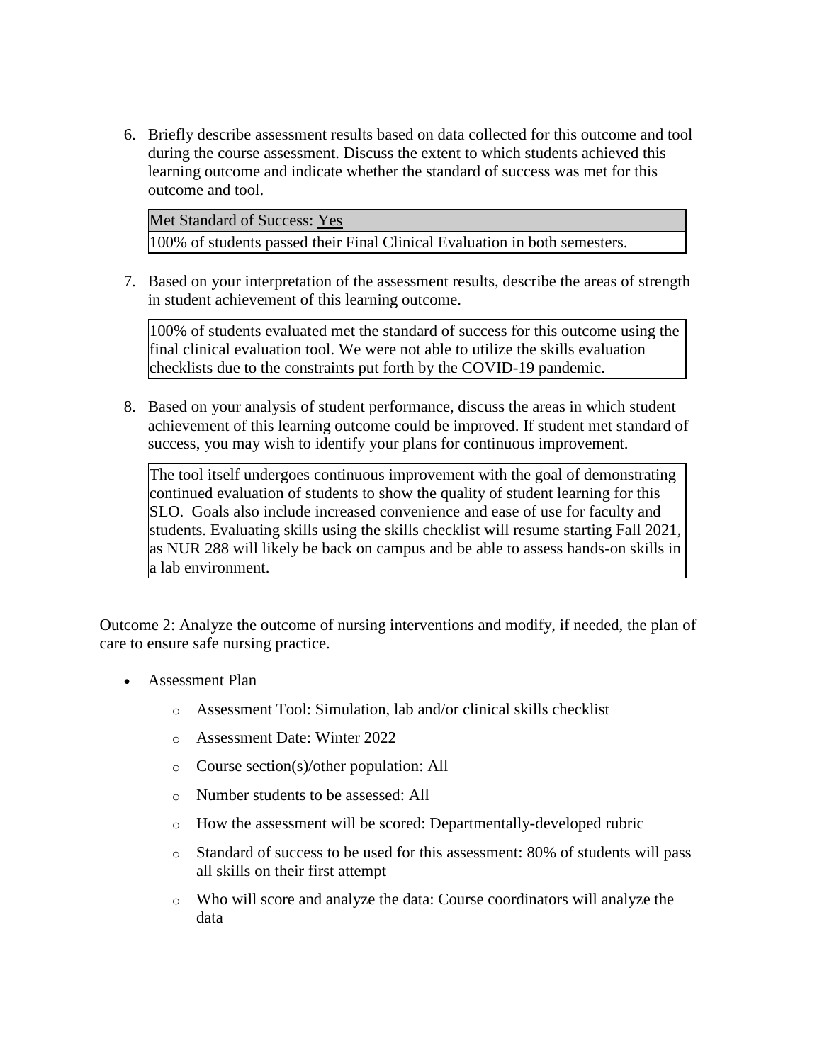6. Briefly describe assessment results based on data collected for this outcome and tool during the course assessment. Discuss the extent to which students achieved this learning outcome and indicate whether the standard of success was met for this outcome and tool.

| Met Standard of Success: Yes |
| --- |
| 100% of students passed their Final Clinical Evaluation in both semesters. |

7. Based on your interpretation of the assessment results, describe the areas of strength in student achievement of this learning outcome.

   100% of students evaluated met the standard of success for this outcome using the final clinical evaluation tool. We were not able to utilize the skills evaluation checklists due to the constraints put forth by the COVID-19 pandemic.

8. Based on your analysis of student performance, discuss the areas in which student achievement of this learning outcome could be improved. If student met standard of success, you may wish to identify your plans for continuous improvement.

   The tool itself undergoes continuous improvement with the goal of demonstrating continued evaluation of students to show the quality of student learning for this SLO. Goals also include increased convenience and ease of use for faculty and students. Evaluating skills using the skills checklist will resume starting Fall 2021, as NUR 288 will likely be back on campus and be able to assess hands-on skills in a lab environment.

Outcome 2: Analyze the outcome of nursing interventions and modify, if needed, the plan of care to ensure safe nursing practice.

- Assessment Plan
  - Assessment Tool: Simulation, lab and/or clinical skills checklist
  - Assessment Date: Winter 2022
  - Course section(s)/other population: All
  - Number students to be assessed: All
  - How the assessment will be scored: Departmentally-developed rubric
  - Standard of success to be used for this assessment: 80% of students will pass all skills on their first attempt
  - Who will score and analyze the data: Course coordinators will analyze the data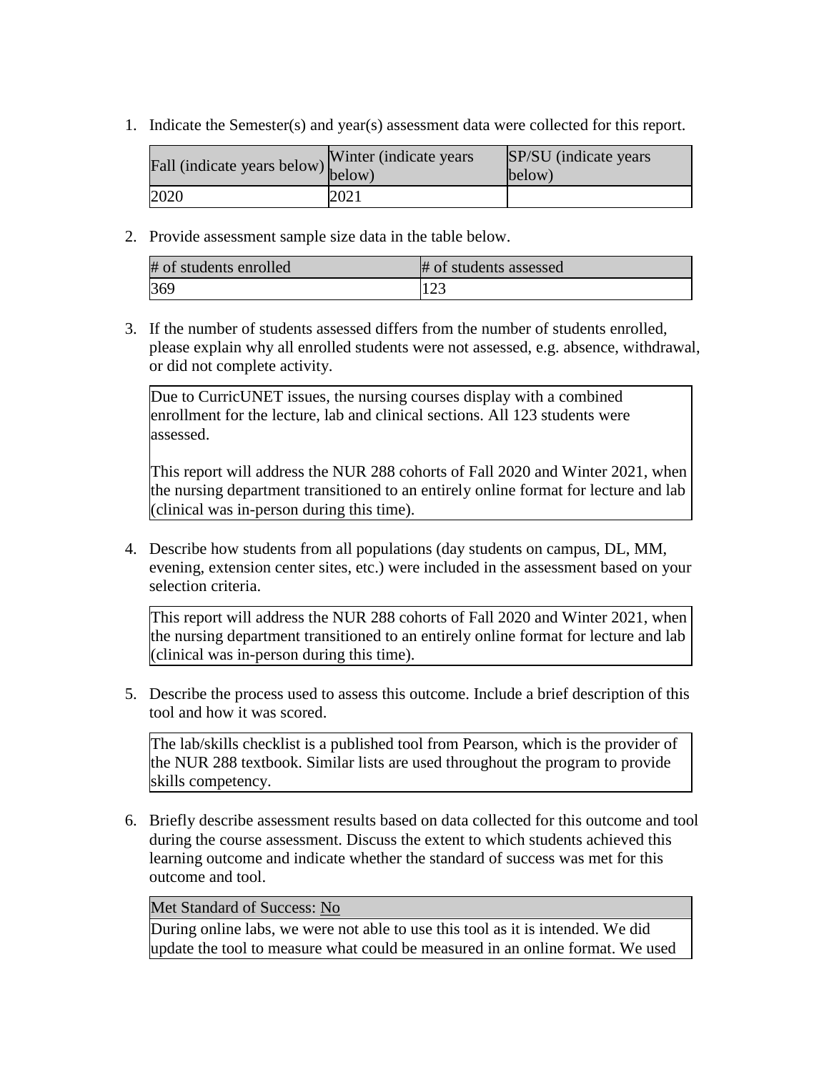1. Indicate the Semester(s) and year(s) assessment data were collected for this report.

| Fall (indicate years below) | Winter (indicate years below) | SP/SU (indicate years below) |
|---|---|---|
| 2020 | 2021 | |

2. Provide assessment sample size data in the table below.

| # of students enrolled | # of students assessed |
|---|---|
| 369 | 123 |

3. If the number of students assessed differs from the number of students enrolled, please explain why all enrolled students were not assessed, e.g. absence, withdrawal, or did not complete activity.

Due to CurricUNET issues, the nursing courses display with a combined enrollment for the lecture, lab and clinical sections. All 123 students were assessed.

This report will address the NUR 288 cohorts of Fall 2020 and Winter 2021, when the nursing department transitioned to an entirely online format for lecture and lab (clinical was in-person during this time).

4. Describe how students from all populations (day students on campus, DL, MM, evening, extension center sites, etc.) were included in the assessment based on your selection criteria.

This report will address the NUR 288 cohorts of Fall 2020 and Winter 2021, when the nursing department transitioned to an entirely online format for lecture and lab (clinical was in-person during this time).

5. Describe the process used to assess this outcome. Include a brief description of this tool and how it was scored.

The lab/skills checklist is a published tool from Pearson, which is the provider of the NUR 288 textbook. Similar lists are used throughout the program to provide skills competency.

6. Briefly describe assessment results based on data collected for this outcome and tool during the course assessment. Discuss the extent to which students achieved this learning outcome and indicate whether the standard of success was met for this outcome and tool.

Met Standard of Success: No

During online labs, we were not able to use this tool as it is intended. We did update the tool to measure what could be measured in an online format. We used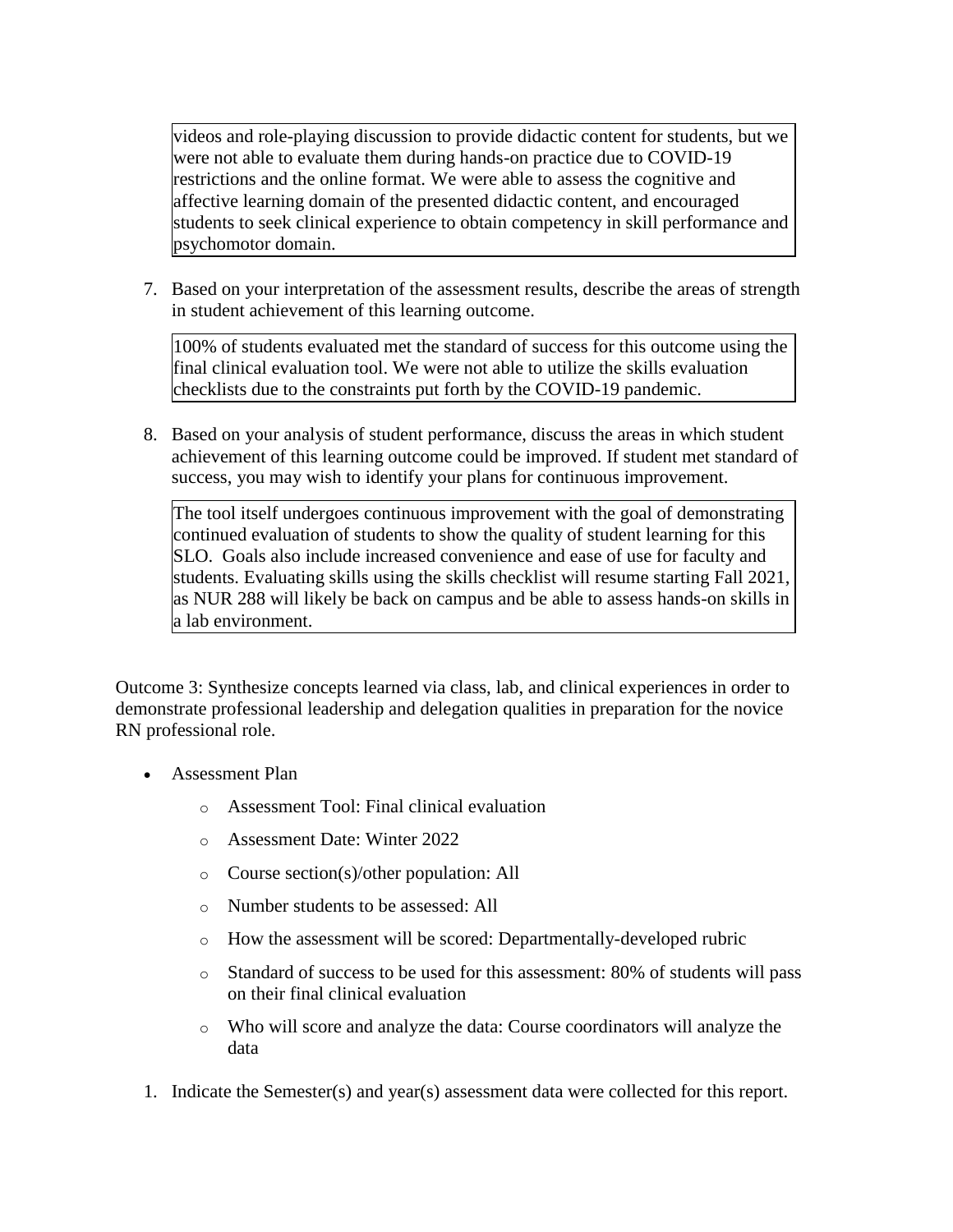videos and role-playing discussion to provide didactic content for students, but we were not able to evaluate them during hands-on practice due to COVID-19 restrictions and the online format. We were able to assess the cognitive and affective learning domain of the presented didactic content, and encouraged students to seek clinical experience to obtain competency in skill performance and psychomotor domain.

7. Based on your interpretation of the assessment results, describe the areas of strength in student achievement of this learning outcome.

   100% of students evaluated met the standard of success for this outcome using the final clinical evaluation tool. We were not able to utilize the skills evaluation checklists due to the constraints put forth by the COVID-19 pandemic.

8. Based on your analysis of student performance, discuss the areas in which student achievement of this learning outcome could be improved. If student met standard of success, you may wish to identify your plans for continuous improvement.

   The tool itself undergoes continuous improvement with the goal of demonstrating continued evaluation of students to show the quality of student learning for this SLO. Goals also include increased convenience and ease of use for faculty and students. Evaluating skills using the skills checklist will resume starting Fall 2021, as NUR 288 will likely be back on campus and be able to assess hands-on skills in a lab environment.

Outcome 3: Synthesize concepts learned via class, lab, and clinical experiences in order to demonstrate professional leadership and delegation qualities in preparation for the novice RN professional role.

- Assessment Plan
  - Assessment Tool: Final clinical evaluation
  - Assessment Date: Winter 2022
  - Course section(s)/other population: All
  - Number students to be assessed: All
  - How the assessment will be scored: Departmentally-developed rubric
  - Standard of success to be used for this assessment: 80% of students will pass on their final clinical evaluation
  - Who will score and analyze the data: Course coordinators will analyze the data

1. Indicate the Semester(s) and year(s) assessment data were collected for this report.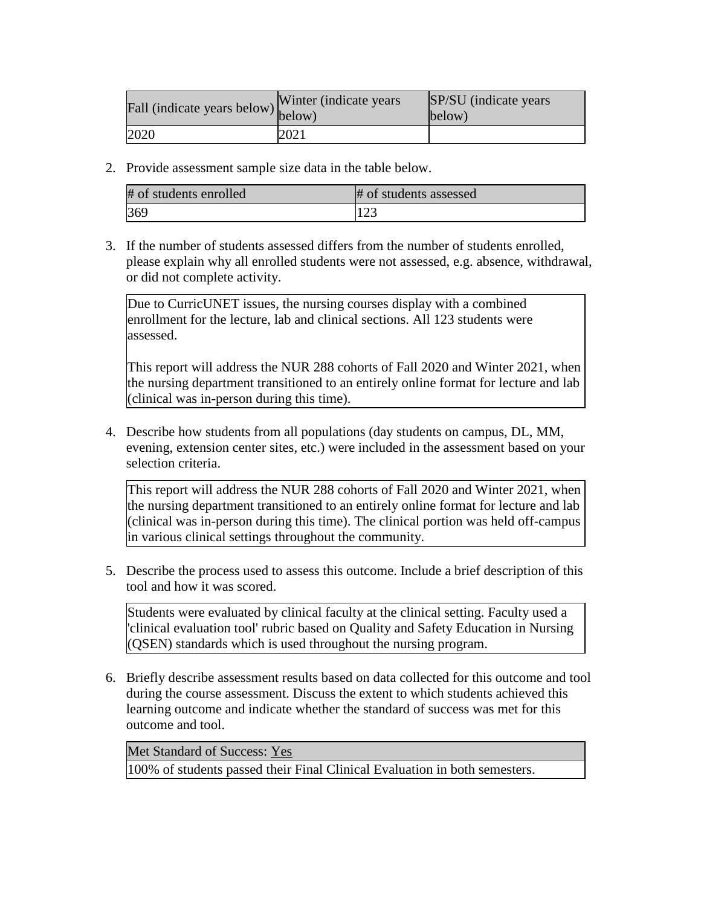| Fall (indicate years below) | Winter (indicate years below) | SP/SU (indicate years below) |
|---|---|---|
| 2020 | 2021 | |

2. Provide assessment sample size data in the table below.

| # of students enrolled | # of students assessed |
|---|---|
| 369 | 123 |

3. If the number of students assessed differs from the number of students enrolled, please explain why all enrolled students were not assessed, e.g. absence, withdrawal, or did not complete activity.

| Due to CurricUNET issues, the nursing courses display with a combined enrollment for the lecture, lab and clinical sections. All 123 students were assessed.<br><br>This report will address the NUR 288 cohorts of Fall 2020 and Winter 2021, when the nursing department transitioned to an entirely online format for lecture and lab (clinical was in-person during this time). |
|---|

4. Describe how students from all populations (day students on campus, DL, MM, evening, extension center sites, etc.) were included in the assessment based on your selection criteria.

| This report will address the NUR 288 cohorts of Fall 2020 and Winter 2021, when the nursing department transitioned to an entirely online format for lecture and lab (clinical was in-person during this time). The clinical portion was held off-campus in various clinical settings throughout the community. |
|---|

5. Describe the process used to assess this outcome. Include a brief description of this tool and how it was scored.

| Students were evaluated by clinical faculty at the clinical setting. Faculty used a 'clinical evaluation tool' rubric based on Quality and Safety Education in Nursing (QSEN) standards which is used throughout the nursing program. |
|---|

6. Briefly describe assessment results based on data collected for this outcome and tool during the course assessment. Discuss the extent to which students achieved this learning outcome and indicate whether the standard of success was met for this outcome and tool.

| Met Standard of Success: Yes |
|---|
| 100% of students passed their Final Clinical Evaluation in both semesters. |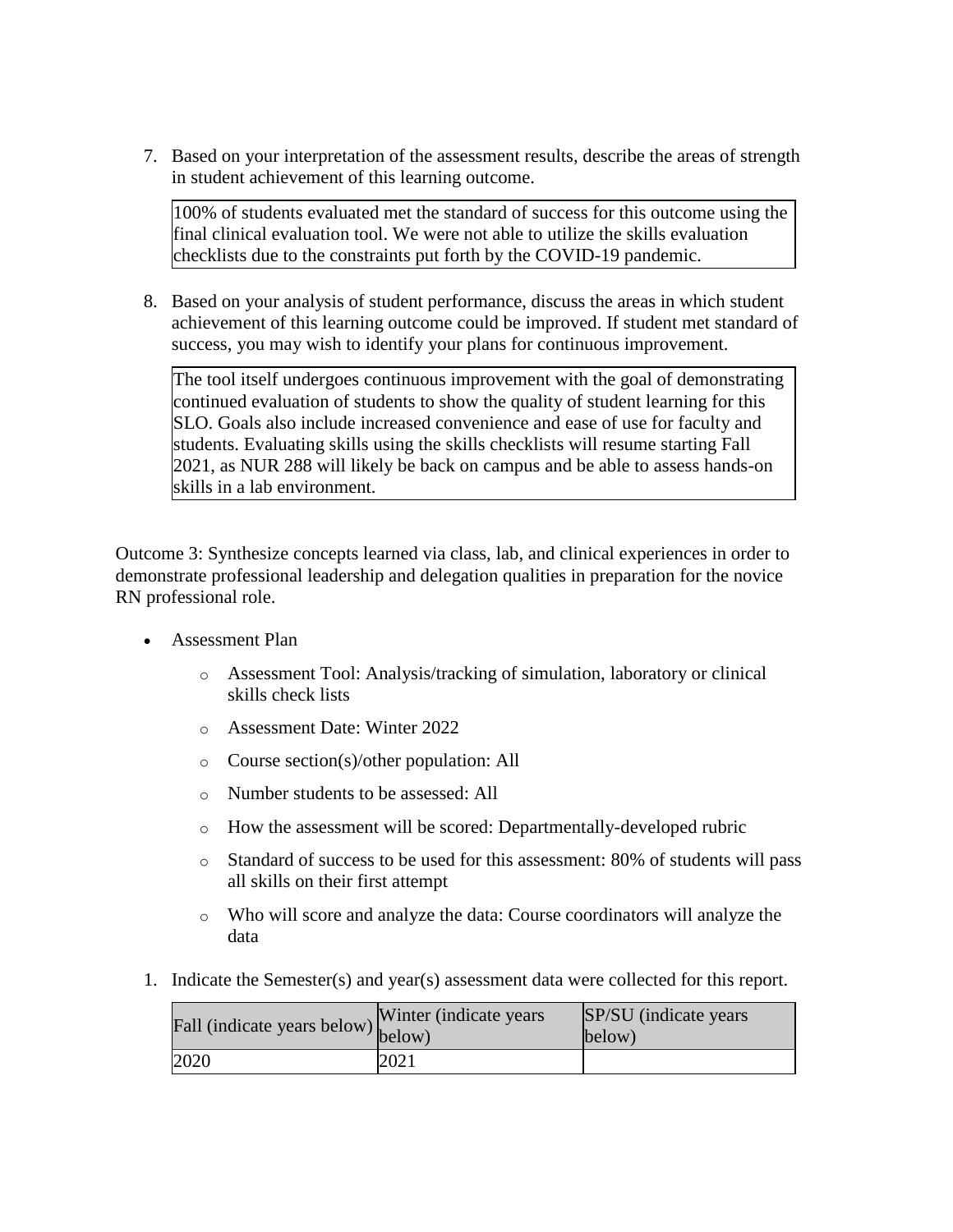7. Based on your interpretation of the assessment results, describe the areas of strength in student achievement of this learning outcome.

| 100% of students evaluated met the standard of success for this outcome using the final clinical evaluation tool. We were not able to utilize the skills evaluation checklists due to the constraints put forth by the COVID-19 pandemic. |
|---|

8. Based on your analysis of student performance, discuss the areas in which student achievement of this learning outcome could be improved. If student met standard of success, you may wish to identify your plans for continuous improvement.

| The tool itself undergoes continuous improvement with the goal of demonstrating continued evaluation of students to show the quality of student learning for this SLO. Goals also include increased convenience and ease of use for faculty and students. Evaluating skills using the skills checklists will resume starting Fall 2021, as NUR 288 will likely be back on campus and be able to assess hands-on skills in a lab environment. |
|---|

Outcome 3: Synthesize concepts learned via class, lab, and clinical experiences in order to demonstrate professional leadership and delegation qualities in preparation for the novice RN professional role.

- Assessment Plan
  - Assessment Tool: Analysis/tracking of simulation, laboratory or clinical skills check lists
  - Assessment Date: Winter 2022
  - Course section(s)/other population: All
  - Number students to be assessed: All
  - How the assessment will be scored: Departmentally-developed rubric
  - Standard of success to be used for this assessment: 80% of students will pass all skills on their first attempt
  - Who will score and analyze the data: Course coordinators will analyze the data

1. Indicate the Semester(s) and year(s) assessment data were collected for this report.

| Fall (indicate years below) | Winter (indicate years below) | SP/SU (indicate years below) |
|---|---|---|
| 2020 | 2021 | |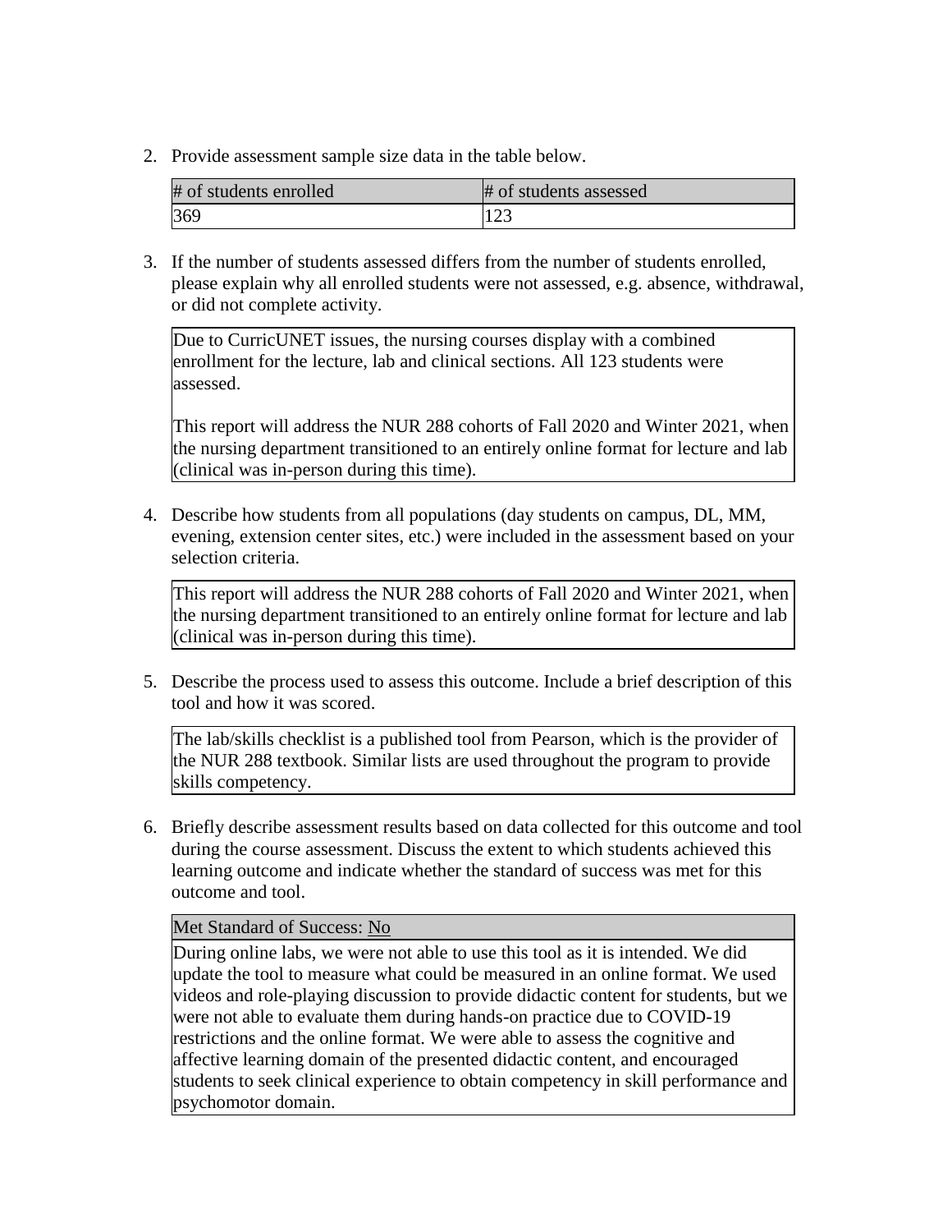2. Provide assessment sample size data in the table below.

| # of students enrolled | # of students assessed |
| --- | --- |
| 369 | 123 |

3. If the number of students assessed differs from the number of students enrolled, please explain why all enrolled students were not assessed, e.g. absence, withdrawal, or did not complete activity.

| Due to CurricUNET issues, the nursing courses display with a combined enrollment for the lecture, lab and clinical sections. All 123 students were assessed.<br><br>This report will address the NUR 288 cohorts of Fall 2020 and Winter 2021, when the nursing department transitioned to an entirely online format for lecture and lab (clinical was in-person during this time). |
| --- |

4. Describe how students from all populations (day students on campus, DL, MM, evening, extension center sites, etc.) were included in the assessment based on your selection criteria.

| This report will address the NUR 288 cohorts of Fall 2020 and Winter 2021, when the nursing department transitioned to an entirely online format for lecture and lab (clinical was in-person during this time). |
| --- |

5. Describe the process used to assess this outcome. Include a brief description of this tool and how it was scored.

| The lab/skills checklist is a published tool from Pearson, which is the provider of the NUR 288 textbook. Similar lists are used throughout the program to provide skills competency. |
| --- |

6. Briefly describe assessment results based on data collected for this outcome and tool during the course assessment. Discuss the extent to which students achieved this learning outcome and indicate whether the standard of success was met for this outcome and tool.

| Met Standard of Success: No |
| --- |
| During online labs, we were not able to use this tool as it is intended. We did update the tool to measure what could be measured in an online format. We used videos and role-playing discussion to provide didactic content for students, but we were not able to evaluate them during hands-on practice due to COVID-19 restrictions and the online format. We were able to assess the cognitive and affective learning domain of the presented didactic content, and encouraged students to seek clinical experience to obtain competency in skill performance and psychomotor domain. |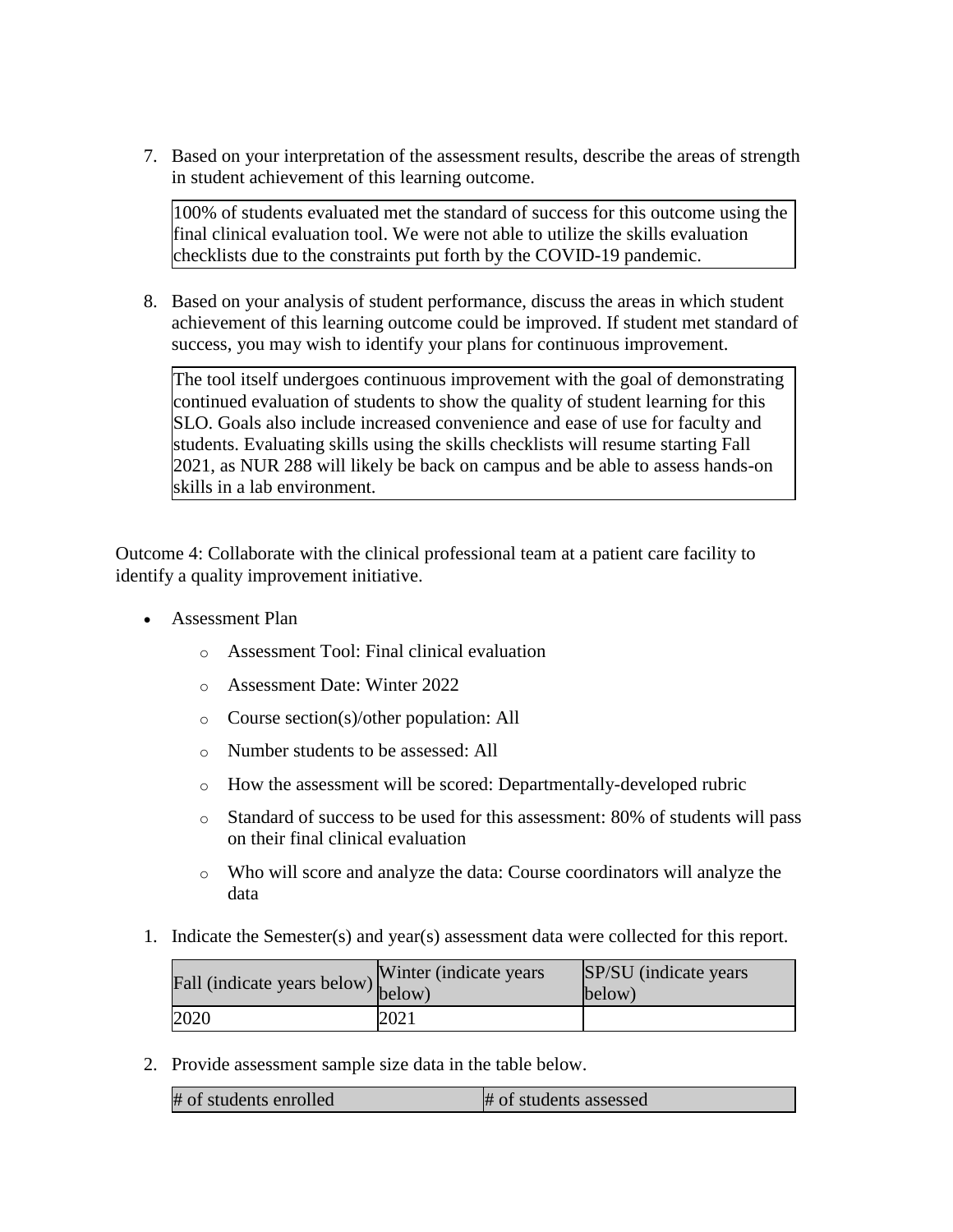7. Based on your interpretation of the assessment results, describe the areas of strength in student achievement of this learning outcome.

| 100% of students evaluated met the standard of success for this outcome using the final clinical evaluation tool. We were not able to utilize the skills evaluation checklists due to the constraints put forth by the COVID-19 pandemic. |
|---|

8. Based on your analysis of student performance, discuss the areas in which student achievement of this learning outcome could be improved. If student met standard of success, you may wish to identify your plans for continuous improvement.

| The tool itself undergoes continuous improvement with the goal of demonstrating continued evaluation of students to show the quality of student learning for this SLO. Goals also include increased convenience and ease of use for faculty and students. Evaluating skills using the skills checklists will resume starting Fall 2021, as NUR 288 will likely be back on campus and be able to assess hands-on skills in a lab environment. |
|---|

Outcome 4: Collaborate with the clinical professional team at a patient care facility to identify a quality improvement initiative.

- Assessment Plan
  - Assessment Tool: Final clinical evaluation
  - Assessment Date: Winter 2022
  - Course section(s)/other population: All
  - Number students to be assessed: All
  - How the assessment will be scored: Departmentally-developed rubric
  - Standard of success to be used for this assessment: 80% of students will pass on their final clinical evaluation
  - Who will score and analyze the data: Course coordinators will analyze the data

1. Indicate the Semester(s) and year(s) assessment data were collected for this report.

| Fall (indicate years below) | Winter (indicate years below) | SP/SU (indicate years below) |
|---|---|---|
| 2020 | 2021 | |

2. Provide assessment sample size data in the table below.

| # of students enrolled | # of students assessed |
|---|---|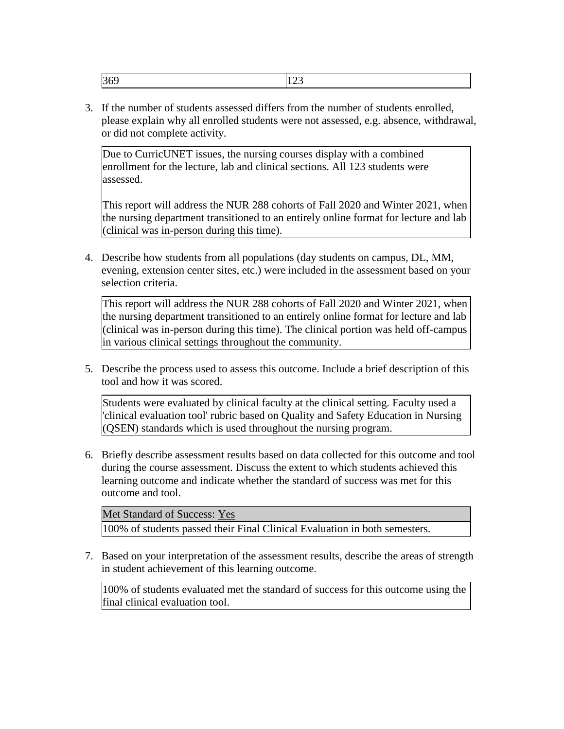| 369 | 123 |
|---|---|

3. If the number of students assessed differs from the number of students enrolled, please explain why all enrolled students were not assessed, e.g. absence, withdrawal, or did not complete activity.

   Due to CurricUNET issues, the nursing courses display with a combined enrollment for the lecture, lab and clinical sections. All 123 students were assessed.

   This report will address the NUR 288 cohorts of Fall 2020 and Winter 2021, when the nursing department transitioned to an entirely online format for lecture and lab (clinical was in-person during this time).

4. Describe how students from all populations (day students on campus, DL, MM, evening, extension center sites, etc.) were included in the assessment based on your selection criteria.

   This report will address the NUR 288 cohorts of Fall 2020 and Winter 2021, when the nursing department transitioned to an entirely online format for lecture and lab (clinical was in-person during this time). The clinical portion was held off-campus in various clinical settings throughout the community.

5. Describe the process used to assess this outcome. Include a brief description of this tool and how it was scored.

   Students were evaluated by clinical faculty at the clinical setting. Faculty used a 'clinical evaluation tool' rubric based on Quality and Safety Education in Nursing (QSEN) standards which is used throughout the nursing program.

6. Briefly describe assessment results based on data collected for this outcome and tool during the course assessment. Discuss the extent to which students achieved this learning outcome and indicate whether the standard of success was met for this outcome and tool.

   | Met Standard of Success: Yes |
   |---|
   | 100% of students passed their Final Clinical Evaluation in both semesters. |

7. Based on your interpretation of the assessment results, describe the areas of strength in student achievement of this learning outcome.

   100% of students evaluated met the standard of success for this outcome using the final clinical evaluation tool.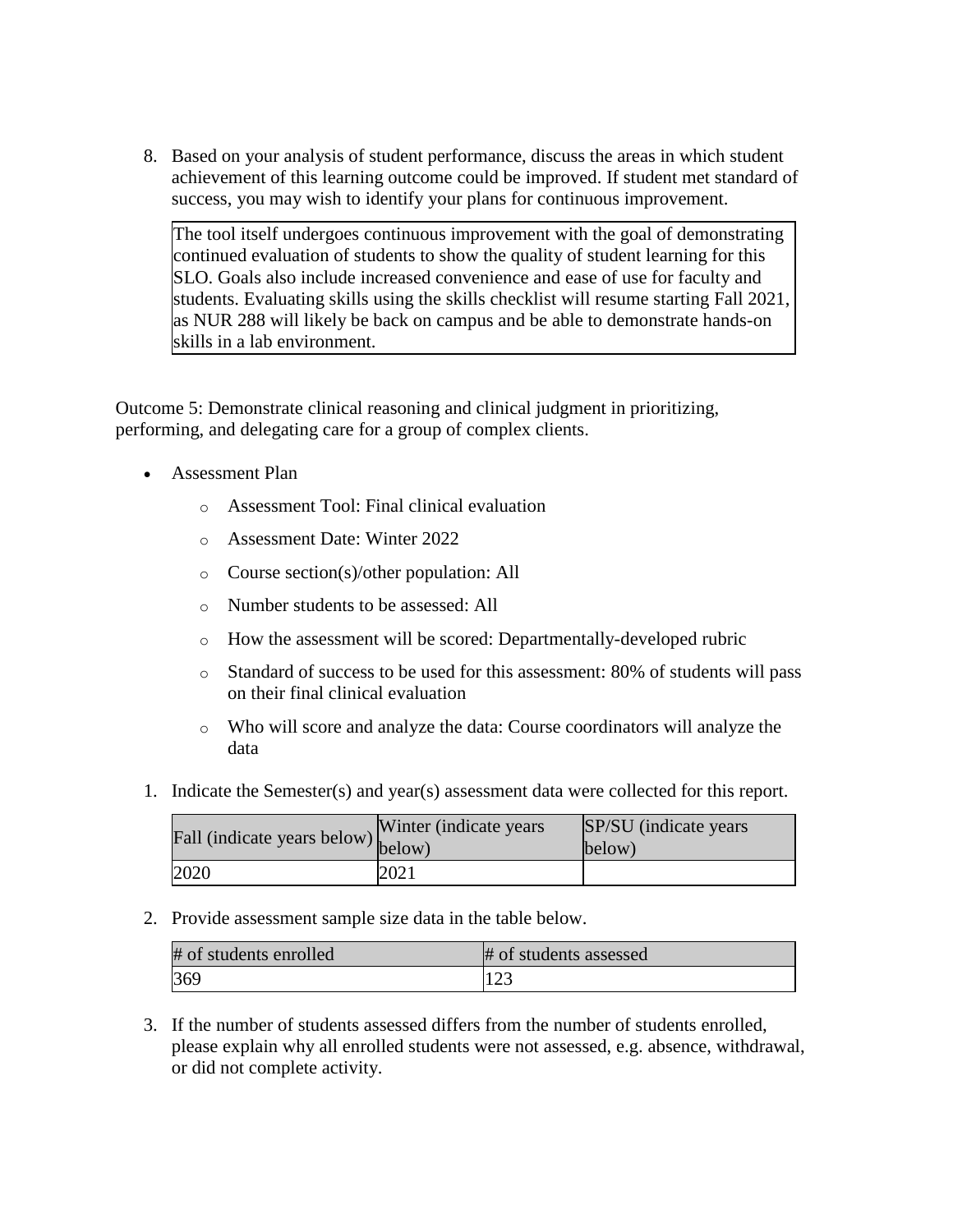8. Based on your analysis of student performance, discuss the areas in which student achievement of this learning outcome could be improved. If student met standard of success, you may wish to identify your plans for continuous improvement.

   The tool itself undergoes continuous improvement with the goal of demonstrating continued evaluation of students to show the quality of student learning for this SLO. Goals also include increased convenience and ease of use for faculty and students. Evaluating skills using the skills checklist will resume starting Fall 2021, as NUR 288 will likely be back on campus and be able to demonstrate hands-on skills in a lab environment.

Outcome 5: Demonstrate clinical reasoning and clinical judgment in prioritizing, performing, and delegating care for a group of complex clients.

- Assessment Plan
  - Assessment Tool: Final clinical evaluation
  - Assessment Date: Winter 2022
  - Course section(s)/other population: All
  - Number students to be assessed: All
  - How the assessment will be scored: Departmentally-developed rubric
  - Standard of success to be used for this assessment: 80% of students will pass on their final clinical evaluation
  - Who will score and analyze the data: Course coordinators will analyze the data

1. Indicate the Semester(s) and year(s) assessment data were collected for this report.

| Fall (indicate years below) | Winter (indicate years below) | SP/SU (indicate years below) |
|---|---|---|
| 2020 | 2021 | |

2. Provide assessment sample size data in the table below.

| # of students enrolled | # of students assessed |
|---|---|
| 369 | 123 |

3. If the number of students assessed differs from the number of students enrolled, please explain why all enrolled students were not assessed, e.g. absence, withdrawal, or did not complete activity.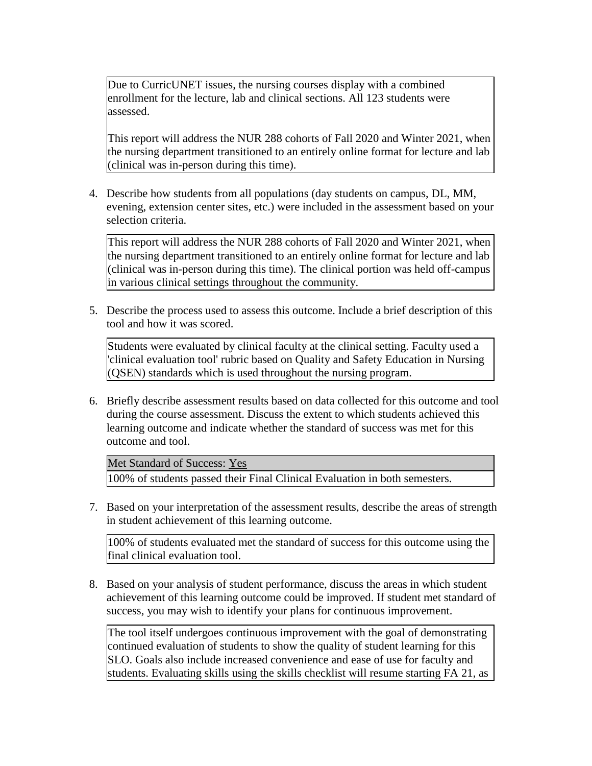Due to CurricUNET issues, the nursing courses display with a combined enrollment for the lecture, lab and clinical sections. All 123 students were assessed.

This report will address the NUR 288 cohorts of Fall 2020 and Winter 2021, when the nursing department transitioned to an entirely online format for lecture and lab (clinical was in-person during this time).

4. Describe how students from all populations (day students on campus, DL, MM, evening, extension center sites, etc.) were included in the assessment based on your selection criteria.

   This report will address the NUR 288 cohorts of Fall 2020 and Winter 2021, when the nursing department transitioned to an entirely online format for lecture and lab (clinical was in-person during this time). The clinical portion was held off-campus in various clinical settings throughout the community.

5. Describe the process used to assess this outcome. Include a brief description of this tool and how it was scored.

   Students were evaluated by clinical faculty at the clinical setting. Faculty used a 'clinical evaluation tool' rubric based on Quality and Safety Education in Nursing (QSEN) standards which is used throughout the nursing program.

6. Briefly describe assessment results based on data collected for this outcome and tool during the course assessment. Discuss the extent to which students achieved this learning outcome and indicate whether the standard of success was met for this outcome and tool.

   Met Standard of Success: Yes

   100% of students passed their Final Clinical Evaluation in both semesters.

7. Based on your interpretation of the assessment results, describe the areas of strength in student achievement of this learning outcome.

   100% of students evaluated met the standard of success for this outcome using the final clinical evaluation tool.

8. Based on your analysis of student performance, discuss the areas in which student achievement of this learning outcome could be improved. If student met standard of success, you may wish to identify your plans for continuous improvement.

   The tool itself undergoes continuous improvement with the goal of demonstrating continued evaluation of students to show the quality of student learning for this SLO. Goals also include increased convenience and ease of use for faculty and students. Evaluating skills using the skills checklist will resume starting FA 21, as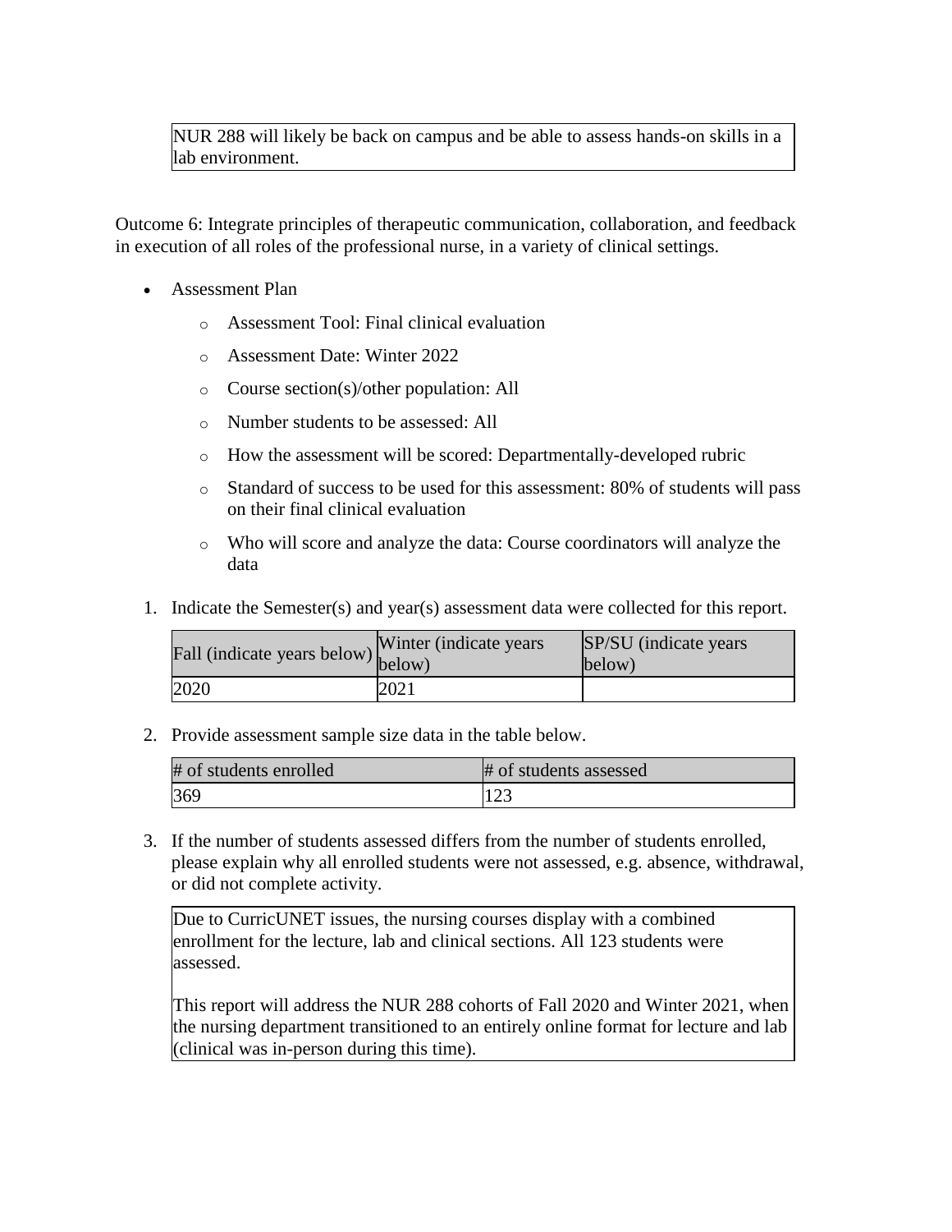| NUR 288 will likely be back on campus and be able to assess hands-on skills in a lab environment. |
|---|

Outcome 6: Integrate principles of therapeutic communication, collaboration, and feedback in execution of all roles of the professional nurse, in a variety of clinical settings.

- Assessment Plan
    - Assessment Tool: Final clinical evaluation
    - Assessment Date: Winter 2022
    - Course section(s)/other population: All
    - Number students to be assessed: All
    - How the assessment will be scored: Departmentally-developed rubric
    - Standard of success to be used for this assessment: 80% of students will pass on their final clinical evaluation
    - Who will score and analyze the data: Course coordinators will analyze the data

1. Indicate the Semester(s) and year(s) assessment data were collected for this report.

| Fall (indicate years below) | Winter (indicate years below) | SP/SU (indicate years below) |
|---|---|---|
| 2020 | 2021 | |

2. Provide assessment sample size data in the table below.

| # of students enrolled | # of students assessed |
|---|---|
| 369 | 123 |

3. If the number of students assessed differs from the number of students enrolled, please explain why all enrolled students were not assessed, e.g. absence, withdrawal, or did not complete activity.

| Due to CurricUNET issues, the nursing courses display with a combined enrollment for the lecture, lab and clinical sections. All 123 students were assessed.<br><br>This report will address the NUR 288 cohorts of Fall 2020 and Winter 2021, when the nursing department transitioned to an entirely online format for lecture and lab (clinical was in-person during this time). |
|---|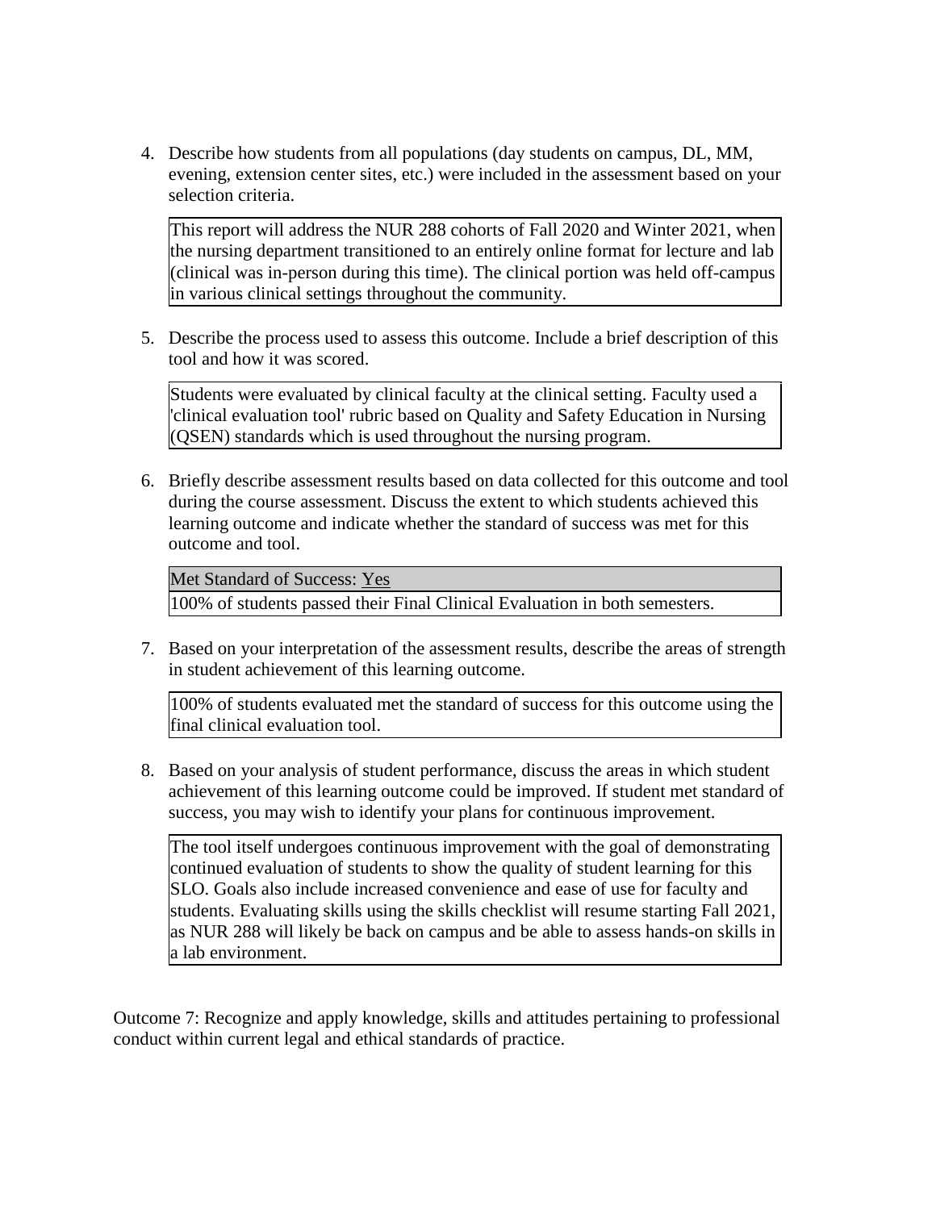4. Describe how students from all populations (day students on campus, DL, MM, evening, extension center sites, etc.) were included in the assessment based on your selection criteria.

   This report will address the NUR 288 cohorts of Fall 2020 and Winter 2021, when the nursing department transitioned to an entirely online format for lecture and lab (clinical was in-person during this time). The clinical portion was held off-campus in various clinical settings throughout the community.

5. Describe the process used to assess this outcome. Include a brief description of this tool and how it was scored.

   Students were evaluated by clinical faculty at the clinical setting. Faculty used a 'clinical evaluation tool' rubric based on Quality and Safety Education in Nursing (QSEN) standards which is used throughout the nursing program.

6. Briefly describe assessment results based on data collected for this outcome and tool during the course assessment. Discuss the extent to which students achieved this learning outcome and indicate whether the standard of success was met for this outcome and tool.

   Met Standard of Success: Yes

   100% of students passed their Final Clinical Evaluation in both semesters.

7. Based on your interpretation of the assessment results, describe the areas of strength in student achievement of this learning outcome.

   100% of students evaluated met the standard of success for this outcome using the final clinical evaluation tool.

8. Based on your analysis of student performance, discuss the areas in which student achievement of this learning outcome could be improved. If student met standard of success, you may wish to identify your plans for continuous improvement.

   The tool itself undergoes continuous improvement with the goal of demonstrating continued evaluation of students to show the quality of student learning for this SLO. Goals also include increased convenience and ease of use for faculty and students. Evaluating skills using the skills checklist will resume starting Fall 2021, as NUR 288 will likely be back on campus and be able to assess hands-on skills in a lab environment.

Outcome 7: Recognize and apply knowledge, skills and attitudes pertaining to professional conduct within current legal and ethical standards of practice.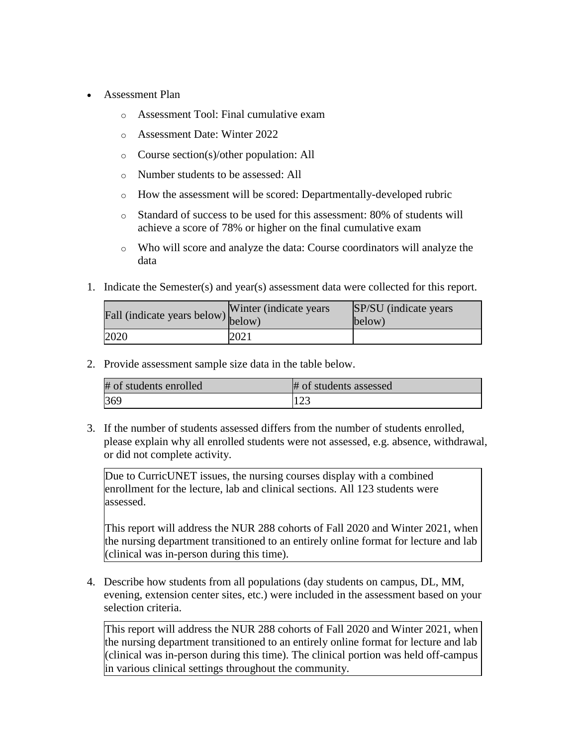- Assessment Plan
    - Assessment Tool: Final cumulative exam
    - Assessment Date: Winter 2022
    - Course section(s)/other population: All
    - Number students to be assessed: All
    - How the assessment will be scored: Departmentally-developed rubric
    - Standard of success to be used for this assessment: 80% of students will achieve a score of 78% or higher on the final cumulative exam
    - Who will score and analyze the data: Course coordinators will analyze the data

1. Indicate the Semester(s) and year(s) assessment data were collected for this report.

| Fall (indicate years below) | Winter (indicate years below) | SP/SU (indicate years below) |
|---|---|---|
| 2020 | 2021 | |

2. Provide assessment sample size data in the table below.

| # of students enrolled | # of students assessed |
|---|---|
| 369 | 123 |

3. If the number of students assessed differs from the number of students enrolled, please explain why all enrolled students were not assessed, e.g. absence, withdrawal, or did not complete activity.

Due to CurricUNET issues, the nursing courses display with a combined enrollment for the lecture, lab and clinical sections. All 123 students were assessed.

This report will address the NUR 288 cohorts of Fall 2020 and Winter 2021, when the nursing department transitioned to an entirely online format for lecture and lab (clinical was in-person during this time).

4. Describe how students from all populations (day students on campus, DL, MM, evening, extension center sites, etc.) were included in the assessment based on your selection criteria.

This report will address the NUR 288 cohorts of Fall 2020 and Winter 2021, when the nursing department transitioned to an entirely online format for lecture and lab (clinical was in-person during this time). The clinical portion was held off-campus in various clinical settings throughout the community.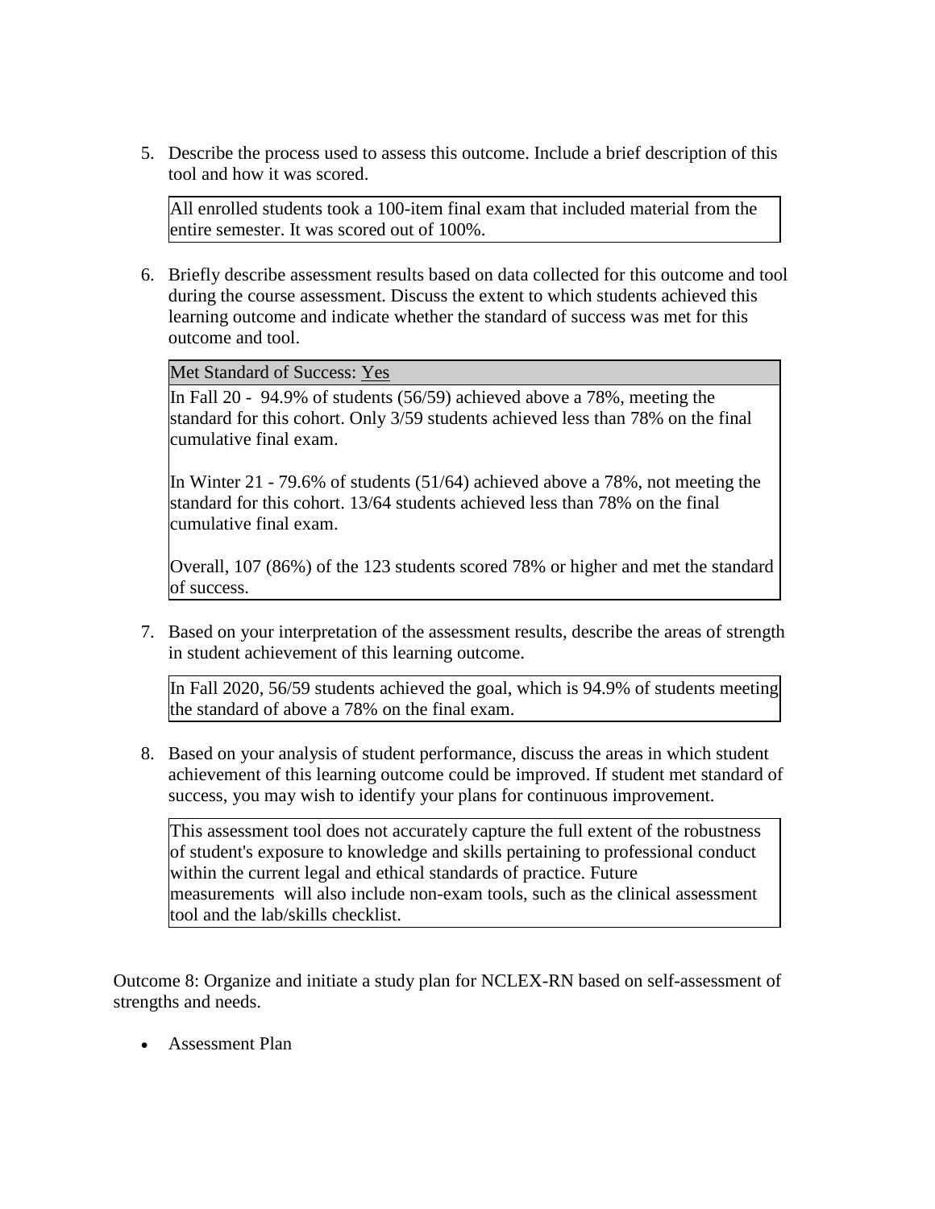5. Describe the process used to assess this outcome. Include a brief description of this tool and how it was scored.

   All enrolled students took a 100-item final exam that included material from the entire semester. It was scored out of 100%.

6. Briefly describe assessment results based on data collected for this outcome and tool during the course assessment. Discuss the extent to which students achieved this learning outcome and indicate whether the standard of success was met for this outcome and tool.

   Met Standard of Success: Yes

   In Fall 20 - 94.9% of students (56/59) achieved above a 78%, meeting the standard for this cohort. Only 3/59 students achieved less than 78% on the final cumulative final exam.

   In Winter 21 - 79.6% of students (51/64) achieved above a 78%, not meeting the standard for this cohort. 13/64 students achieved less than 78% on the final cumulative final exam.

   Overall, 107 (86%) of the 123 students scored 78% or higher and met the standard of success.

7. Based on your interpretation of the assessment results, describe the areas of strength in student achievement of this learning outcome.

   In Fall 2020, 56/59 students achieved the goal, which is 94.9% of students meeting the standard of above a 78% on the final exam.

8. Based on your analysis of student performance, discuss the areas in which student achievement of this learning outcome could be improved. If student met standard of success, you may wish to identify your plans for continuous improvement.

   This assessment tool does not accurately capture the full extent of the robustness of student's exposure to knowledge and skills pertaining to professional conduct within the current legal and ethical standards of practice. Future measurements will also include non-exam tools, such as the clinical assessment tool and the lab/skills checklist.

Outcome 8: Organize and initiate a study plan for NCLEX-RN based on self-assessment of strengths and needs.

- Assessment Plan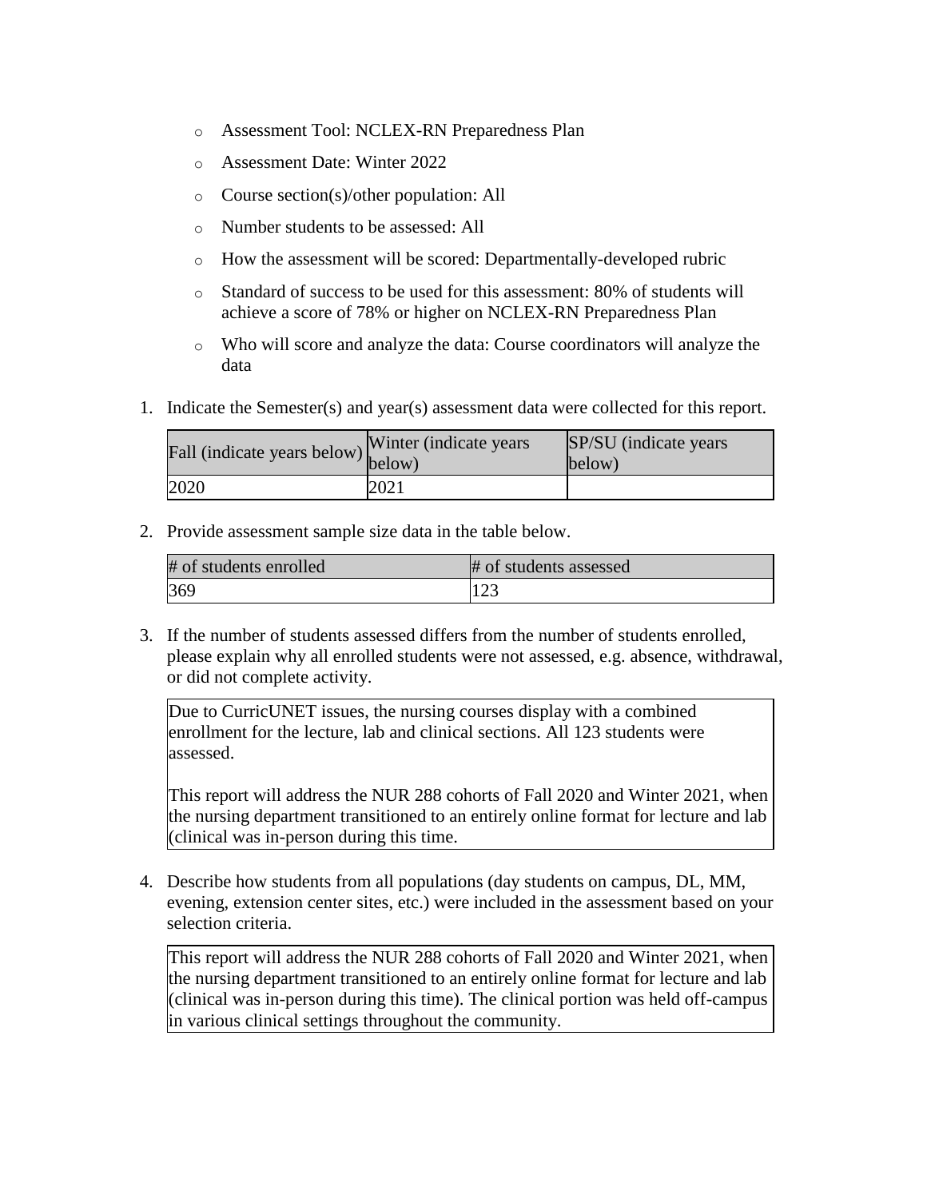- Assessment Tool: NCLEX-RN Preparedness Plan
- Assessment Date: Winter 2022
- Course section(s)/other population: All
- Number students to be assessed: All
- How the assessment will be scored: Departmentally-developed rubric
- Standard of success to be used for this assessment: 80% of students will achieve a score of 78% or higher on NCLEX-RN Preparedness Plan
- Who will score and analyze the data: Course coordinators will analyze the data

1. Indicate the Semester(s) and year(s) assessment data were collected for this report.

| Fall (indicate years below) | Winter (indicate years below) | SP/SU (indicate years below) |
| --- | --- | --- |
| 2020 | 2021 | |

2. Provide assessment sample size data in the table below.

| # of students enrolled | # of students assessed |
| --- | --- |
| 369 | 123 |

3. If the number of students assessed differs from the number of students enrolled, please explain why all enrolled students were not assessed, e.g. absence, withdrawal, or did not complete activity.

Due to CurricUNET issues, the nursing courses display with a combined enrollment for the lecture, lab and clinical sections. All 123 students were assessed.

This report will address the NUR 288 cohorts of Fall 2020 and Winter 2021, when the nursing department transitioned to an entirely online format for lecture and lab (clinical was in-person during this time.

4. Describe how students from all populations (day students on campus, DL, MM, evening, extension center sites, etc.) were included in the assessment based on your selection criteria.

This report will address the NUR 288 cohorts of Fall 2020 and Winter 2021, when the nursing department transitioned to an entirely online format for lecture and lab (clinical was in-person during this time). The clinical portion was held off-campus in various clinical settings throughout the community.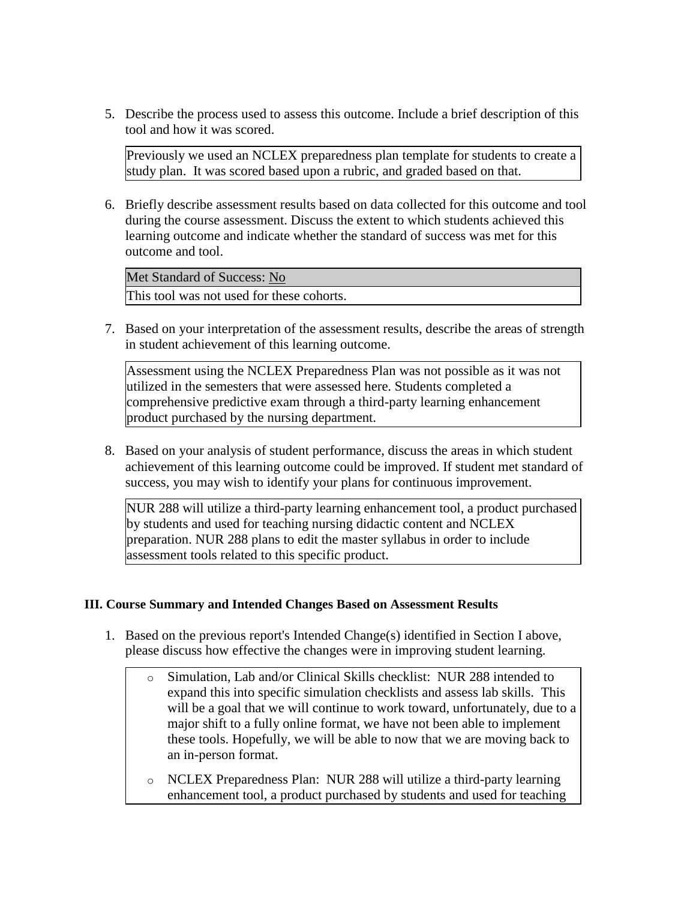5. Describe the process used to assess this outcome. Include a brief description of this tool and how it was scored.

   Previously we used an NCLEX preparedness plan template for students to create a study plan. It was scored based upon a rubric, and graded based on that.

6. Briefly describe assessment results based on data collected for this outcome and tool during the course assessment. Discuss the extent to which students achieved this learning outcome and indicate whether the standard of success was met for this outcome and tool.

   | Met Standard of Success: No |
   | --- |
   | This tool was not used for these cohorts. |

7. Based on your interpretation of the assessment results, describe the areas of strength in student achievement of this learning outcome.

   Assessment using the NCLEX Preparedness Plan was not possible as it was not utilized in the semesters that were assessed here. Students completed a comprehensive predictive exam through a third-party learning enhancement product purchased by the nursing department.

8. Based on your analysis of student performance, discuss the areas in which student achievement of this learning outcome could be improved. If student met standard of success, you may wish to identify your plans for continuous improvement.

   NUR 288 will utilize a third-party learning enhancement tool, a product purchased by students and used for teaching nursing didactic content and NCLEX preparation. NUR 288 plans to edit the master syllabus in order to include assessment tools related to this specific product.

### III. Course Summary and Intended Changes Based on Assessment Results

1. Based on the previous report's Intended Change(s) identified in Section I above, please discuss how effective the changes were in improving student learning.

   - Simulation, Lab and/or Clinical Skills checklist: NUR 288 intended to expand this into specific simulation checklists and assess lab skills. This will be a goal that we will continue to work toward, unfortunately, due to a major shift to a fully online format, we have not been able to implement these tools. Hopefully, we will be able to now that we are moving back to an in-person format.
   - NCLEX Preparedness Plan: NUR 288 will utilize a third-party learning enhancement tool, a product purchased by students and used for teaching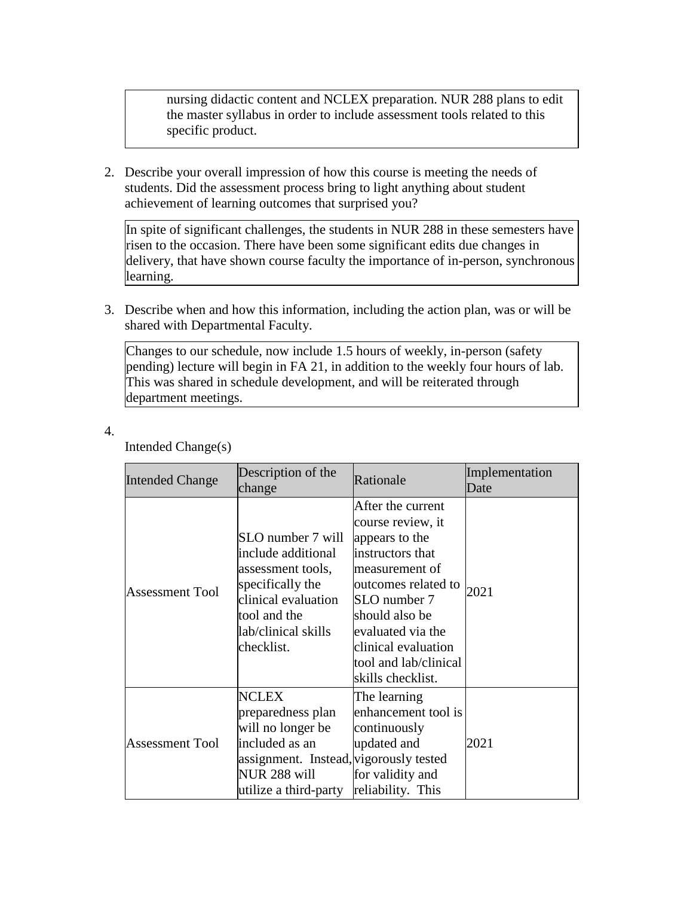nursing didactic content and NCLEX preparation. NUR 288 plans to edit the master syllabus in order to include assessment tools related to this specific product.

2. Describe your overall impression of how this course is meeting the needs of students. Did the assessment process bring to light anything about student achievement of learning outcomes that surprised you?

In spite of significant challenges, the students in NUR 288 in these semesters have risen to the occasion. There have been some significant edits due changes in delivery, that have shown course faculty the importance of in-person, synchronous learning.

3. Describe when and how this information, including the action plan, was or will be shared with Departmental Faculty.

Changes to our schedule, now include 1.5 hours of weekly, in-person (safety pending) lecture will begin in FA 21, in addition to the weekly four hours of lab. This was shared in schedule development, and will be reiterated through department meetings.

4. Intended Change(s)

| Intended Change | Description of the change | Rationale | Implementation Date |
| --- | --- | --- | --- |
| Assessment Tool | SLO number 7 will include additional assessment tools, specifically the clinical evaluation tool and the lab/clinical skills checklist. | After the current course review, it appears to the instructors that measurement of outcomes related to SLO number 7 should also be evaluated via the clinical evaluation tool and lab/clinical skills checklist. | 2021 |
| Assessment Tool | NCLEX preparedness plan will no longer be included as an assignment. Instead, NUR 288 will utilize a third-party | The learning enhancement tool is continuously updated and vigorously tested for validity and reliability. This | 2021 |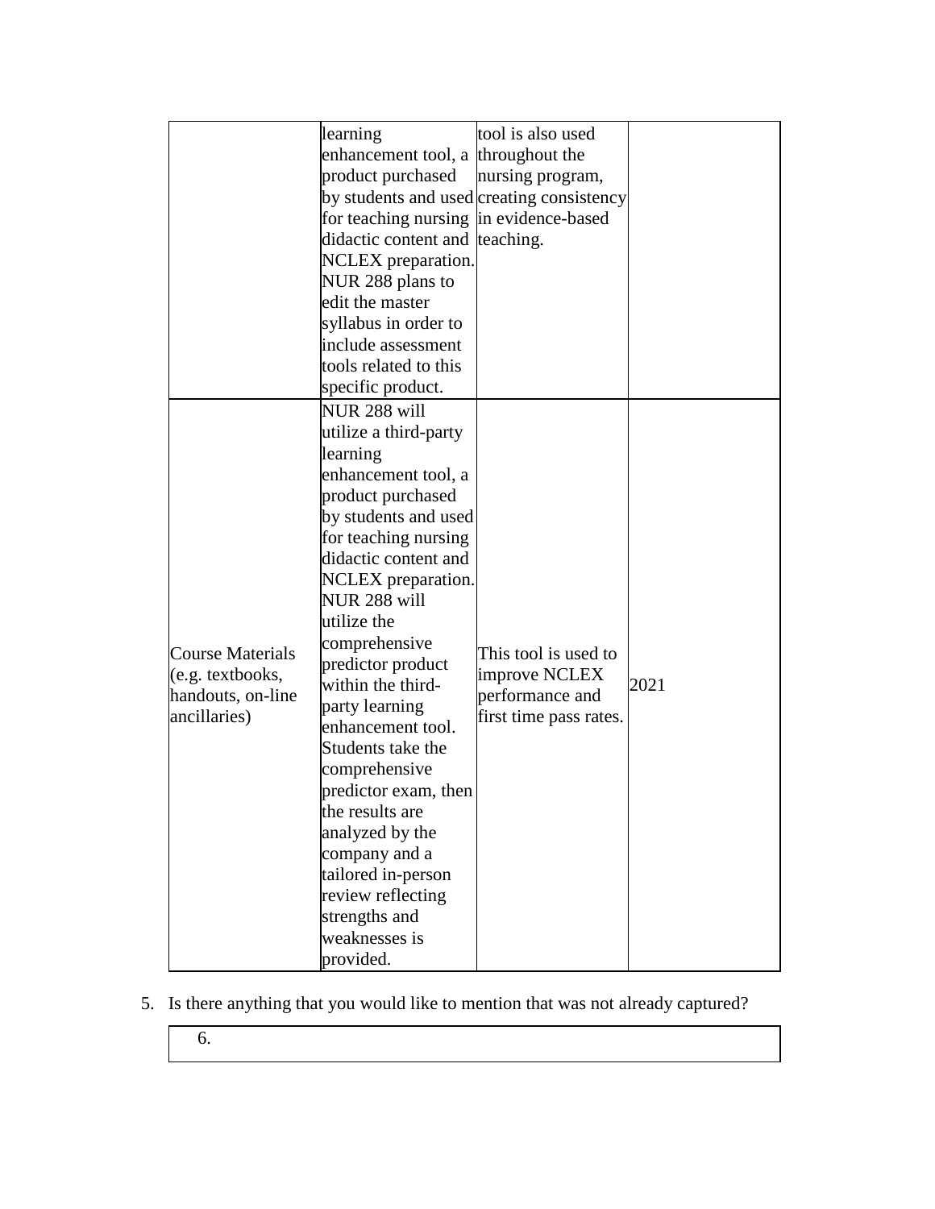| | | | |
|---|---|---|---|
| | learning enhancement tool, a product purchased by students and used for teaching nursing didactic content and NCLEX preparation. NUR 288 plans to edit the master syllabus in order to include assessment tools related to this specific product. | tool is also used throughout the nursing program, creating consistency in evidence-based teaching. | |
| Course Materials (e.g. textbooks, handouts, on-line ancillaries) | NUR 288 will utilize a third-party learning enhancement tool, a product purchased by students and used for teaching nursing didactic content and NCLEX preparation. NUR 288 will utilize the comprehensive predictor product within the third-party learning enhancement tool. Students take the comprehensive predictor exam, then the results are analyzed by the company and a tailored in-person review reflecting strengths and weaknesses is provided. | This tool is used to improve NCLEX performance and first time pass rates. | 2021 |

5. Is there anything that you would like to mention that was not already captured?

| 6. |
|---|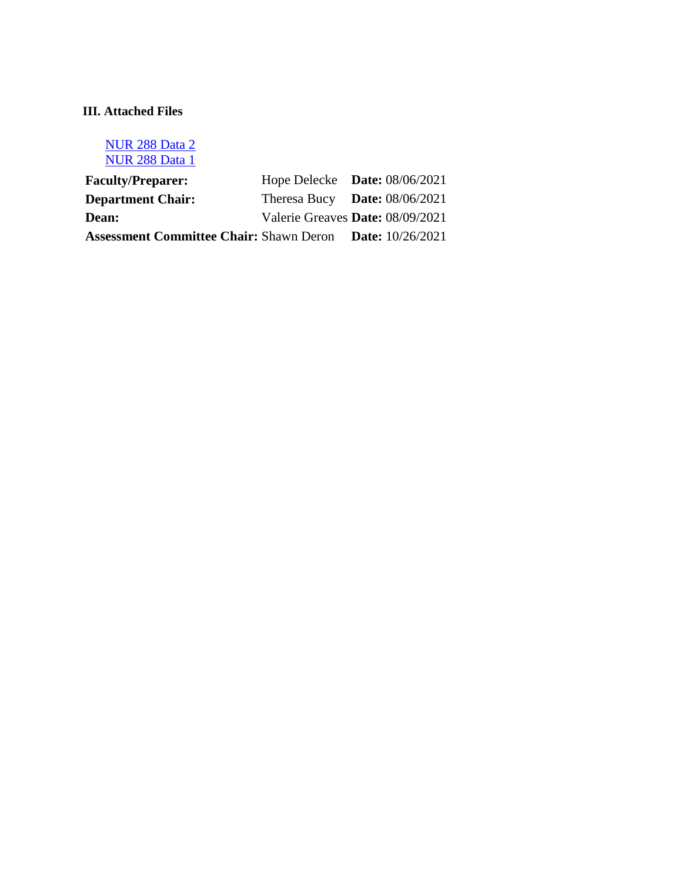### III. Attached Files

[NUR 288 Data 2]
[NUR 288 Data 1]

| | | |
|---|---|---|
| **Faculty/Preparer:** | Hope Delecke | **Date:** 08/06/2021 |
| **Department Chair:** | Theresa Bucy | **Date:** 08/06/2021 |
| **Dean:** | Valerie Greaves | **Date:** 08/09/2021 |
| **Assessment Committee Chair:** | Shawn Deron | **Date:** 10/26/2021 |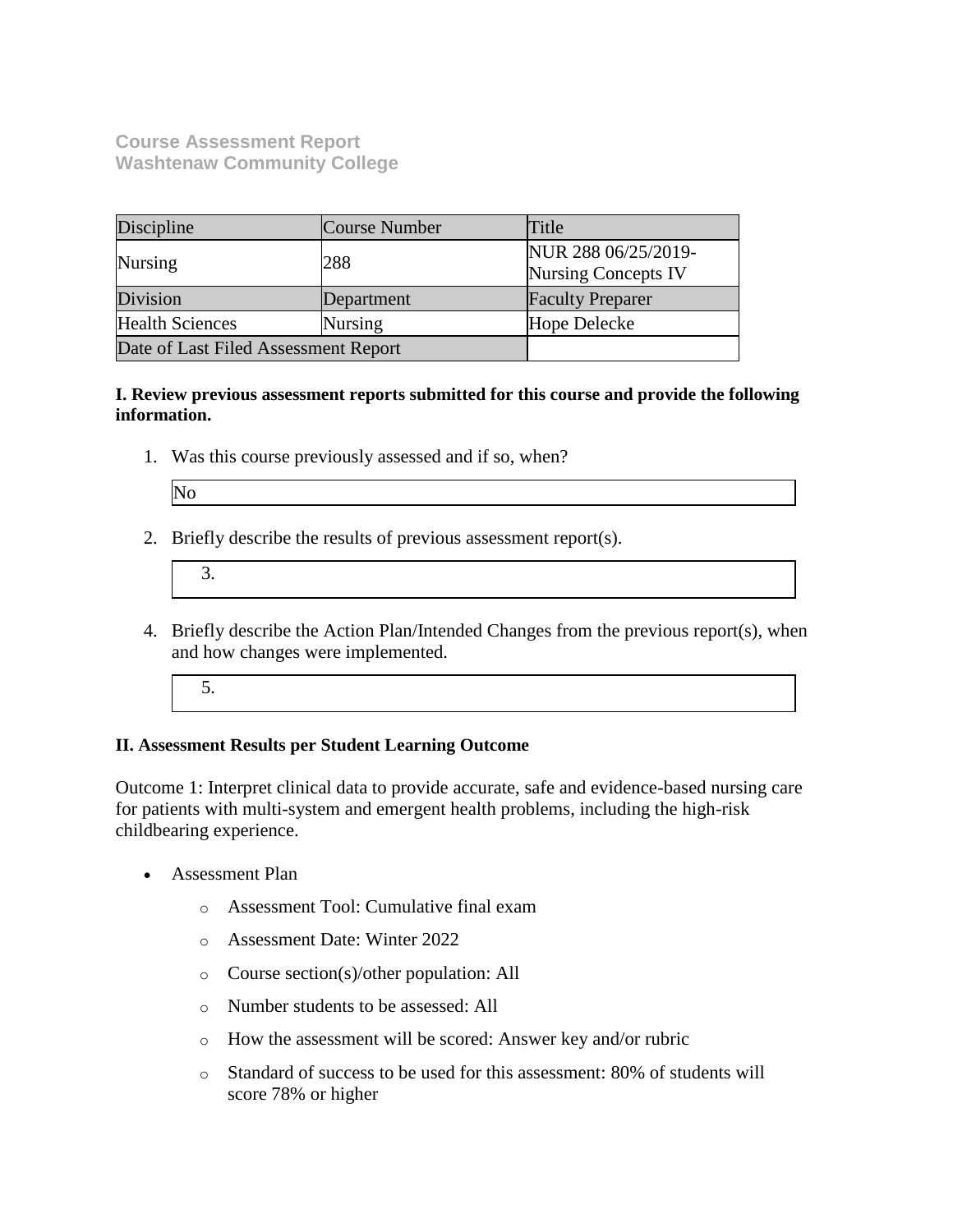**Course Assessment Report**
**Washtenaw Community College**

| Discipline | Course Number | Title |
|---|---|---|
| Nursing | 288 | NUR 288 06/25/2019-Nursing Concepts IV |
| Division | Department | Faculty Preparer |
| Health Sciences | Nursing | Hope Delecke |
| Date of Last Filed Assessment Report | | |

**I. Review previous assessment reports submitted for this course and provide the following information.**

1. Was this course previously assessed and if so, when?

   No

2. Briefly describe the results of previous assessment report(s).

   3.

4. Briefly describe the Action Plan/Intended Changes from the previous report(s), when and how changes were implemented.

   5.

**II. Assessment Results per Student Learning Outcome**

Outcome 1: Interpret clinical data to provide accurate, safe and evidence-based nursing care for patients with multi-system and emergent health problems, including the high-risk childbearing experience.

- Assessment Plan
  - Assessment Tool: Cumulative final exam
  - Assessment Date: Winter 2022
  - Course section(s)/other population: All
  - Number students to be assessed: All
  - How the assessment will be scored: Answer key and/or rubric
  - Standard of success to be used for this assessment: 80% of students will score 78% or higher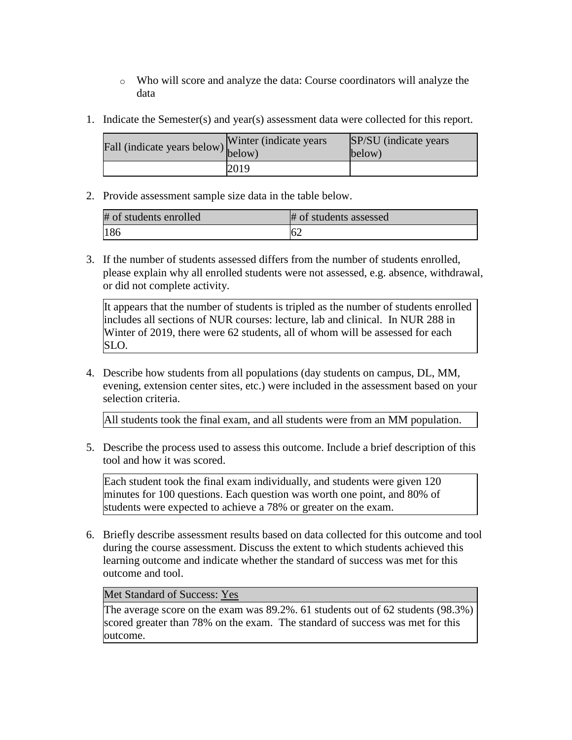- Who will score and analyze the data: Course coordinators will analyze the data

1. Indicate the Semester(s) and year(s) assessment data were collected for this report.

| Fall (indicate years below) | Winter (indicate years below) | SP/SU (indicate years below) |
|---|---|---|
| | 2019 | |

2. Provide assessment sample size data in the table below.

| # of students enrolled | # of students assessed |
|---|---|
| 186 | 62 |

3. If the number of students assessed differs from the number of students enrolled, please explain why all enrolled students were not assessed, e.g. absence, withdrawal, or did not complete activity.

| It appears that the number of students is tripled as the number of students enrolled includes all sections of NUR courses: lecture, lab and clinical. In NUR 288 in Winter of 2019, there were 62 students, all of whom will be assessed for each SLO. |
|---|

4. Describe how students from all populations (day students on campus, DL, MM, evening, extension center sites, etc.) were included in the assessment based on your selection criteria.

| All students took the final exam, and all students were from an MM population. |
|---|

5. Describe the process used to assess this outcome. Include a brief description of this tool and how it was scored.

| Each student took the final exam individually, and students were given 120 minutes for 100 questions. Each question was worth one point, and 80% of students were expected to achieve a 78% or greater on the exam. |
|---|

6. Briefly describe assessment results based on data collected for this outcome and tool during the course assessment. Discuss the extent to which students achieved this learning outcome and indicate whether the standard of success was met for this outcome and tool.

| Met Standard of Success: Yes |
|---|
| The average score on the exam was 89.2%. 61 students out of 62 students (98.3%) scored greater than 78% on the exam. The standard of success was met for this outcome. |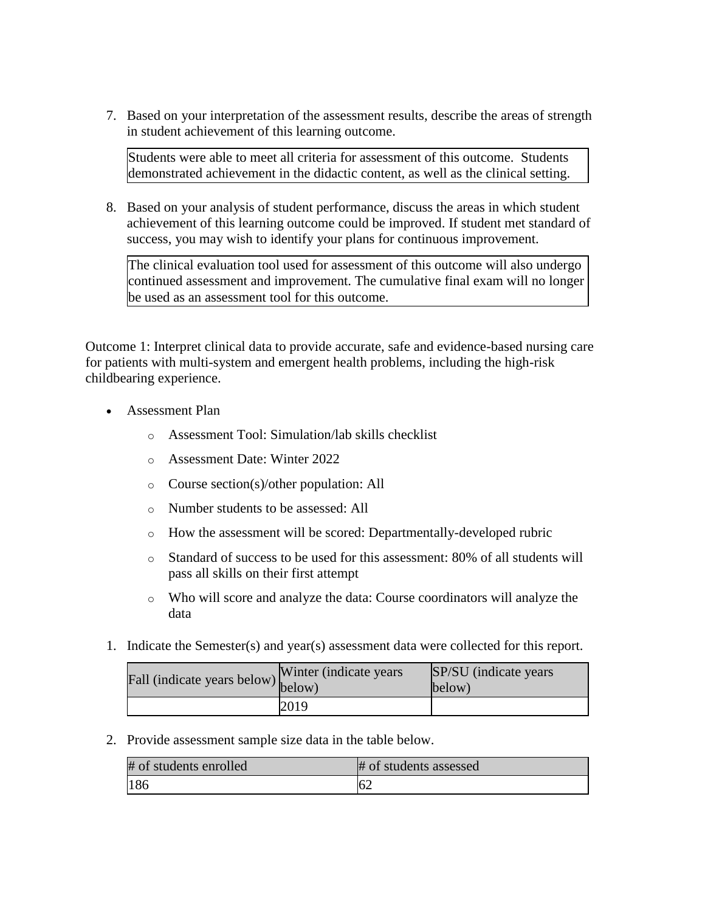7. Based on your interpretation of the assessment results, describe the areas of strength in student achievement of this learning outcome.

| Students were able to meet all criteria for assessment of this outcome. Students demonstrated achievement in the didactic content, as well as the clinical setting. |
|---|

8. Based on your analysis of student performance, discuss the areas in which student achievement of this learning outcome could be improved. If student met standard of success, you may wish to identify your plans for continuous improvement.

| The clinical evaluation tool used for assessment of this outcome will also undergo continued assessment and improvement. The cumulative final exam will no longer be used as an assessment tool for this outcome. |
|---|

Outcome 1: Interpret clinical data to provide accurate, safe and evidence-based nursing care for patients with multi-system and emergent health problems, including the high-risk childbearing experience.

- Assessment Plan
  - Assessment Tool: Simulation/lab skills checklist
  - Assessment Date: Winter 2022
  - Course section(s)/other population: All
  - Number students to be assessed: All
  - How the assessment will be scored: Departmentally-developed rubric
  - Standard of success to be used for this assessment: 80% of all students will pass all skills on their first attempt
  - Who will score and analyze the data: Course coordinators will analyze the data

1. Indicate the Semester(s) and year(s) assessment data were collected for this report.

| Fall (indicate years below) | Winter (indicate years below) | SP/SU (indicate years below) |
|---|---|---|
| | 2019 | |

2. Provide assessment sample size data in the table below.

| # of students enrolled | # of students assessed |
|---|---|
| 186 | 62 |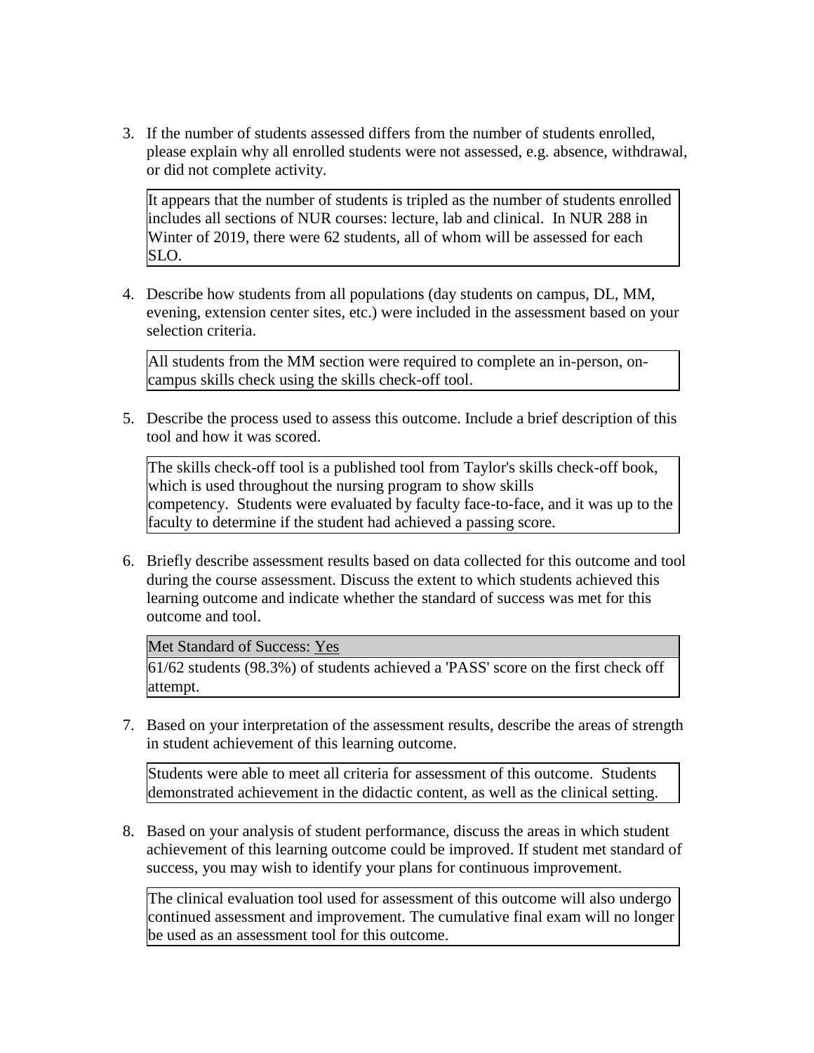3. If the number of students assessed differs from the number of students enrolled, please explain why all enrolled students were not assessed, e.g. absence, withdrawal, or did not complete activity.

   It appears that the number of students is tripled as the number of students enrolled includes all sections of NUR courses: lecture, lab and clinical. In NUR 288 in Winter of 2019, there were 62 students, all of whom will be assessed for each SLO.

4. Describe how students from all populations (day students on campus, DL, MM, evening, extension center sites, etc.) were included in the assessment based on your selection criteria.

   All students from the MM section were required to complete an in-person, on-campus skills check using the skills check-off tool.

5. Describe the process used to assess this outcome. Include a brief description of this tool and how it was scored.

   The skills check-off tool is a published tool from Taylor's skills check-off book, which is used throughout the nursing program to show skills competency. Students were evaluated by faculty face-to-face, and it was up to the faculty to determine if the student had achieved a passing score.

6. Briefly describe assessment results based on data collected for this outcome and tool during the course assessment. Discuss the extent to which students achieved this learning outcome and indicate whether the standard of success was met for this outcome and tool.

   Met Standard of Success: Yes

   61/62 students (98.3%) of students achieved a 'PASS' score on the first check off attempt.

7. Based on your interpretation of the assessment results, describe the areas of strength in student achievement of this learning outcome.

   Students were able to meet all criteria for assessment of this outcome. Students demonstrated achievement in the didactic content, as well as the clinical setting.

8. Based on your analysis of student performance, discuss the areas in which student achievement of this learning outcome could be improved. If student met standard of success, you may wish to identify your plans for continuous improvement.

   The clinical evaluation tool used for assessment of this outcome will also undergo continued assessment and improvement. The cumulative final exam will no longer be used as an assessment tool for this outcome.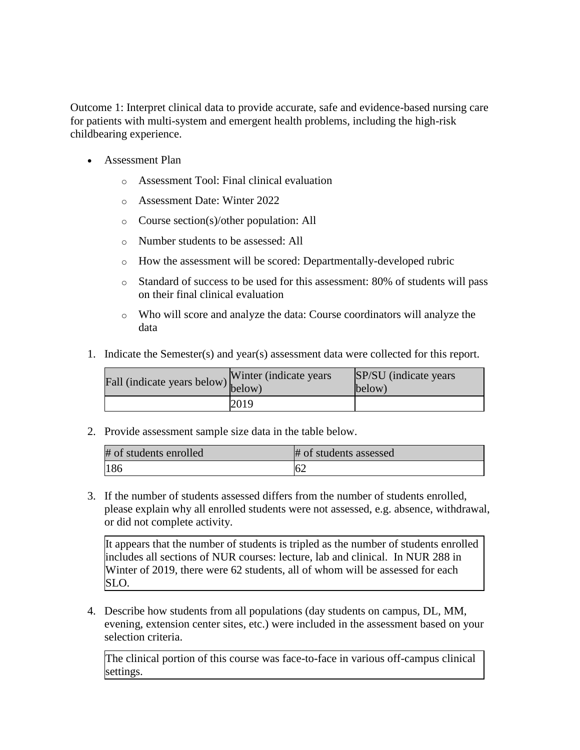Outcome 1: Interpret clinical data to provide accurate, safe and evidence-based nursing care for patients with multi-system and emergent health problems, including the high-risk childbearing experience.

- Assessment Plan
    - Assessment Tool: Final clinical evaluation
    - Assessment Date: Winter 2022
    - Course section(s)/other population: All
    - Number students to be assessed: All
    - How the assessment will be scored: Departmentally-developed rubric
    - Standard of success to be used for this assessment: 80% of students will pass on their final clinical evaluation
    - Who will score and analyze the data: Course coordinators will analyze the data

1. Indicate the Semester(s) and year(s) assessment data were collected for this report.

| Fall (indicate years below) | Winter (indicate years below) | SP/SU (indicate years below) |
|---|---|---|
| | 2019 | |

2. Provide assessment sample size data in the table below.

| # of students enrolled | # of students assessed |
|---|---|
| 186 | 62 |

3. If the number of students assessed differs from the number of students enrolled, please explain why all enrolled students were not assessed, e.g. absence, withdrawal, or did not complete activity.

It appears that the number of students is tripled as the number of students enrolled includes all sections of NUR courses: lecture, lab and clinical. In NUR 288 in Winter of 2019, there were 62 students, all of whom will be assessed for each SLO.

4. Describe how students from all populations (day students on campus, DL, MM, evening, extension center sites, etc.) were included in the assessment based on your selection criteria.

The clinical portion of this course was face-to-face in various off-campus clinical settings.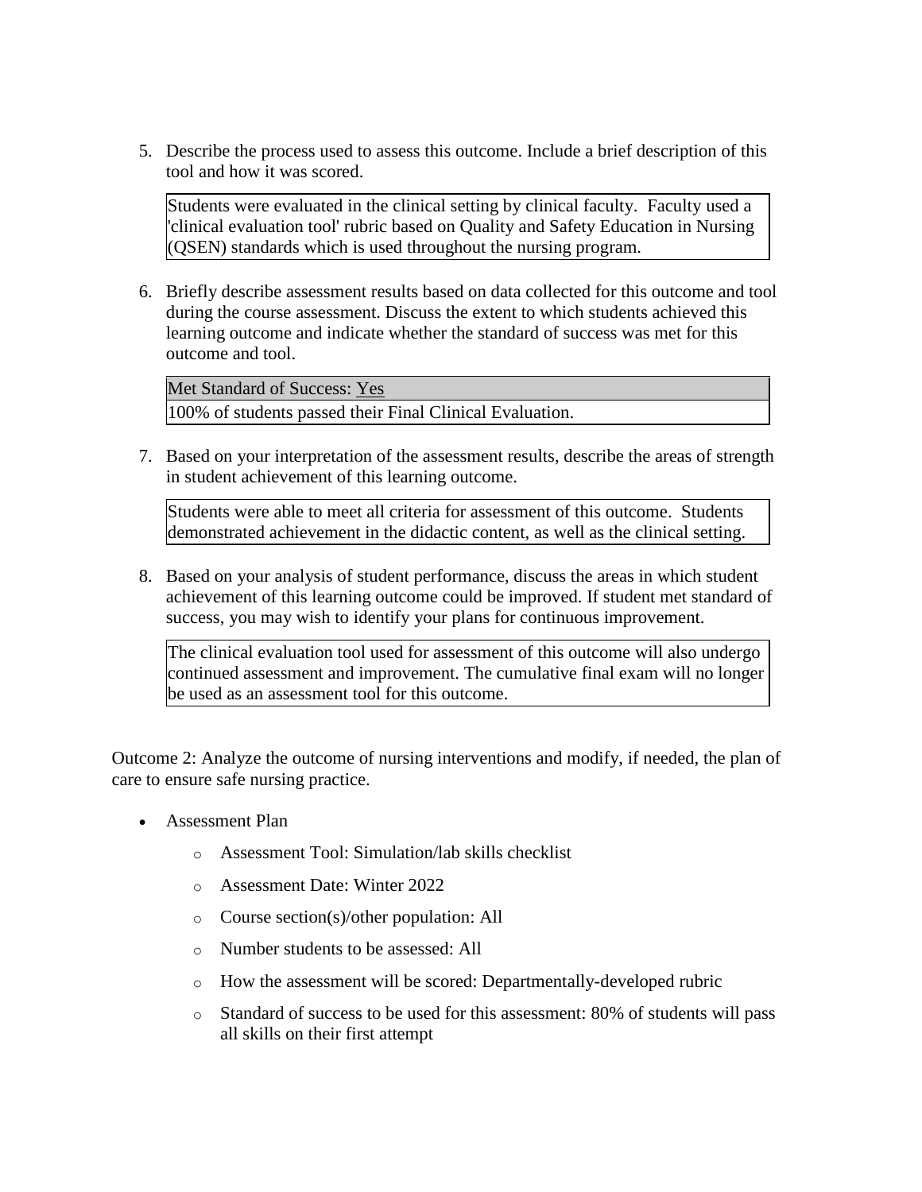5. Describe the process used to assess this outcome. Include a brief description of this tool and how it was scored.

   Students were evaluated in the clinical setting by clinical faculty. Faculty used a 'clinical evaluation tool' rubric based on Quality and Safety Education in Nursing (QSEN) standards which is used throughout the nursing program.

6. Briefly describe assessment results based on data collected for this outcome and tool during the course assessment. Discuss the extent to which students achieved this learning outcome and indicate whether the standard of success was met for this outcome and tool.

   | Met Standard of Success: Yes |
   | --- |
   | 100% of students passed their Final Clinical Evaluation. |

7. Based on your interpretation of the assessment results, describe the areas of strength in student achievement of this learning outcome.

   Students were able to meet all criteria for assessment of this outcome. Students demonstrated achievement in the didactic content, as well as the clinical setting.

8. Based on your analysis of student performance, discuss the areas in which student achievement of this learning outcome could be improved. If student met standard of success, you may wish to identify your plans for continuous improvement.

   The clinical evaluation tool used for assessment of this outcome will also undergo continued assessment and improvement. The cumulative final exam will no longer be used as an assessment tool for this outcome.

Outcome 2: Analyze the outcome of nursing interventions and modify, if needed, the plan of care to ensure safe nursing practice.

- Assessment Plan
  - Assessment Tool: Simulation/lab skills checklist
  - Assessment Date: Winter 2022
  - Course section(s)/other population: All
  - Number students to be assessed: All
  - How the assessment will be scored: Departmentally-developed rubric
  - Standard of success to be used for this assessment: 80% of students will pass all skills on their first attempt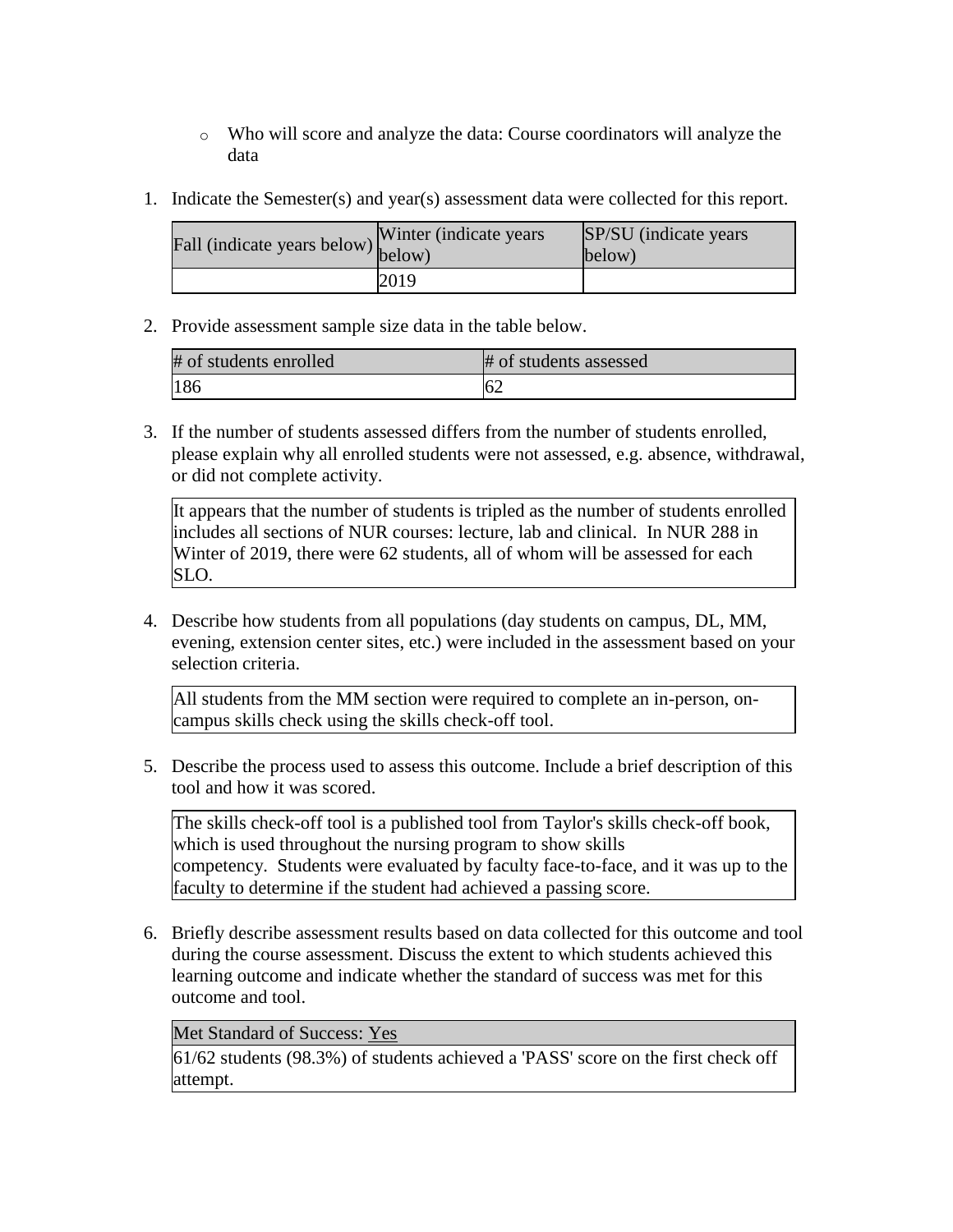- Who will score and analyze the data: Course coordinators will analyze the data

1. Indicate the Semester(s) and year(s) assessment data were collected for this report.

| Fall (indicate years below) | Winter (indicate years below) | SP/SU (indicate years below) |
| --- | --- | --- |
| | 2019 | |

2. Provide assessment sample size data in the table below.

| # of students enrolled | # of students assessed |
| --- | --- |
| 186 | 62 |

3. If the number of students assessed differs from the number of students enrolled, please explain why all enrolled students were not assessed, e.g. absence, withdrawal, or did not complete activity.

| It appears that the number of students is tripled as the number of students enrolled includes all sections of NUR courses: lecture, lab and clinical. In NUR 288 in Winter of 2019, there were 62 students, all of whom will be assessed for each SLO. |
| --- |

4. Describe how students from all populations (day students on campus, DL, MM, evening, extension center sites, etc.) were included in the assessment based on your selection criteria.

| All students from the MM section were required to complete an in-person, on-campus skills check using the skills check-off tool. |
| --- |

5. Describe the process used to assess this outcome. Include a brief description of this tool and how it was scored.

| The skills check-off tool is a published tool from Taylor's skills check-off book, which is used throughout the nursing program to show skills competency. Students were evaluated by faculty face-to-face, and it was up to the faculty to determine if the student had achieved a passing score. |
| --- |

6. Briefly describe assessment results based on data collected for this outcome and tool during the course assessment. Discuss the extent to which students achieved this learning outcome and indicate whether the standard of success was met for this outcome and tool.

| Met Standard of Success: Yes |
| --- |
| 61/62 students (98.3%) of students achieved a 'PASS' score on the first check off attempt. |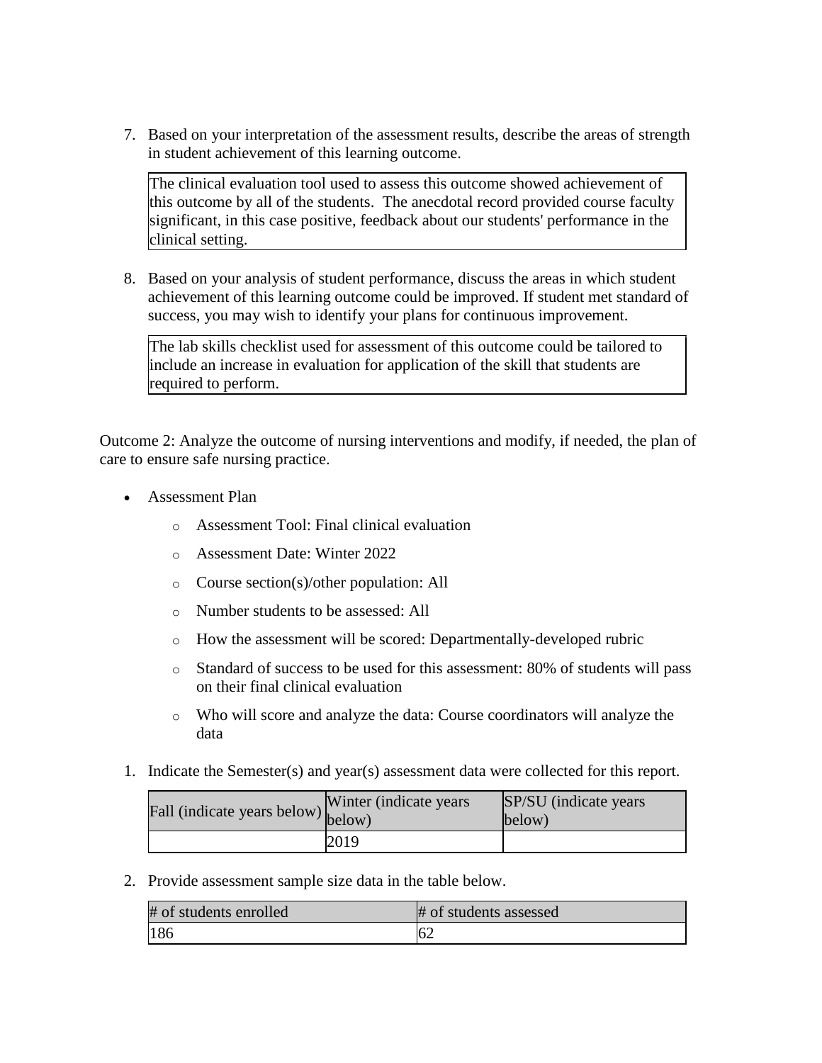7. Based on your interpretation of the assessment results, describe the areas of strength in student achievement of this learning outcome.

| The clinical evaluation tool used to assess this outcome showed achievement of this outcome by all of the students. The anecdotal record provided course faculty significant, in this case positive, feedback about our students' performance in the clinical setting. |
| --- |

8. Based on your analysis of student performance, discuss the areas in which student achievement of this learning outcome could be improved. If student met standard of success, you may wish to identify your plans for continuous improvement.

| The lab skills checklist used for assessment of this outcome could be tailored to include an increase in evaluation for application of the skill that students are required to perform. |
| --- |

Outcome 2: Analyze the outcome of nursing interventions and modify, if needed, the plan of care to ensure safe nursing practice.

- Assessment Plan
  - Assessment Tool: Final clinical evaluation
  - Assessment Date: Winter 2022
  - Course section(s)/other population: All
  - Number students to be assessed: All
  - How the assessment will be scored: Departmentally-developed rubric
  - Standard of success to be used for this assessment: 80% of students will pass on their final clinical evaluation
  - Who will score and analyze the data: Course coordinators will analyze the data

1. Indicate the Semester(s) and year(s) assessment data were collected for this report.

| Fall (indicate years below) | Winter (indicate years below) | SP/SU (indicate years below) |
| --- | --- | --- |
| | 2019 | |

2. Provide assessment sample size data in the table below.

| # of students enrolled | # of students assessed |
| --- | --- |
| 186 | 62 |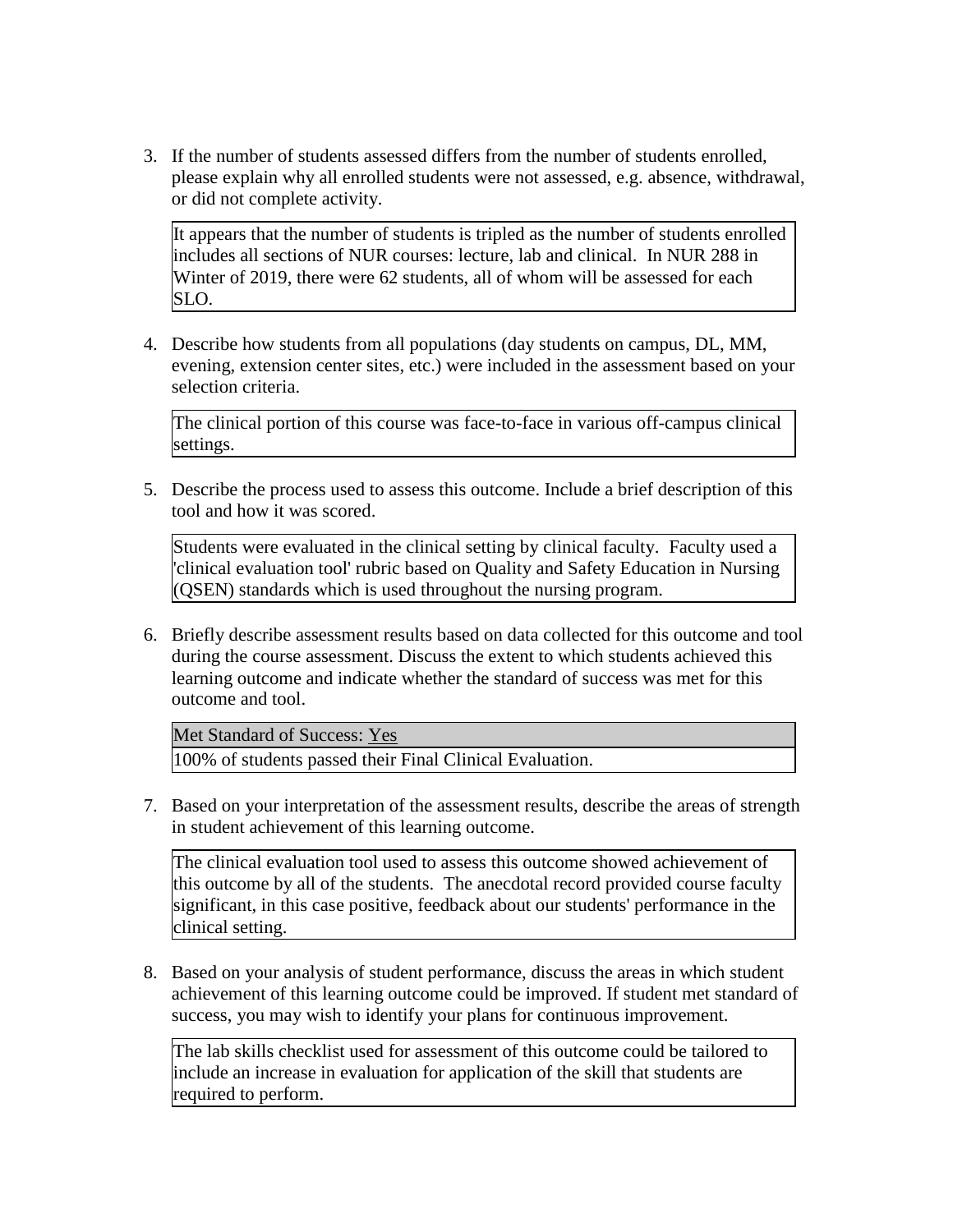3. If the number of students assessed differs from the number of students enrolled, please explain why all enrolled students were not assessed, e.g. absence, withdrawal, or did not complete activity.

   It appears that the number of students is tripled as the number of students enrolled includes all sections of NUR courses: lecture, lab and clinical. In NUR 288 in Winter of 2019, there were 62 students, all of whom will be assessed for each SLO.

4. Describe how students from all populations (day students on campus, DL, MM, evening, extension center sites, etc.) were included in the assessment based on your selection criteria.

   The clinical portion of this course was face-to-face in various off-campus clinical settings.

5. Describe the process used to assess this outcome. Include a brief description of this tool and how it was scored.

   Students were evaluated in the clinical setting by clinical faculty. Faculty used a 'clinical evaluation tool' rubric based on Quality and Safety Education in Nursing (QSEN) standards which is used throughout the nursing program.

6. Briefly describe assessment results based on data collected for this outcome and tool during the course assessment. Discuss the extent to which students achieved this learning outcome and indicate whether the standard of success was met for this outcome and tool.

   Met Standard of Success: Yes

   100% of students passed their Final Clinical Evaluation.

7. Based on your interpretation of the assessment results, describe the areas of strength in student achievement of this learning outcome.

   The clinical evaluation tool used to assess this outcome showed achievement of this outcome by all of the students. The anecdotal record provided course faculty significant, in this case positive, feedback about our students' performance in the clinical setting.

8. Based on your analysis of student performance, discuss the areas in which student achievement of this learning outcome could be improved. If student met standard of success, you may wish to identify your plans for continuous improvement.

   The lab skills checklist used for assessment of this outcome could be tailored to include an increase in evaluation for application of the skill that students are required to perform.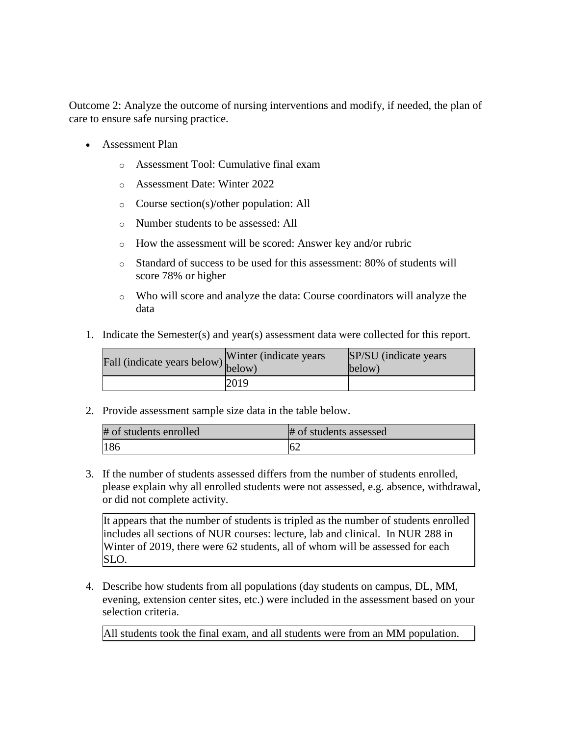Outcome 2: Analyze the outcome of nursing interventions and modify, if needed, the plan of care to ensure safe nursing practice.

- Assessment Plan
  - Assessment Tool: Cumulative final exam
  - Assessment Date: Winter 2022
  - Course section(s)/other population: All
  - Number students to be assessed: All
  - How the assessment will be scored: Answer key and/or rubric
  - Standard of success to be used for this assessment: 80% of students will score 78% or higher
  - Who will score and analyze the data: Course coordinators will analyze the data

1. Indicate the Semester(s) and year(s) assessment data were collected for this report.

| Fall (indicate years below) | Winter (indicate years below) | SP/SU (indicate years below) |
|---|---|---|
| | 2019 | |

2. Provide assessment sample size data in the table below.

| # of students enrolled | # of students assessed |
|---|---|
| 186 | 62 |

3. If the number of students assessed differs from the number of students enrolled, please explain why all enrolled students were not assessed, e.g. absence, withdrawal, or did not complete activity.

| It appears that the number of students is tripled as the number of students enrolled includes all sections of NUR courses: lecture, lab and clinical. In NUR 288 in Winter of 2019, there were 62 students, all of whom will be assessed for each SLO. |
|---|

4. Describe how students from all populations (day students on campus, DL, MM, evening, extension center sites, etc.) were included in the assessment based on your selection criteria.

| All students took the final exam, and all students were from an MM population. |
|---|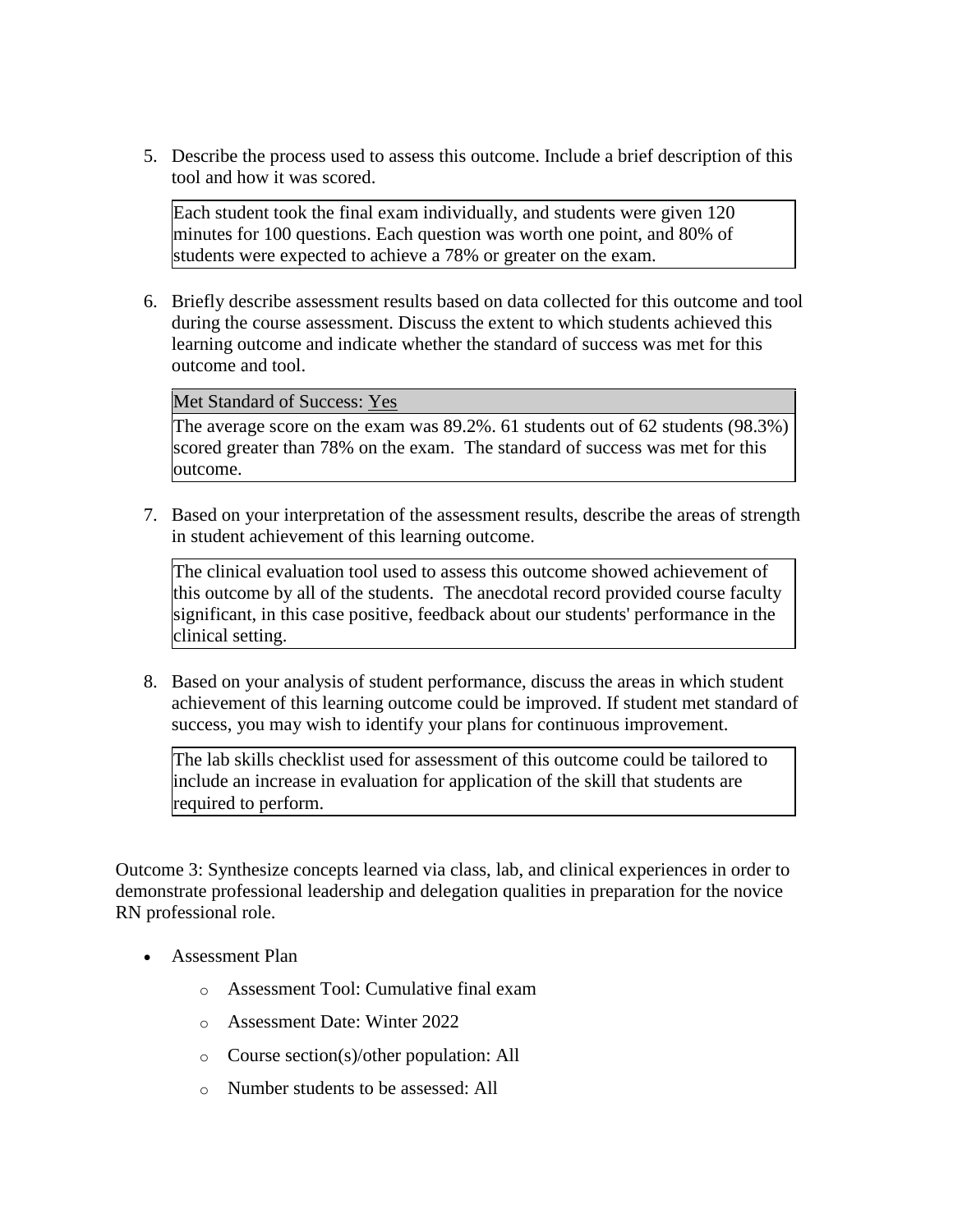5. Describe the process used to assess this outcome. Include a brief description of this tool and how it was scored.

   Each student took the final exam individually, and students were given 120 minutes for 100 questions. Each question was worth one point, and 80% of students were expected to achieve a 78% or greater on the exam.

6. Briefly describe assessment results based on data collected for this outcome and tool during the course assessment. Discuss the extent to which students achieved this learning outcome and indicate whether the standard of success was met for this outcome and tool.

   Met Standard of Success: Yes

   The average score on the exam was 89.2%. 61 students out of 62 students (98.3%) scored greater than 78% on the exam. The standard of success was met for this outcome.

7. Based on your interpretation of the assessment results, describe the areas of strength in student achievement of this learning outcome.

   The clinical evaluation tool used to assess this outcome showed achievement of this outcome by all of the students. The anecdotal record provided course faculty significant, in this case positive, feedback about our students' performance in the clinical setting.

8. Based on your analysis of student performance, discuss the areas in which student achievement of this learning outcome could be improved. If student met standard of success, you may wish to identify your plans for continuous improvement.

   The lab skills checklist used for assessment of this outcome could be tailored to include an increase in evaluation for application of the skill that students are required to perform.

Outcome 3: Synthesize concepts learned via class, lab, and clinical experiences in order to demonstrate professional leadership and delegation qualities in preparation for the novice RN professional role.

- Assessment Plan
  - Assessment Tool: Cumulative final exam
  - Assessment Date: Winter 2022
  - Course section(s)/other population: All
  - Number students to be assessed: All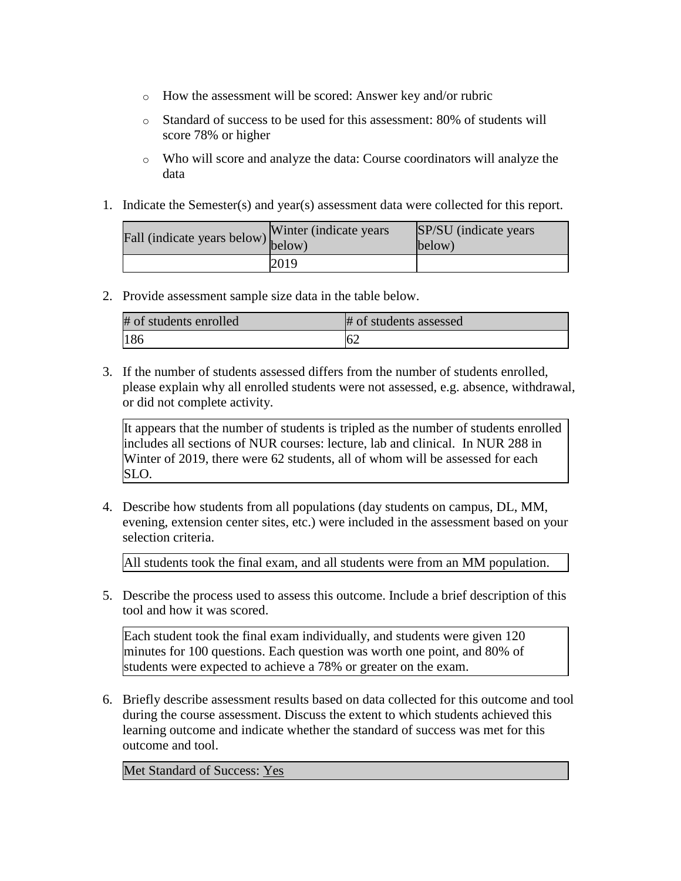- How the assessment will be scored: Answer key and/or rubric
- Standard of success to be used for this assessment: 80% of students will score 78% or higher
- Who will score and analyze the data: Course coordinators will analyze the data

1. Indicate the Semester(s) and year(s) assessment data were collected for this report.

| Fall (indicate years below) | Winter (indicate years below) | SP/SU (indicate years below) |
| --- | --- | --- |
| | 2019 | |

2. Provide assessment sample size data in the table below.

| # of students enrolled | # of students assessed |
| --- | --- |
| 186 | 62 |

3. If the number of students assessed differs from the number of students enrolled, please explain why all enrolled students were not assessed, e.g. absence, withdrawal, or did not complete activity.

| It appears that the number of students is tripled as the number of students enrolled includes all sections of NUR courses: lecture, lab and clinical. In NUR 288 in Winter of 2019, there were 62 students, all of whom will be assessed for each SLO. |
| --- |

4. Describe how students from all populations (day students on campus, DL, MM, evening, extension center sites, etc.) were included in the assessment based on your selection criteria.

| All students took the final exam, and all students were from an MM population. |
| --- |

5. Describe the process used to assess this outcome. Include a brief description of this tool and how it was scored.

| Each student took the final exam individually, and students were given 120 minutes for 100 questions. Each question was worth one point, and 80% of students were expected to achieve a 78% or greater on the exam. |
| --- |

6. Briefly describe assessment results based on data collected for this outcome and tool during the course assessment. Discuss the extent to which students achieved this learning outcome and indicate whether the standard of success was met for this outcome and tool.

| Met Standard of Success: Yes |
| --- |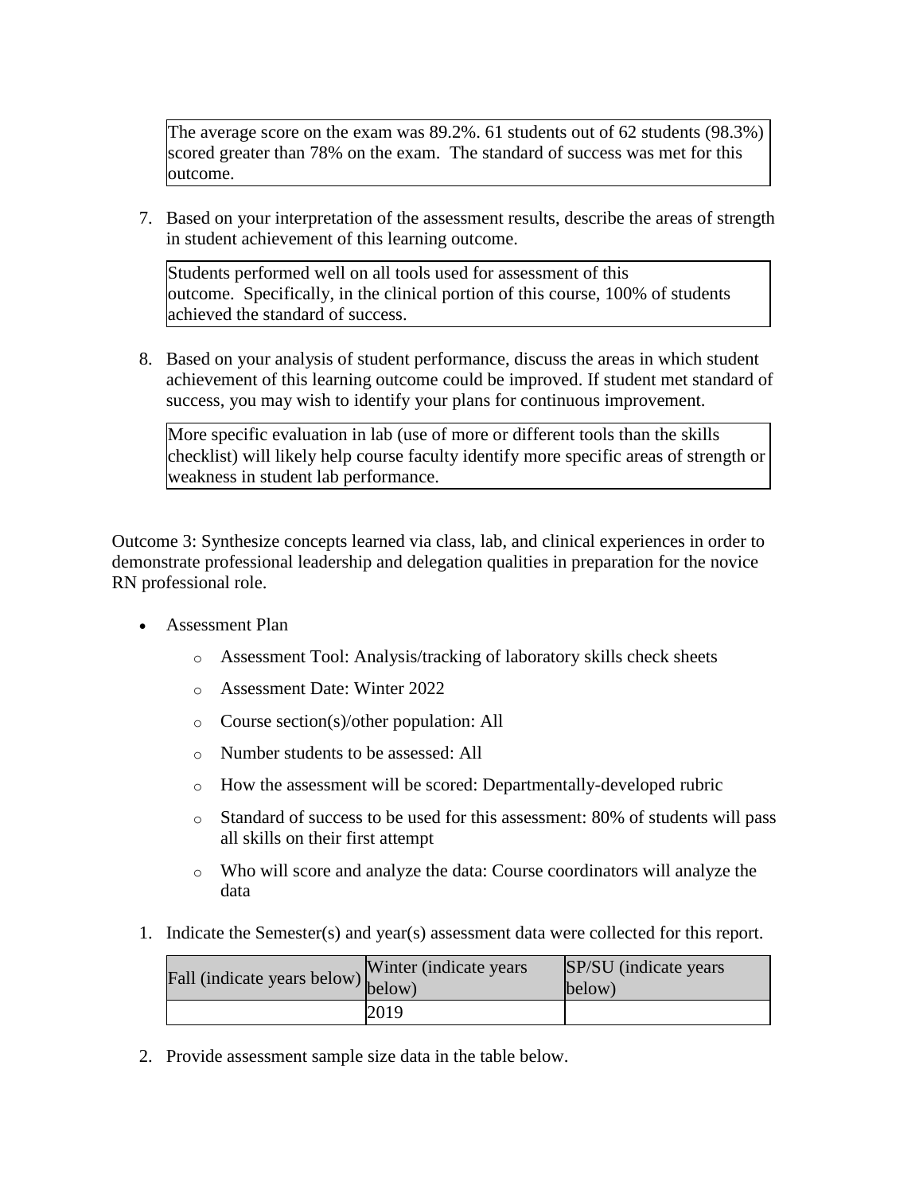The average score on the exam was 89.2%. 61 students out of 62 students (98.3%) scored greater than 78% on the exam. The standard of success was met for this outcome.

7. Based on your interpretation of the assessment results, describe the areas of strength in student achievement of this learning outcome.

Students performed well on all tools used for assessment of this outcome. Specifically, in the clinical portion of this course, 100% of students achieved the standard of success.

8. Based on your analysis of student performance, discuss the areas in which student achievement of this learning outcome could be improved. If student met standard of success, you may wish to identify your plans for continuous improvement.

More specific evaluation in lab (use of more or different tools than the skills checklist) will likely help course faculty identify more specific areas of strength or weakness in student lab performance.

Outcome 3: Synthesize concepts learned via class, lab, and clinical experiences in order to demonstrate professional leadership and delegation qualities in preparation for the novice RN professional role.

- Assessment Plan
  - Assessment Tool: Analysis/tracking of laboratory skills check sheets
  - Assessment Date: Winter 2022
  - Course section(s)/other population: All
  - Number students to be assessed: All
  - How the assessment will be scored: Departmentally-developed rubric
  - Standard of success to be used for this assessment: 80% of students will pass all skills on their first attempt
  - Who will score and analyze the data: Course coordinators will analyze the data

1. Indicate the Semester(s) and year(s) assessment data were collected for this report.

| Fall (indicate years below) | Winter (indicate years below) | SP/SU (indicate years below) |
|---|---|---|
| | 2019 | |

2. Provide assessment sample size data in the table below.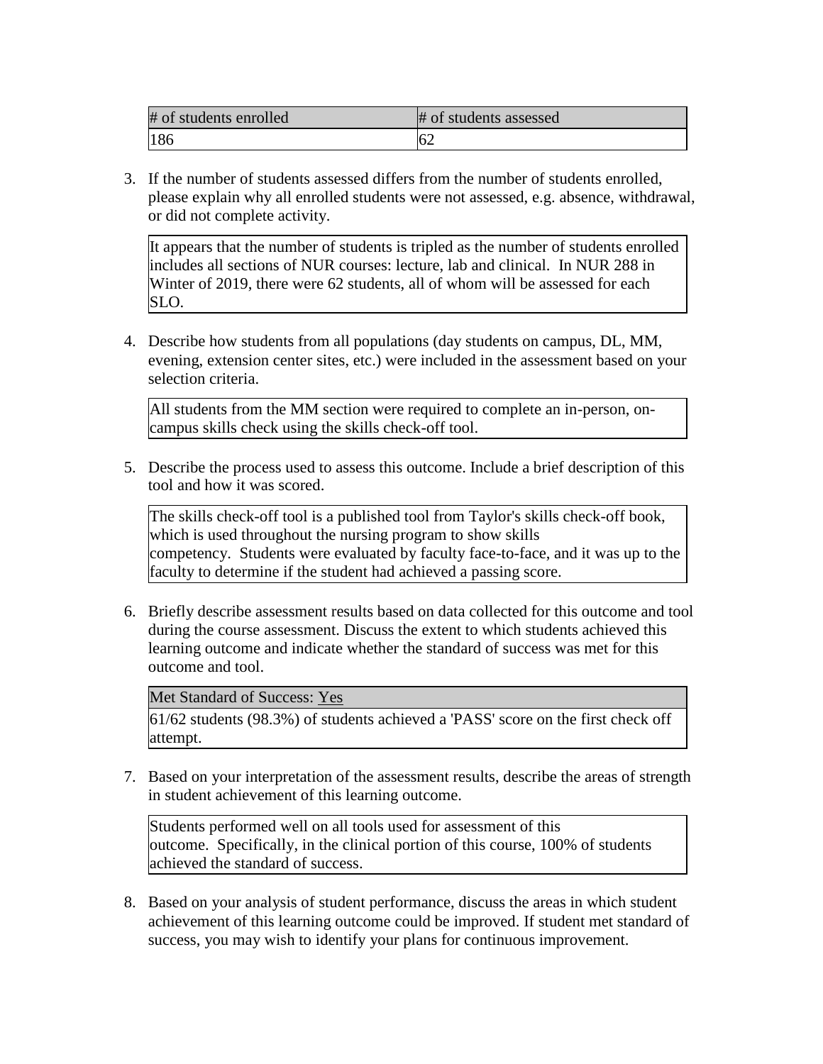| # of students enrolled | # of students assessed |
| --- | --- |
| 186 | 62 |

3. If the number of students assessed differs from the number of students enrolled, please explain why all enrolled students were not assessed, e.g. absence, withdrawal, or did not complete activity.

It appears that the number of students is tripled as the number of students enrolled includes all sections of NUR courses: lecture, lab and clinical. In NUR 288 in Winter of 2019, there were 62 students, all of whom will be assessed for each SLO.

4. Describe how students from all populations (day students on campus, DL, MM, evening, extension center sites, etc.) were included in the assessment based on your selection criteria.

All students from the MM section were required to complete an in-person, on-campus skills check using the skills check-off tool.

5. Describe the process used to assess this outcome. Include a brief description of this tool and how it was scored.

The skills check-off tool is a published tool from Taylor's skills check-off book, which is used throughout the nursing program to show skills competency. Students were evaluated by faculty face-to-face, and it was up to the faculty to determine if the student had achieved a passing score.

6. Briefly describe assessment results based on data collected for this outcome and tool during the course assessment. Discuss the extent to which students achieved this learning outcome and indicate whether the standard of success was met for this outcome and tool.

| Met Standard of Success: Yes |
| --- |
| 61/62 students (98.3%) of students achieved a 'PASS' score on the first check off attempt. |

7. Based on your interpretation of the assessment results, describe the areas of strength in student achievement of this learning outcome.

Students performed well on all tools used for assessment of this outcome. Specifically, in the clinical portion of this course, 100% of students achieved the standard of success.

8. Based on your analysis of student performance, discuss the areas in which student achievement of this learning outcome could be improved. If student met standard of success, you may wish to identify your plans for continuous improvement.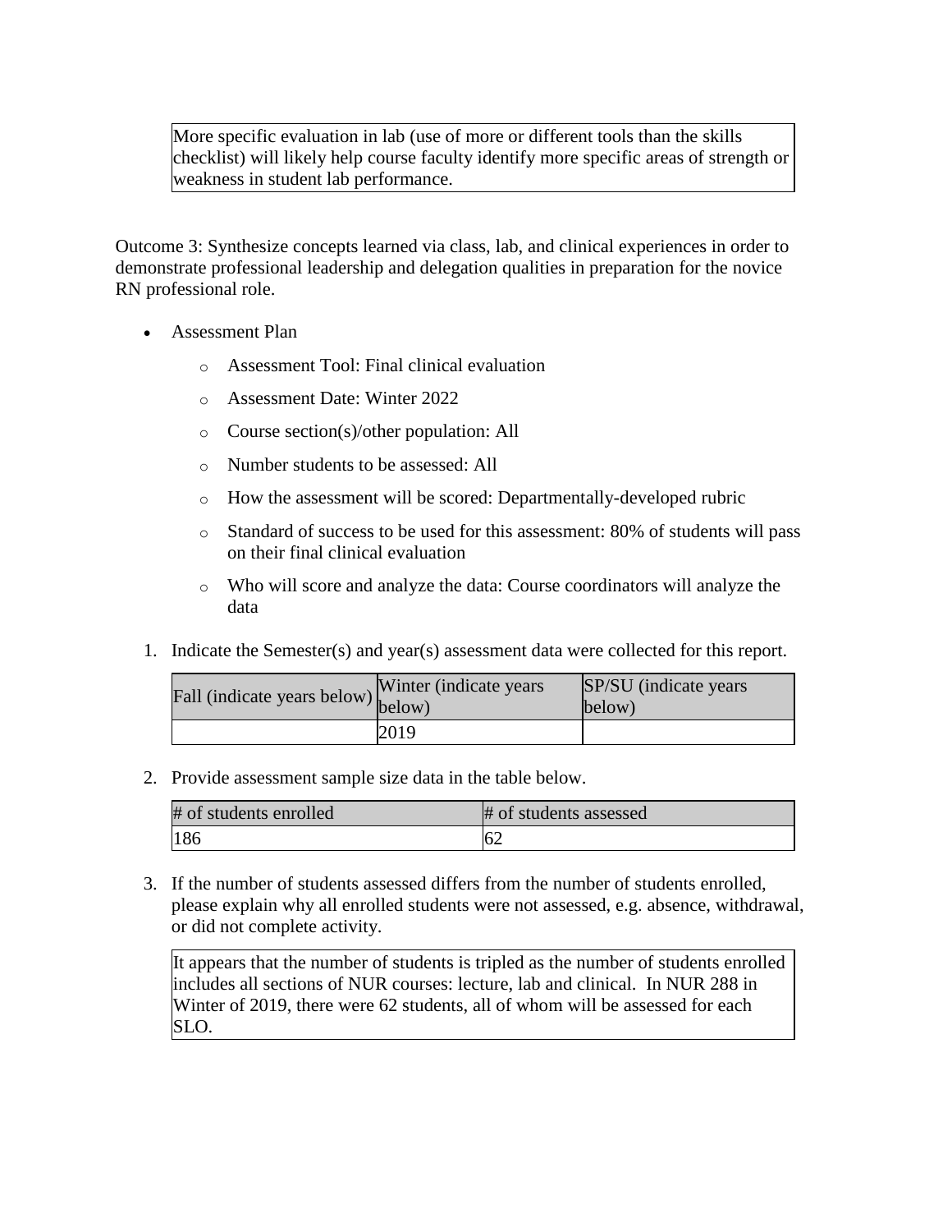More specific evaluation in lab (use of more or different tools than the skills checklist) will likely help course faculty identify more specific areas of strength or weakness in student lab performance.

Outcome 3: Synthesize concepts learned via class, lab, and clinical experiences in order to demonstrate professional leadership and delegation qualities in preparation for the novice RN professional role.

- Assessment Plan
  - Assessment Tool: Final clinical evaluation
  - Assessment Date: Winter 2022
  - Course section(s)/other population: All
  - Number students to be assessed: All
  - How the assessment will be scored: Departmentally-developed rubric
  - Standard of success to be used for this assessment: 80% of students will pass on their final clinical evaluation
  - Who will score and analyze the data: Course coordinators will analyze the data

1. Indicate the Semester(s) and year(s) assessment data were collected for this report.

| Fall (indicate years below) | Winter (indicate years below) | SP/SU (indicate years below) |
|---|---|---|
| | 2019 | |

2. Provide assessment sample size data in the table below.

| # of students enrolled | # of students assessed |
|---|---|
| 186 | 62 |

3. If the number of students assessed differs from the number of students enrolled, please explain why all enrolled students were not assessed, e.g. absence, withdrawal, or did not complete activity.

It appears that the number of students is tripled as the number of students enrolled includes all sections of NUR courses: lecture, lab and clinical. In NUR 288 in Winter of 2019, there were 62 students, all of whom will be assessed for each SLO.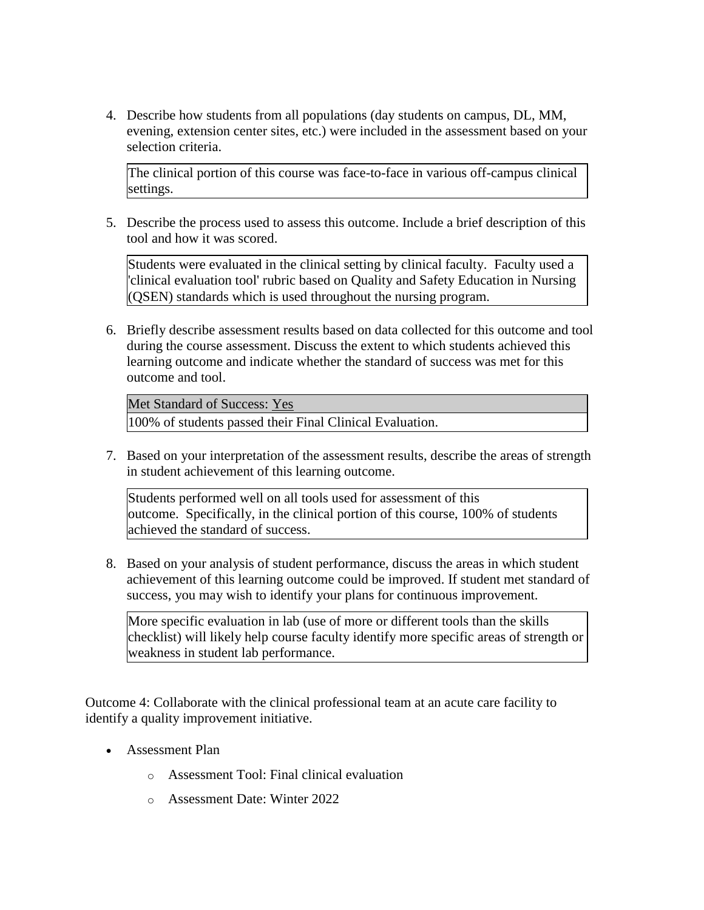4. Describe how students from all populations (day students on campus, DL, MM, evening, extension center sites, etc.) were included in the assessment based on your selection criteria.

   | The clinical portion of this course was face-to-face in various off-campus clinical settings. |
   |---|

5. Describe the process used to assess this outcome. Include a brief description of this tool and how it was scored.

   | Students were evaluated in the clinical setting by clinical faculty. Faculty used a 'clinical evaluation tool' rubric based on Quality and Safety Education in Nursing (QSEN) standards which is used throughout the nursing program. |
   |---|

6. Briefly describe assessment results based on data collected for this outcome and tool during the course assessment. Discuss the extent to which students achieved this learning outcome and indicate whether the standard of success was met for this outcome and tool.

   | Met Standard of Success: Yes |
   |---|
   | 100% of students passed their Final Clinical Evaluation. |

7. Based on your interpretation of the assessment results, describe the areas of strength in student achievement of this learning outcome.

   | Students performed well on all tools used for assessment of this outcome. Specifically, in the clinical portion of this course, 100% of students achieved the standard of success. |
   |---|

8. Based on your analysis of student performance, discuss the areas in which student achievement of this learning outcome could be improved. If student met standard of success, you may wish to identify your plans for continuous improvement.

   | More specific evaluation in lab (use of more or different tools than the skills checklist) will likely help course faculty identify more specific areas of strength or weakness in student lab performance. |
   |---|

Outcome 4: Collaborate with the clinical professional team at an acute care facility to identify a quality improvement initiative.

- Assessment Plan
  - Assessment Tool: Final clinical evaluation
  - Assessment Date: Winter 2022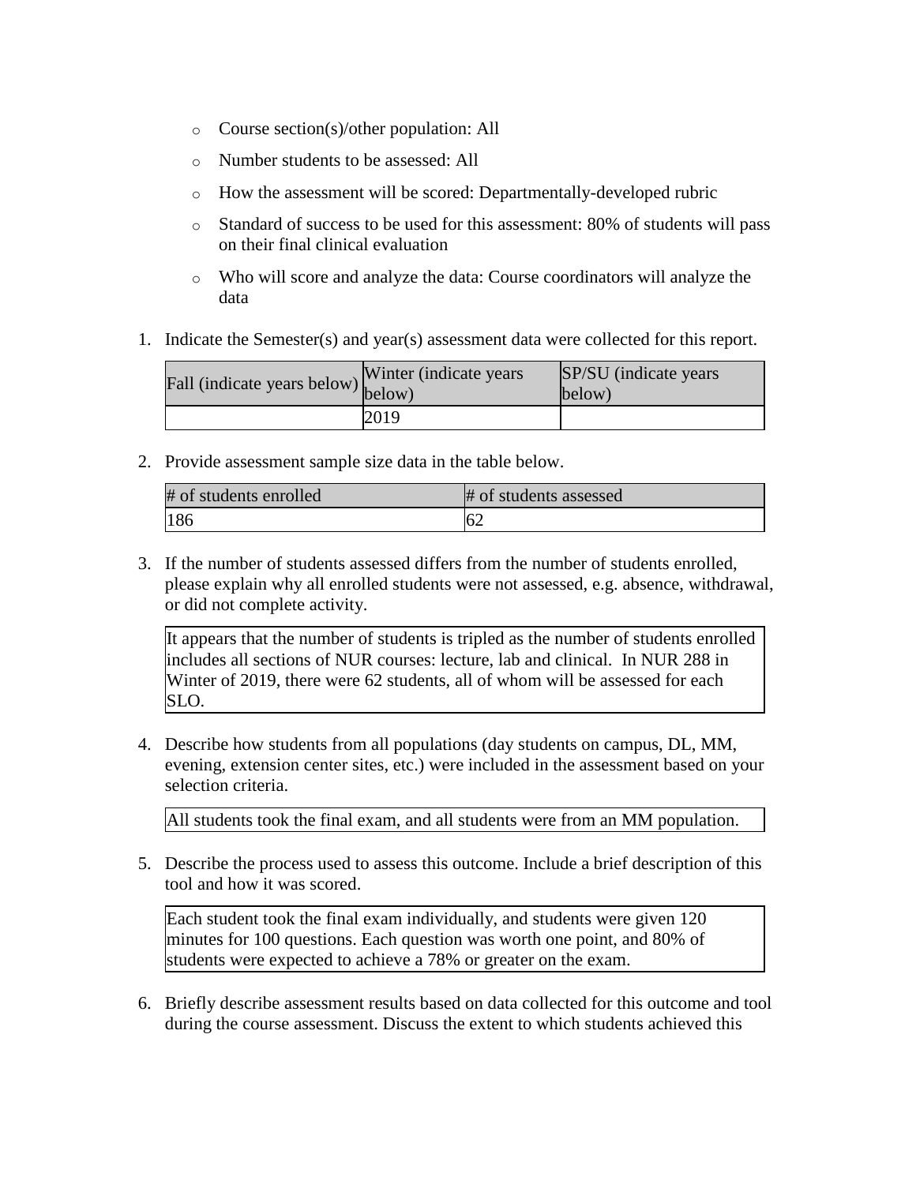- Course section(s)/other population: All
- Number students to be assessed: All
- How the assessment will be scored: Departmentally-developed rubric
- Standard of success to be used for this assessment: 80% of students will pass on their final clinical evaluation
- Who will score and analyze the data: Course coordinators will analyze the data

1. Indicate the Semester(s) and year(s) assessment data were collected for this report.

| Fall (indicate years below) | Winter (indicate years below) | SP/SU (indicate years below) |
|---|---|---|
| | 2019 | |

2. Provide assessment sample size data in the table below.

| # of students enrolled | # of students assessed |
|---|---|
| 186 | 62 |

3. If the number of students assessed differs from the number of students enrolled, please explain why all enrolled students were not assessed, e.g. absence, withdrawal, or did not complete activity.

It appears that the number of students is tripled as the number of students enrolled includes all sections of NUR courses: lecture, lab and clinical. In NUR 288 in Winter of 2019, there were 62 students, all of whom will be assessed for each SLO.

4. Describe how students from all populations (day students on campus, DL, MM, evening, extension center sites, etc.) were included in the assessment based on your selection criteria.

All students took the final exam, and all students were from an MM population.

5. Describe the process used to assess this outcome. Include a brief description of this tool and how it was scored.

Each student took the final exam individually, and students were given 120 minutes for 100 questions. Each question was worth one point, and 80% of students were expected to achieve a 78% or greater on the exam.

6. Briefly describe assessment results based on data collected for this outcome and tool during the course assessment. Discuss the extent to which students achieved this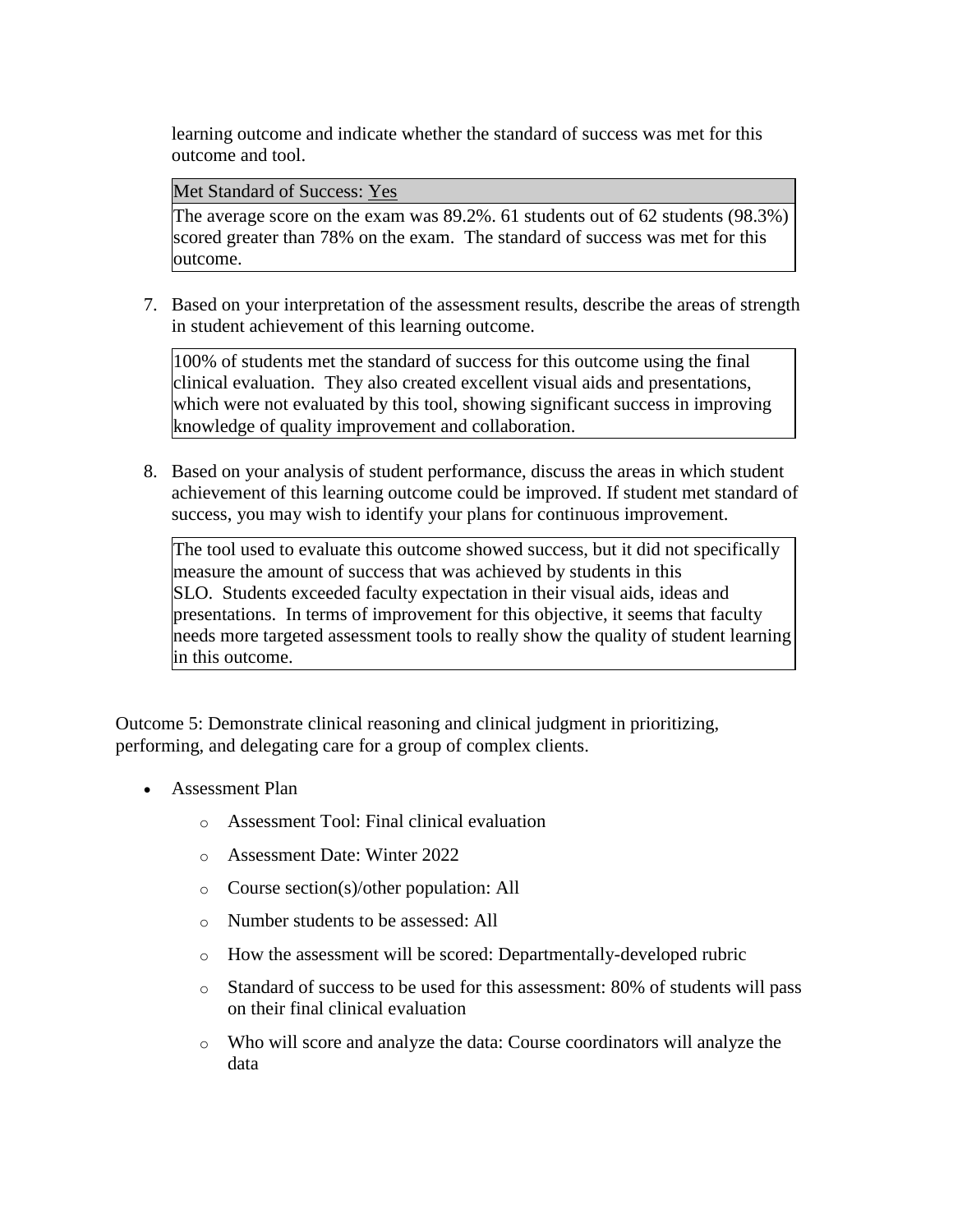learning outcome and indicate whether the standard of success was met for this outcome and tool.

| Met Standard of Success: Yes |
| --- |
| The average score on the exam was 89.2%. 61 students out of 62 students (98.3%) scored greater than 78% on the exam. The standard of success was met for this outcome. |

7. Based on your interpretation of the assessment results, describe the areas of strength in student achievement of this learning outcome.

    > 100% of students met the standard of success for this outcome using the final clinical evaluation. They also created excellent visual aids and presentations, which were not evaluated by this tool, showing significant success in improving knowledge of quality improvement and collaboration.

8. Based on your analysis of student performance, discuss the areas in which student achievement of this learning outcome could be improved. If student met standard of success, you may wish to identify your plans for continuous improvement.

    > The tool used to evaluate this outcome showed success, but it did not specifically measure the amount of success that was achieved by students in this SLO. Students exceeded faculty expectation in their visual aids, ideas and presentations. In terms of improvement for this objective, it seems that faculty needs more targeted assessment tools to really show the quality of student learning in this outcome.

Outcome 5: Demonstrate clinical reasoning and clinical judgment in prioritizing, performing, and delegating care for a group of complex clients.

- Assessment Plan
    - Assessment Tool: Final clinical evaluation
    - Assessment Date: Winter 2022
    - Course section(s)/other population: All
    - Number students to be assessed: All
    - How the assessment will be scored: Departmentally-developed rubric
    - Standard of success to be used for this assessment: 80% of students will pass on their final clinical evaluation
    - Who will score and analyze the data: Course coordinators will analyze the data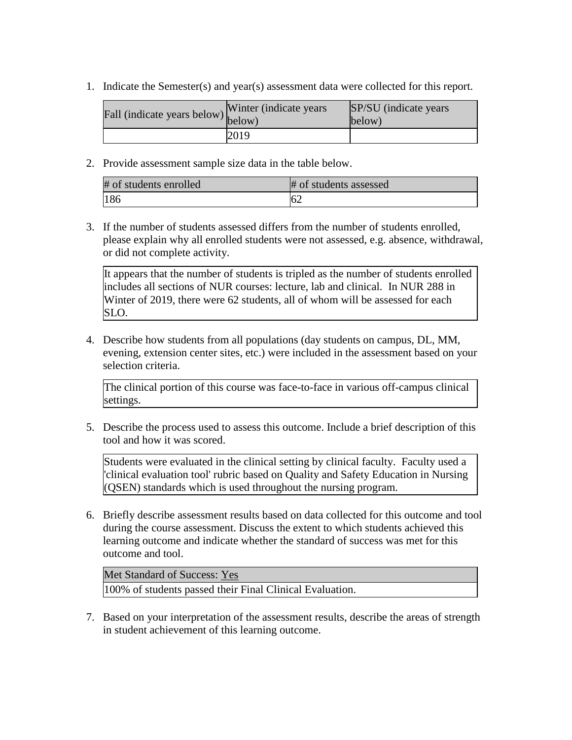1. Indicate the Semester(s) and year(s) assessment data were collected for this report.

| Fall (indicate years below) | Winter (indicate years below) | SP/SU (indicate years below) |
| --- | --- | --- |
| | 2019 | |

2. Provide assessment sample size data in the table below.

| # of students enrolled | # of students assessed |
| --- | --- |
| 186 | 62 |

3. If the number of students assessed differs from the number of students enrolled, please explain why all enrolled students were not assessed, e.g. absence, withdrawal, or did not complete activity.

| It appears that the number of students is tripled as the number of students enrolled includes all sections of NUR courses: lecture, lab and clinical. In NUR 288 in Winter of 2019, there were 62 students, all of whom will be assessed for each SLO. |
| --- |

4. Describe how students from all populations (day students on campus, DL, MM, evening, extension center sites, etc.) were included in the assessment based on your selection criteria.

| The clinical portion of this course was face-to-face in various off-campus clinical settings. |
| --- |

5. Describe the process used to assess this outcome. Include a brief description of this tool and how it was scored.

| Students were evaluated in the clinical setting by clinical faculty. Faculty used a 'clinical evaluation tool' rubric based on Quality and Safety Education in Nursing (QSEN) standards which is used throughout the nursing program. |
| --- |

6. Briefly describe assessment results based on data collected for this outcome and tool during the course assessment. Discuss the extent to which students achieved this learning outcome and indicate whether the standard of success was met for this outcome and tool.

| Met Standard of Success: Yes |
| --- |
| 100% of students passed their Final Clinical Evaluation. |

7. Based on your interpretation of the assessment results, describe the areas of strength in student achievement of this learning outcome.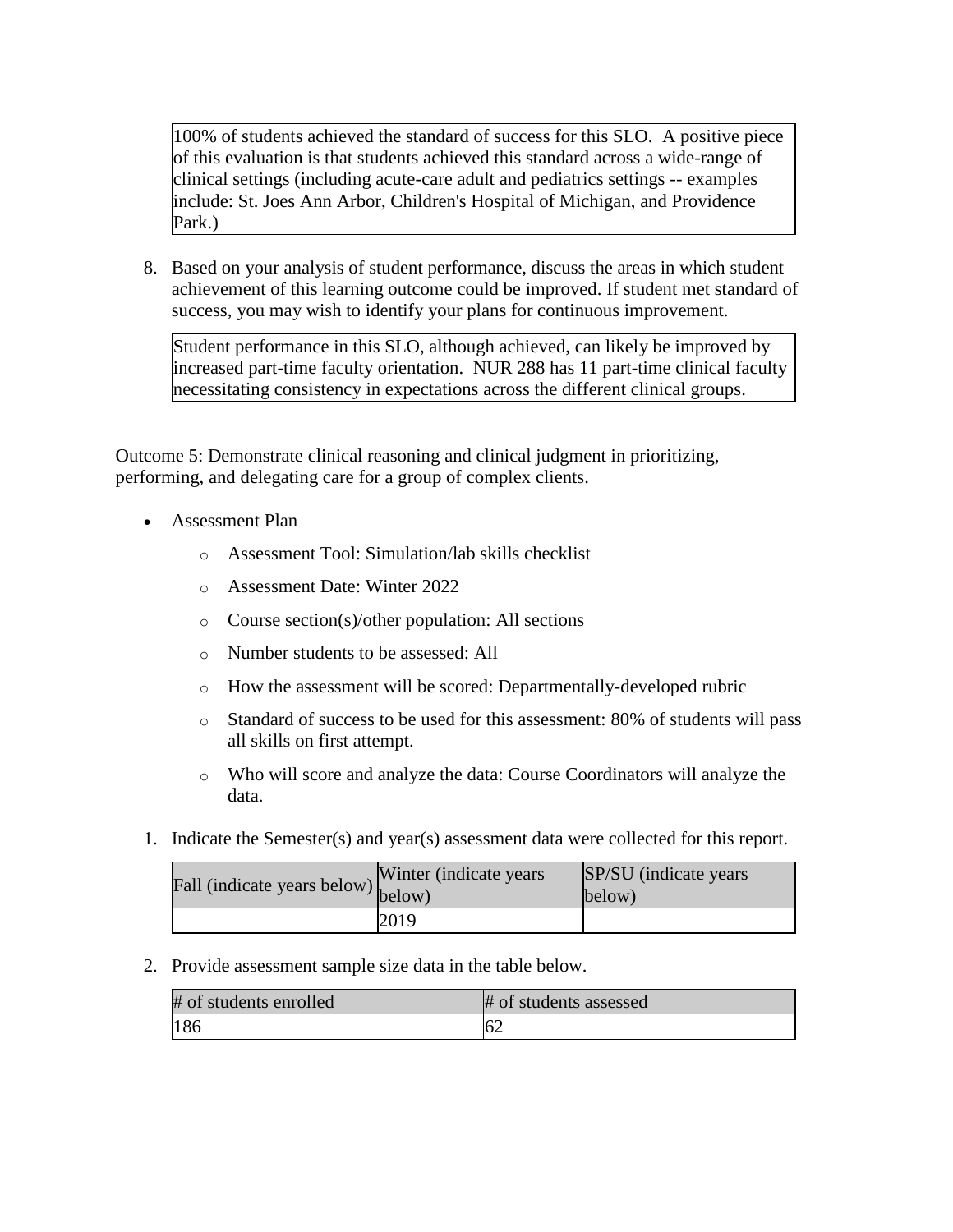100% of students achieved the standard of success for this SLO. A positive piece of this evaluation is that students achieved this standard across a wide-range of clinical settings (including acute-care adult and pediatrics settings -- examples include: St. Joes Ann Arbor, Children's Hospital of Michigan, and Providence Park.)

8. Based on your analysis of student performance, discuss the areas in which student achievement of this learning outcome could be improved. If student met standard of success, you may wish to identify your plans for continuous improvement.

Student performance in this SLO, although achieved, can likely be improved by increased part-time faculty orientation. NUR 288 has 11 part-time clinical faculty necessitating consistency in expectations across the different clinical groups.

Outcome 5: Demonstrate clinical reasoning and clinical judgment in prioritizing, performing, and delegating care for a group of complex clients.

- Assessment Plan
    - Assessment Tool: Simulation/lab skills checklist
    - Assessment Date: Winter 2022
    - Course section(s)/other population: All sections
    - Number students to be assessed: All
    - How the assessment will be scored: Departmentally-developed rubric
    - Standard of success to be used for this assessment: 80% of students will pass all skills on first attempt.
    - Who will score and analyze the data: Course Coordinators will analyze the data.

1. Indicate the Semester(s) and year(s) assessment data were collected for this report.

| Fall (indicate years below) | Winter (indicate years below) | SP/SU (indicate years below) |
|---|---|---|
| | 2019 | |

2. Provide assessment sample size data in the table below.

| # of students enrolled | # of students assessed |
|---|---|
| 186 | 62 |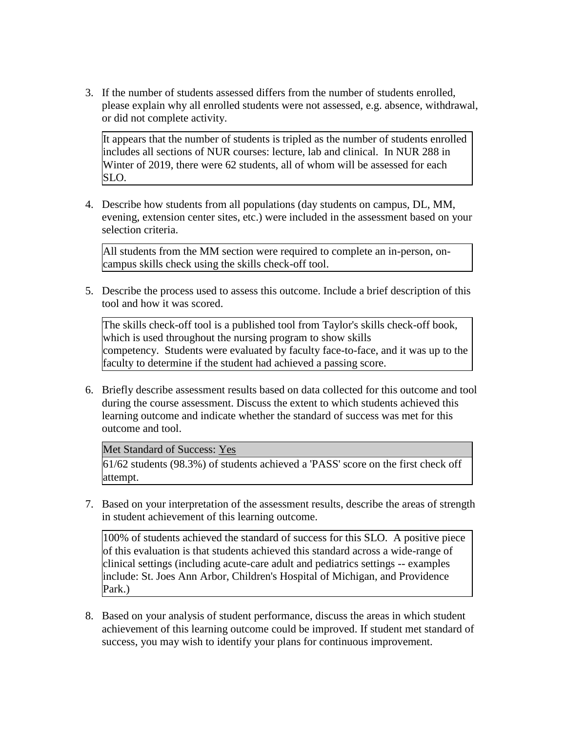3. If the number of students assessed differs from the number of students enrolled, please explain why all enrolled students were not assessed, e.g. absence, withdrawal, or did not complete activity.

   It appears that the number of students is tripled as the number of students enrolled includes all sections of NUR courses: lecture, lab and clinical. In NUR 288 in Winter of 2019, there were 62 students, all of whom will be assessed for each SLO.

4. Describe how students from all populations (day students on campus, DL, MM, evening, extension center sites, etc.) were included in the assessment based on your selection criteria.

   All students from the MM section were required to complete an in-person, on-campus skills check using the skills check-off tool.

5. Describe the process used to assess this outcome. Include a brief description of this tool and how it was scored.

   The skills check-off tool is a published tool from Taylor's skills check-off book, which is used throughout the nursing program to show skills competency. Students were evaluated by faculty face-to-face, and it was up to the faculty to determine if the student had achieved a passing score.

6. Briefly describe assessment results based on data collected for this outcome and tool during the course assessment. Discuss the extent to which students achieved this learning outcome and indicate whether the standard of success was met for this outcome and tool.

   Met Standard of Success: Yes

   61/62 students (98.3%) of students achieved a 'PASS' score on the first check off attempt.

7. Based on your interpretation of the assessment results, describe the areas of strength in student achievement of this learning outcome.

   100% of students achieved the standard of success for this SLO. A positive piece of this evaluation is that students achieved this standard across a wide-range of clinical settings (including acute-care adult and pediatrics settings -- examples include: St. Joes Ann Arbor, Children's Hospital of Michigan, and Providence Park.)

8. Based on your analysis of student performance, discuss the areas in which student achievement of this learning outcome could be improved. If student met standard of success, you may wish to identify your plans for continuous improvement.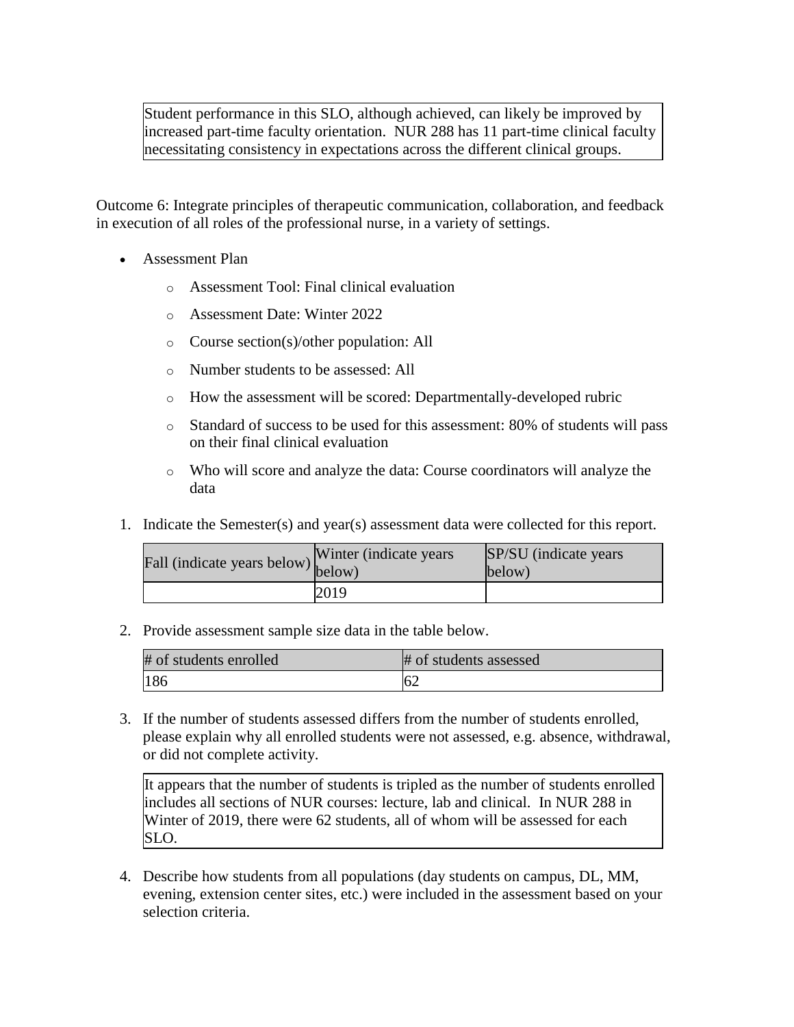Student performance in this SLO, although achieved, can likely be improved by increased part-time faculty orientation. NUR 288 has 11 part-time clinical faculty necessitating consistency in expectations across the different clinical groups.

Outcome 6: Integrate principles of therapeutic communication, collaboration, and feedback in execution of all roles of the professional nurse, in a variety of settings.

- Assessment Plan
    - Assessment Tool: Final clinical evaluation
    - Assessment Date: Winter 2022
    - Course section(s)/other population: All
    - Number students to be assessed: All
    - How the assessment will be scored: Departmentally-developed rubric
    - Standard of success to be used for this assessment: 80% of students will pass on their final clinical evaluation
    - Who will score and analyze the data: Course coordinators will analyze the data

1. Indicate the Semester(s) and year(s) assessment data were collected for this report.

| Fall (indicate years below) | Winter (indicate years below) | SP/SU (indicate years below) |
|---|---|---|
| | 2019 | |

2. Provide assessment sample size data in the table below.

| # of students enrolled | # of students assessed |
|---|---|
| 186 | 62 |

3. If the number of students assessed differs from the number of students enrolled, please explain why all enrolled students were not assessed, e.g. absence, withdrawal, or did not complete activity.

It appears that the number of students is tripled as the number of students enrolled includes all sections of NUR courses: lecture, lab and clinical. In NUR 288 in Winter of 2019, there were 62 students, all of whom will be assessed for each SLO.

4. Describe how students from all populations (day students on campus, DL, MM, evening, extension center sites, etc.) were included in the assessment based on your selection criteria.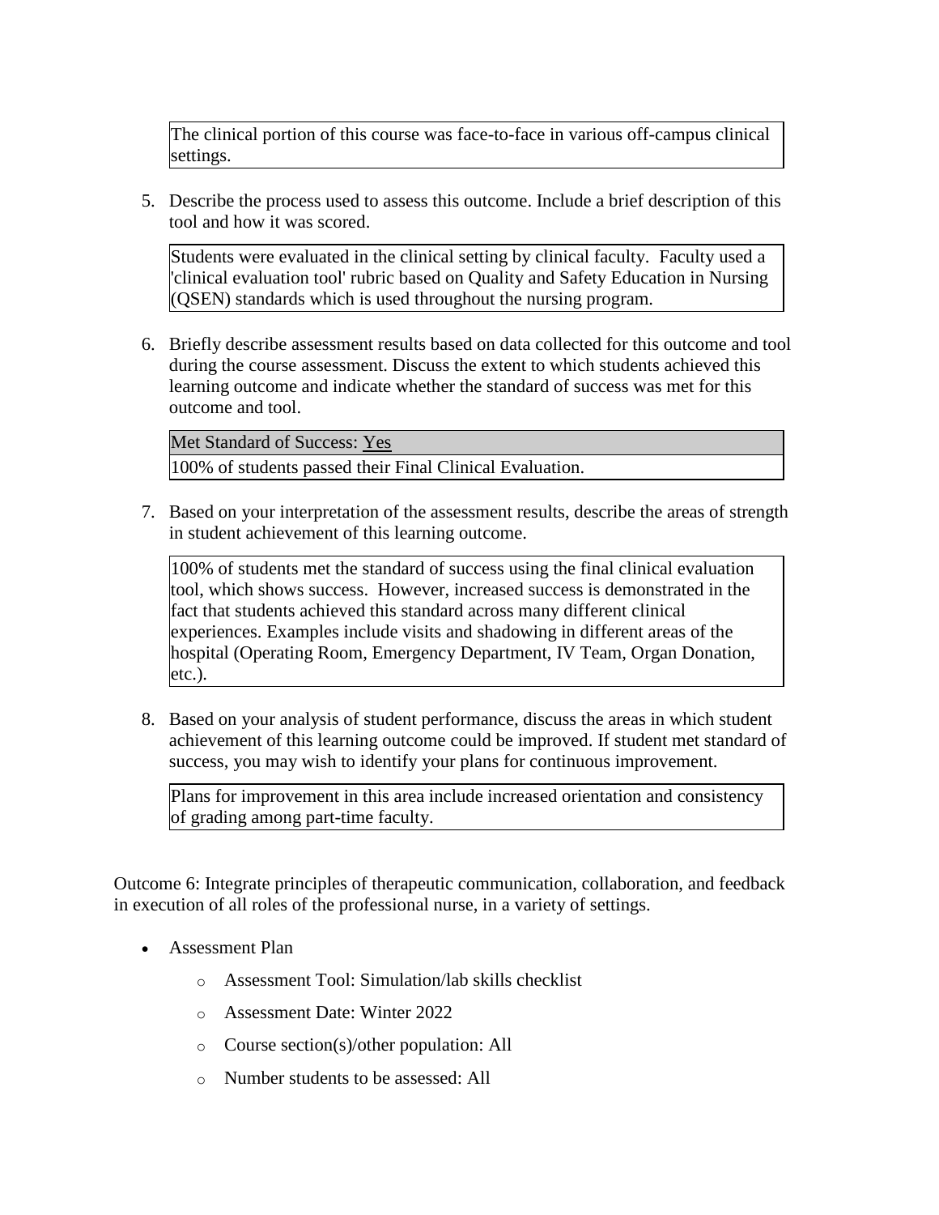The clinical portion of this course was face-to-face in various off-campus clinical settings.

5. Describe the process used to assess this outcome. Include a brief description of this tool and how it was scored.

   Students were evaluated in the clinical setting by clinical faculty. Faculty used a 'clinical evaluation tool' rubric based on Quality and Safety Education in Nursing (QSEN) standards which is used throughout the nursing program.

6. Briefly describe assessment results based on data collected for this outcome and tool during the course assessment. Discuss the extent to which students achieved this learning outcome and indicate whether the standard of success was met for this outcome and tool.

   | Met Standard of Success: Yes |
   | --- |
   | 100% of students passed their Final Clinical Evaluation. |

7. Based on your interpretation of the assessment results, describe the areas of strength in student achievement of this learning outcome.

   100% of students met the standard of success using the final clinical evaluation tool, which shows success. However, increased success is demonstrated in the fact that students achieved this standard across many different clinical experiences. Examples include visits and shadowing in different areas of the hospital (Operating Room, Emergency Department, IV Team, Organ Donation, etc.).

8. Based on your analysis of student performance, discuss the areas in which student achievement of this learning outcome could be improved. If student met standard of success, you may wish to identify your plans for continuous improvement.

   Plans for improvement in this area include increased orientation and consistency of grading among part-time faculty.

Outcome 6: Integrate principles of therapeutic communication, collaboration, and feedback in execution of all roles of the professional nurse, in a variety of settings.

- Assessment Plan
  - Assessment Tool: Simulation/lab skills checklist
  - Assessment Date: Winter 2022
  - Course section(s)/other population: All
  - Number students to be assessed: All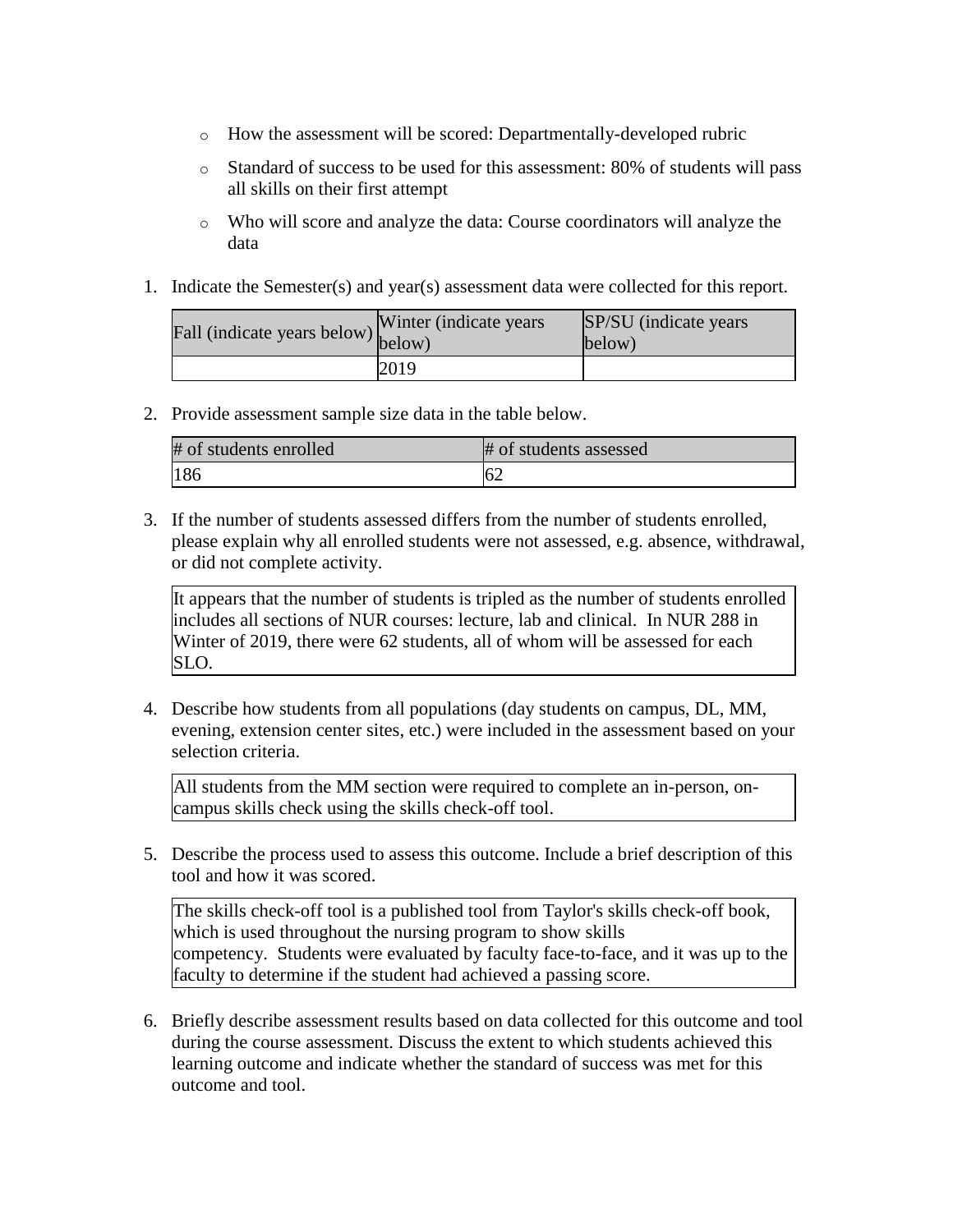- How the assessment will be scored: Departmentally-developed rubric
- Standard of success to be used for this assessment: 80% of students will pass all skills on their first attempt
- Who will score and analyze the data: Course coordinators will analyze the data

1. Indicate the Semester(s) and year(s) assessment data were collected for this report.

| Fall (indicate years below) | Winter (indicate years below) | SP/SU (indicate years below) |
|---|---|---|
| | 2019 | |

2. Provide assessment sample size data in the table below.

| # of students enrolled | # of students assessed |
|---|---|
| 186 | 62 |

3. If the number of students assessed differs from the number of students enrolled, please explain why all enrolled students were not assessed, e.g. absence, withdrawal, or did not complete activity.

It appears that the number of students is tripled as the number of students enrolled includes all sections of NUR courses: lecture, lab and clinical. In NUR 288 in Winter of 2019, there were 62 students, all of whom will be assessed for each SLO.

4. Describe how students from all populations (day students on campus, DL, MM, evening, extension center sites, etc.) were included in the assessment based on your selection criteria.

All students from the MM section were required to complete an in-person, on-campus skills check using the skills check-off tool.

5. Describe the process used to assess this outcome. Include a brief description of this tool and how it was scored.

The skills check-off tool is a published tool from Taylor's skills check-off book, which is used throughout the nursing program to show skills competency. Students were evaluated by faculty face-to-face, and it was up to the faculty to determine if the student had achieved a passing score.

6. Briefly describe assessment results based on data collected for this outcome and tool during the course assessment. Discuss the extent to which students achieved this learning outcome and indicate whether the standard of success was met for this outcome and tool.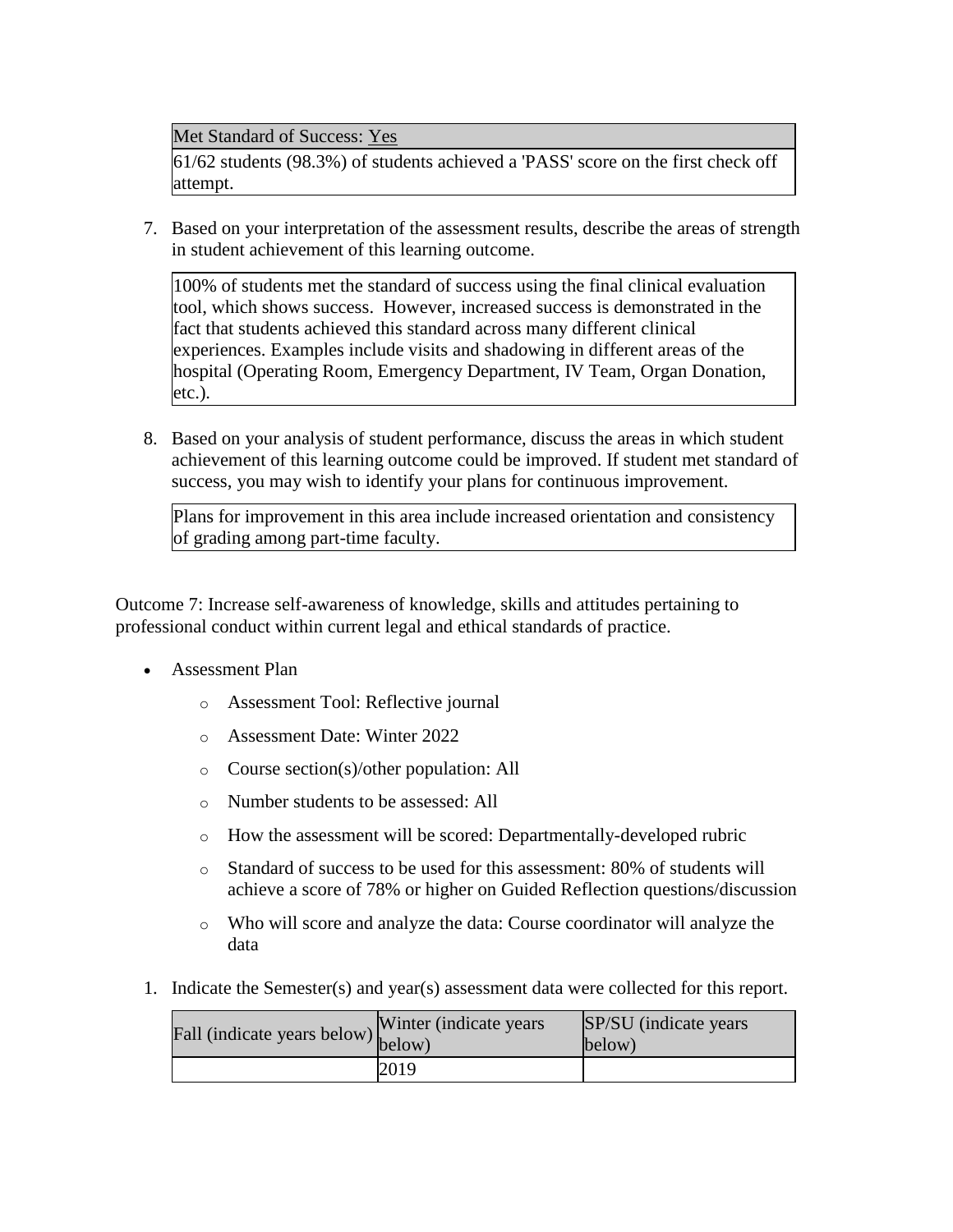| Met Standard of Success: Yes |
|---|
| 61/62 students (98.3%) of students achieved a 'PASS' score on the first check off attempt. |

7. Based on your interpretation of the assessment results, describe the areas of strength in student achievement of this learning outcome.

| 100% of students met the standard of success using the final clinical evaluation tool, which shows success. However, increased success is demonstrated in the fact that students achieved this standard across many different clinical experiences. Examples include visits and shadowing in different areas of the hospital (Operating Room, Emergency Department, IV Team, Organ Donation, etc.). |
|---|

8. Based on your analysis of student performance, discuss the areas in which student achievement of this learning outcome could be improved. If student met standard of success, you may wish to identify your plans for continuous improvement.

| Plans for improvement in this area include increased orientation and consistency of grading among part-time faculty. |
|---|

Outcome 7: Increase self-awareness of knowledge, skills and attitudes pertaining to professional conduct within current legal and ethical standards of practice.

- Assessment Plan
  - Assessment Tool: Reflective journal
  - Assessment Date: Winter 2022
  - Course section(s)/other population: All
  - Number students to be assessed: All
  - How the assessment will be scored: Departmentally-developed rubric
  - Standard of success to be used for this assessment: 80% of students will achieve a score of 78% or higher on Guided Reflection questions/discussion
  - Who will score and analyze the data: Course coordinator will analyze the data

1. Indicate the Semester(s) and year(s) assessment data were collected for this report.

| Fall (indicate years below) | Winter (indicate years below) | SP/SU (indicate years below) |
|---|---|---|
| | 2019 | |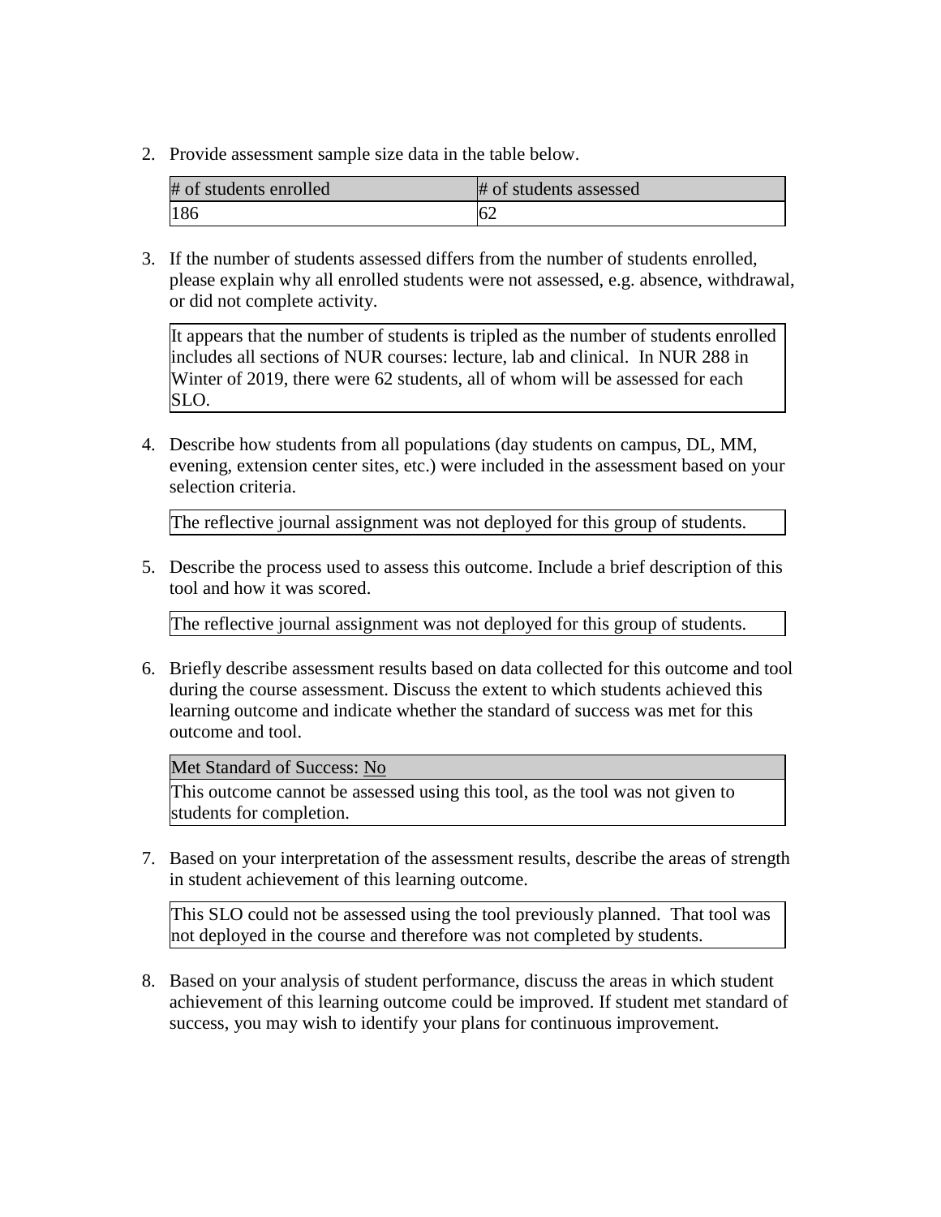2. Provide assessment sample size data in the table below.

| # of students enrolled | # of students assessed |
| --- | --- |
| 186 | 62 |

3. If the number of students assessed differs from the number of students enrolled, please explain why all enrolled students were not assessed, e.g. absence, withdrawal, or did not complete activity.

It appears that the number of students is tripled as the number of students enrolled includes all sections of NUR courses: lecture, lab and clinical. In NUR 288 in Winter of 2019, there were 62 students, all of whom will be assessed for each SLO.

4. Describe how students from all populations (day students on campus, DL, MM, evening, extension center sites, etc.) were included in the assessment based on your selection criteria.

The reflective journal assignment was not deployed for this group of students.

5. Describe the process used to assess this outcome. Include a brief description of this tool and how it was scored.

The reflective journal assignment was not deployed for this group of students.

6. Briefly describe assessment results based on data collected for this outcome and tool during the course assessment. Discuss the extent to which students achieved this learning outcome and indicate whether the standard of success was met for this outcome and tool.

| Met Standard of Success: No |
| --- |
| This outcome cannot be assessed using this tool, as the tool was not given to students for completion. |

7. Based on your interpretation of the assessment results, describe the areas of strength in student achievement of this learning outcome.

This SLO could not be assessed using the tool previously planned. That tool was not deployed in the course and therefore was not completed by students.

8. Based on your analysis of student performance, discuss the areas in which student achievement of this learning outcome could be improved. If student met standard of success, you may wish to identify your plans for continuous improvement.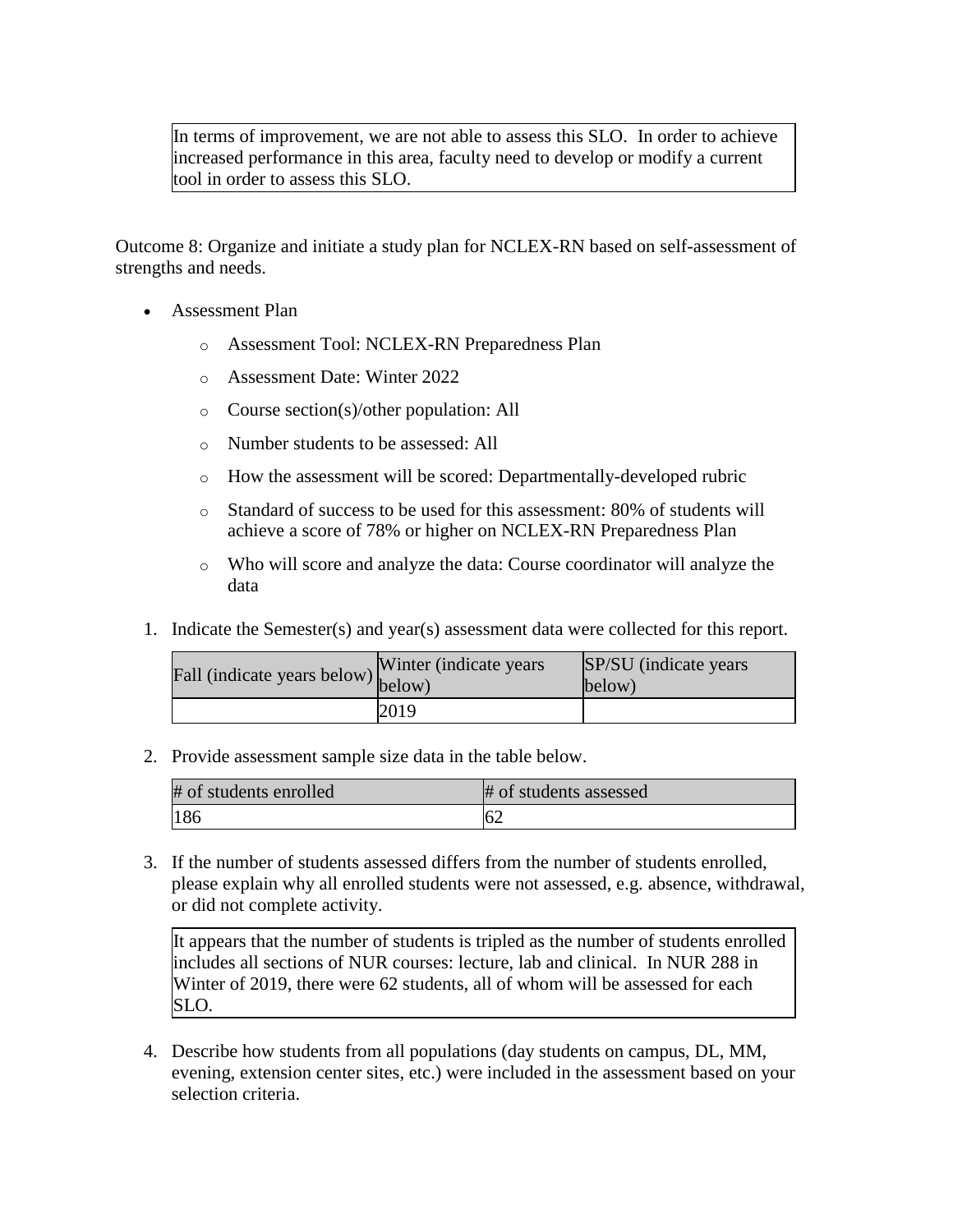In terms of improvement, we are not able to assess this SLO. In order to achieve increased performance in this area, faculty need to develop or modify a current tool in order to assess this SLO.

Outcome 8: Organize and initiate a study plan for NCLEX-RN based on self-assessment of strengths and needs.

- Assessment Plan
  - Assessment Tool: NCLEX-RN Preparedness Plan
  - Assessment Date: Winter 2022
  - Course section(s)/other population: All
  - Number students to be assessed: All
  - How the assessment will be scored: Departmentally-developed rubric
  - Standard of success to be used for this assessment: 80% of students will achieve a score of 78% or higher on NCLEX-RN Preparedness Plan
  - Who will score and analyze the data: Course coordinator will analyze the data

1. Indicate the Semester(s) and year(s) assessment data were collected for this report.

| Fall (indicate years below) | Winter (indicate years below) | SP/SU (indicate years below) |
|---|---|---|
| | 2019 | |

2. Provide assessment sample size data in the table below.

| # of students enrolled | # of students assessed |
|---|---|
| 186 | 62 |

3. If the number of students assessed differs from the number of students enrolled, please explain why all enrolled students were not assessed, e.g. absence, withdrawal, or did not complete activity.

It appears that the number of students is tripled as the number of students enrolled includes all sections of NUR courses: lecture, lab and clinical. In NUR 288 in Winter of 2019, there were 62 students, all of whom will be assessed for each SLO.

4. Describe how students from all populations (day students on campus, DL, MM, evening, extension center sites, etc.) were included in the assessment based on your selection criteria.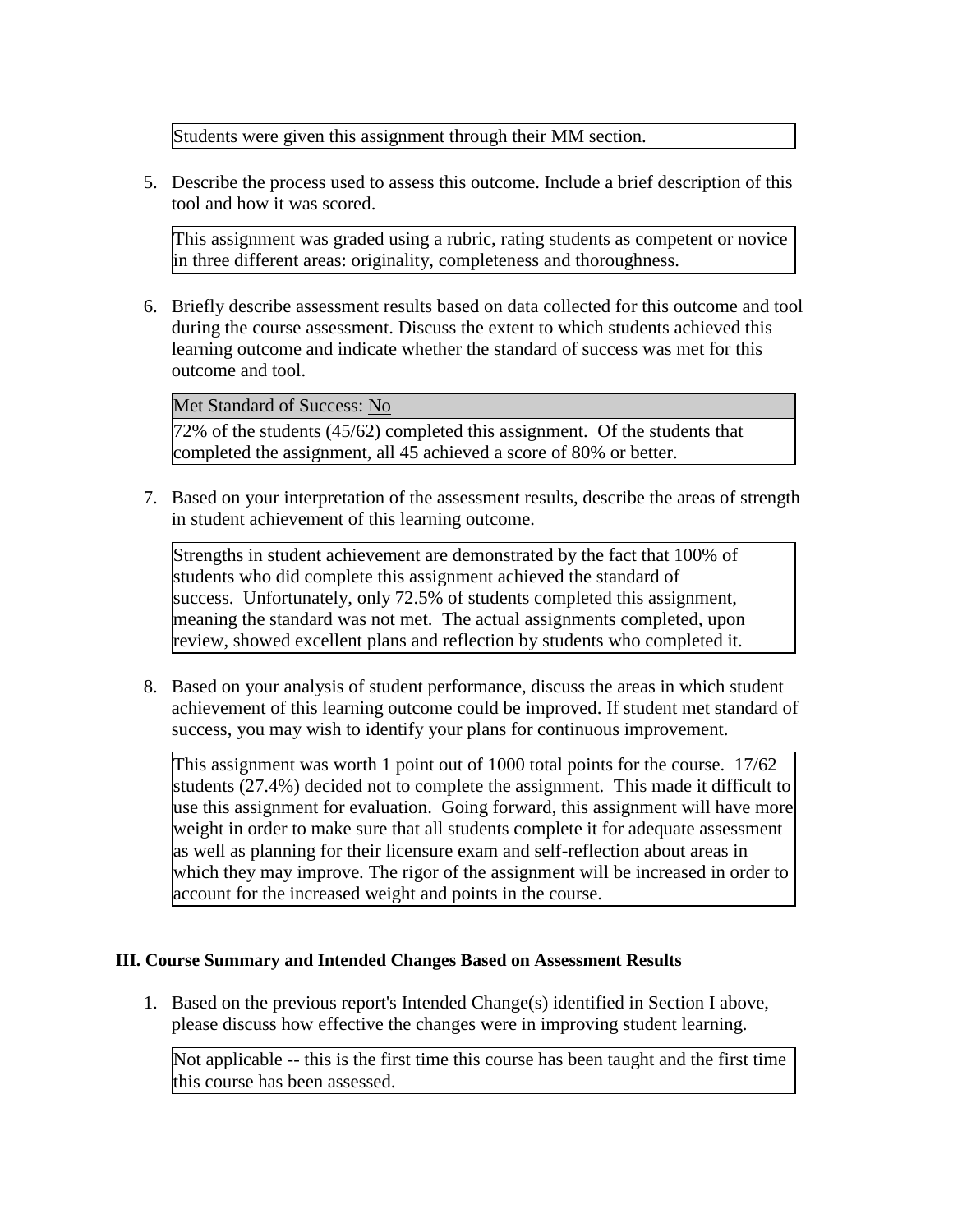Students were given this assignment through their MM section.

5. Describe the process used to assess this outcome. Include a brief description of this tool and how it was scored.

This assignment was graded using a rubric, rating students as competent or novice in three different areas: originality, completeness and thoroughness.

6. Briefly describe assessment results based on data collected for this outcome and tool during the course assessment. Discuss the extent to which students achieved this learning outcome and indicate whether the standard of success was met for this outcome and tool.

Met Standard of Success: No

72% of the students (45/62) completed this assignment. Of the students that completed the assignment, all 45 achieved a score of 80% or better.

7. Based on your interpretation of the assessment results, describe the areas of strength in student achievement of this learning outcome.

Strengths in student achievement are demonstrated by the fact that 100% of students who did complete this assignment achieved the standard of success. Unfortunately, only 72.5% of students completed this assignment, meaning the standard was not met. The actual assignments completed, upon review, showed excellent plans and reflection by students who completed it.

8. Based on your analysis of student performance, discuss the areas in which student achievement of this learning outcome could be improved. If student met standard of success, you may wish to identify your plans for continuous improvement.

This assignment was worth 1 point out of 1000 total points for the course. 17/62 students (27.4%) decided not to complete the assignment. This made it difficult to use this assignment for evaluation. Going forward, this assignment will have more weight in order to make sure that all students complete it for adequate assessment as well as planning for their licensure exam and self-reflection about areas in which they may improve. The rigor of the assignment will be increased in order to account for the increased weight and points in the course.

**III. Course Summary and Intended Changes Based on Assessment Results**

1. Based on the previous report's Intended Change(s) identified in Section I above, please discuss how effective the changes were in improving student learning.

Not applicable -- this is the first time this course has been taught and the first time this course has been assessed.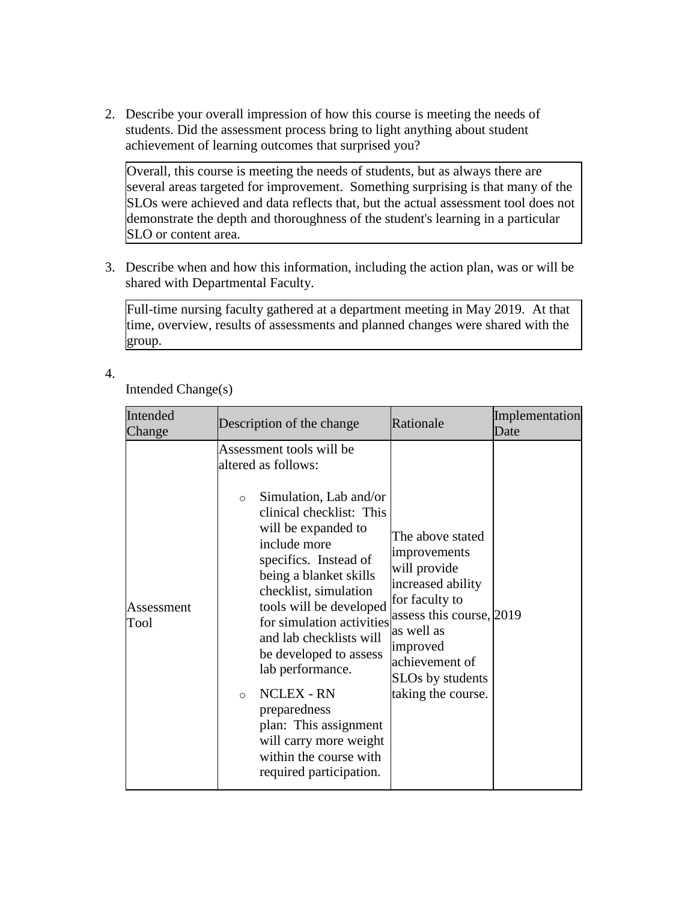2. Describe your overall impression of how this course is meeting the needs of students. Did the assessment process bring to light anything about student achievement of learning outcomes that surprised you?

   Overall, this course is meeting the needs of students, but as always there are several areas targeted for improvement. Something surprising is that many of the SLOs were achieved and data reflects that, but the actual assessment tool does not demonstrate the depth and thoroughness of the student's learning in a particular SLO or content area.

3. Describe when and how this information, including the action plan, was or will be shared with Departmental Faculty.

   Full-time nursing faculty gathered at a department meeting in May 2019. At that time, overview, results of assessments and planned changes were shared with the group.

4. Intended Change(s)

| Intended Change | Description of the change | Rationale | Implementation Date |
|---|---|---|---|
| Assessment Tool | Assessment tools will be altered as follows:<br>◦ Simulation, Lab and/or clinical checklist: This will be expanded to include more specifics. Instead of being a blanket skills checklist, simulation tools will be developed for simulation activities and lab checklists will be developed to assess lab performance.<br>◦ NCLEX - RN preparedness plan: This assignment will carry more weight within the course with required participation. | The above stated improvements will provide increased ability for faculty to assess this course, as well as improved achievement of SLOs by students taking the course. | 2019 |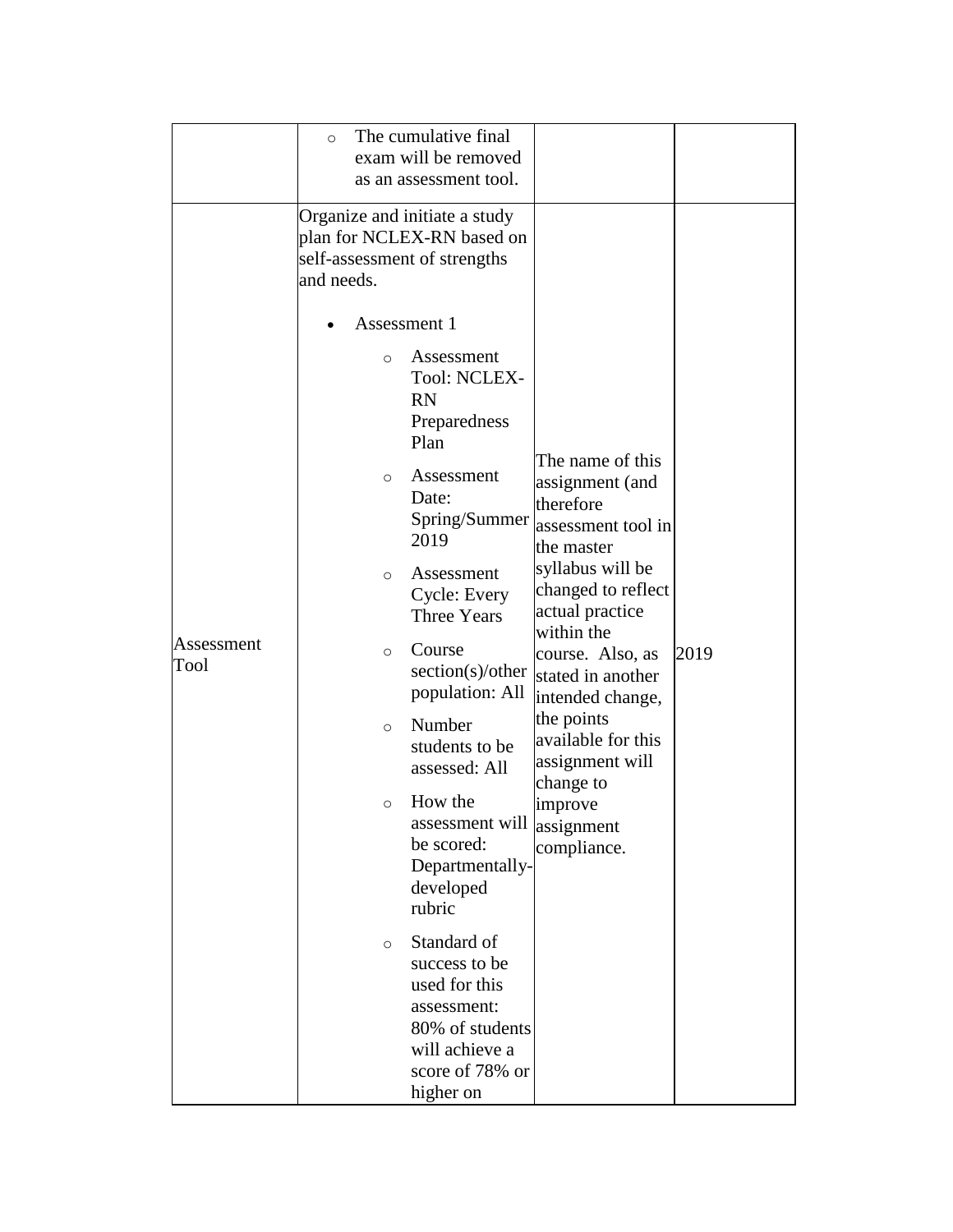| | | | |
|---|---|---|---|
| | ◦ The cumulative final exam will be removed as an assessment tool. | | |
| Assessment Tool | Organize and initiate a study plan for NCLEX-RN based on self-assessment of strengths and needs.<br><br>• Assessment 1<br>  ◦ Assessment Tool: NCLEX-RN Preparedness Plan<br>  ◦ Assessment Date: Spring/Summer 2019<br>  ◦ Assessment Cycle: Every Three Years<br>  ◦ Course section(s)/other population: All<br>  ◦ Number students to be assessed: All<br>  ◦ How the assessment will be scored: Departmentally-developed rubric<br>  ◦ Standard of success to be used for this assessment: 80% of students will achieve a score of 78% or higher on | The name of this assignment (and therefore assessment tool in the master syllabus will be changed to reflect actual practice within the course. Also, as stated in another intended change, the points available for this assignment will change to improve assignment compliance. | 2019 |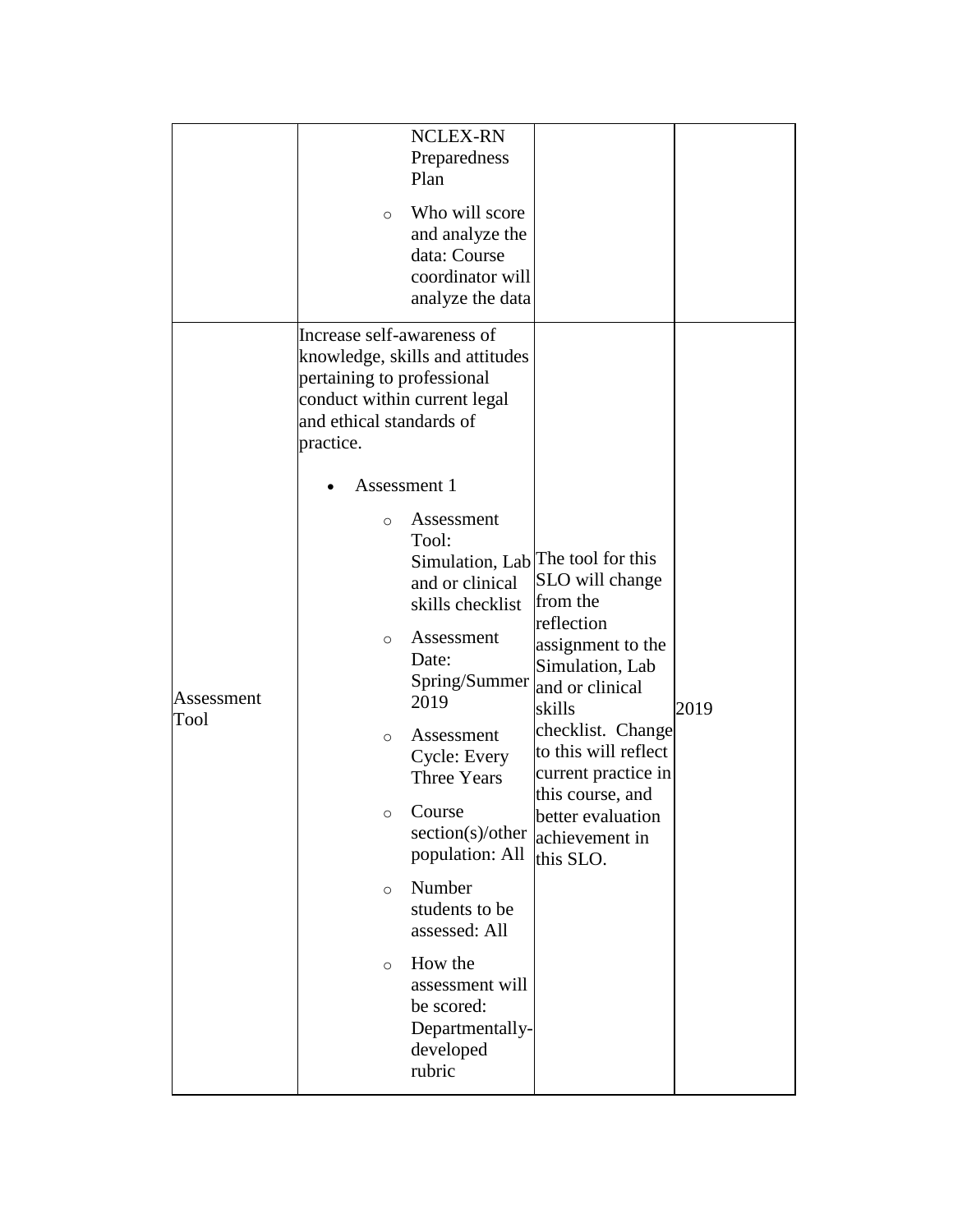| | | | |
|---|---|---|---|
| | NCLEX-RN Preparedness Plan<br>◦ Who will score and analyze the data: Course coordinator will analyze the data | | |
| Assessment Tool | Increase self-awareness of knowledge, skills and attitudes pertaining to professional conduct within current legal and ethical standards of practice.<br>• Assessment 1<br>◦ Assessment Tool: Simulation, Lab and or clinical skills checklist<br>◦ Assessment Date: Spring/Summer 2019<br>◦ Assessment Cycle: Every Three Years<br>◦ Course section(s)/other population: All<br>◦ Number students to be assessed: All<br>◦ How the assessment will be scored: Departmentally-developed rubric | The tool for this SLO will change from the reflection assignment to the Simulation, Lab and or clinical skills checklist. Change to this will reflect current practice in this course, and better evaluation achievement in this SLO. | 2019 |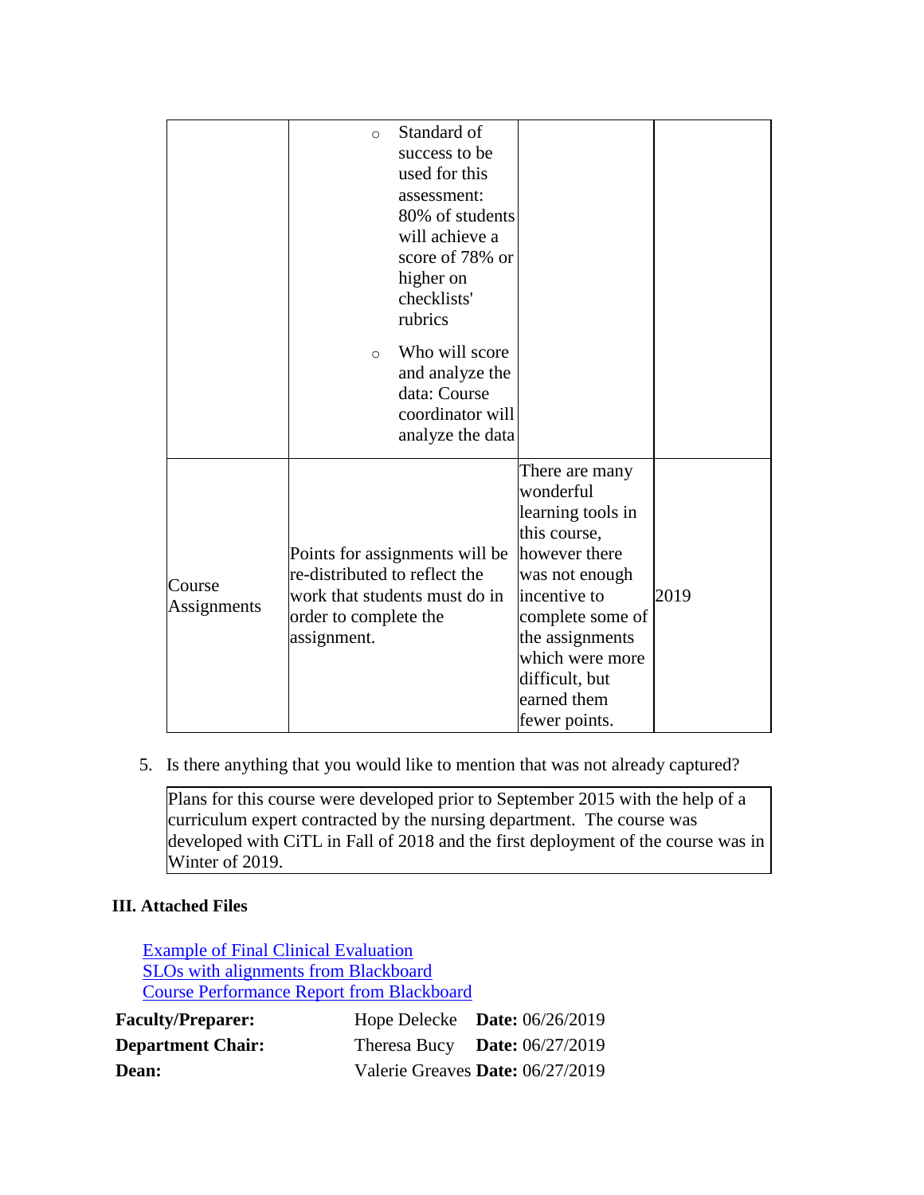| | | | |
|---|---|---|---|
| | ○ Standard of success to be used for this assessment: 80% of students will achieve a score of 78% or higher on checklists' rubrics<br>○ Who will score and analyze the data: Course coordinator will analyze the data | | |
| Course Assignments | Points for assignments will be re-distributed to reflect the work that students must do in order to complete the assignment. | There are many wonderful learning tools in this course, however there was not enough incentive to complete some of the assignments which were more difficult, but earned them fewer points. | 2019 |

5. Is there anything that you would like to mention that was not already captured?

| |
|---|
| Plans for this course were developed prior to September 2015 with the help of a curriculum expert contracted by the nursing department. The course was developed with CiTL in Fall of 2018 and the first deployment of the course was in Winter of 2019. |

### III. Attached Files

Example of Final Clinical Evaluation
SLOs with alignments from Blackboard
Course Performance Report from Blackboard

| | | |
|---|---|---|
| **Faculty/Preparer:** | Hope Delecke | **Date:** 06/26/2019 |
| **Department Chair:** | Theresa Bucy | **Date:** 06/27/2019 |
| **Dean:** | Valerie Greaves | **Date:** 06/27/2019 |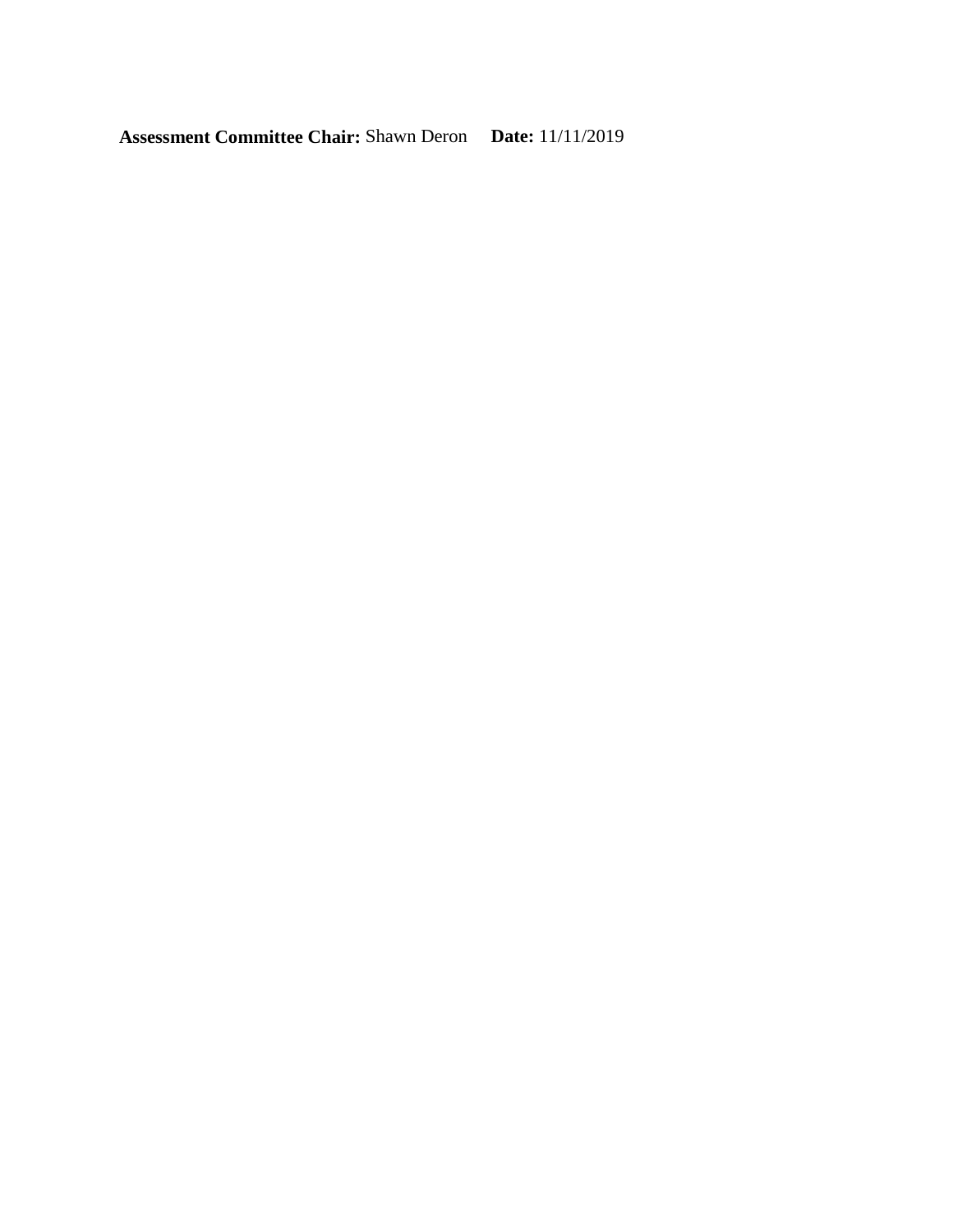**Assessment Committee Chair:** Shawn Deron **Date:** 11/11/2019